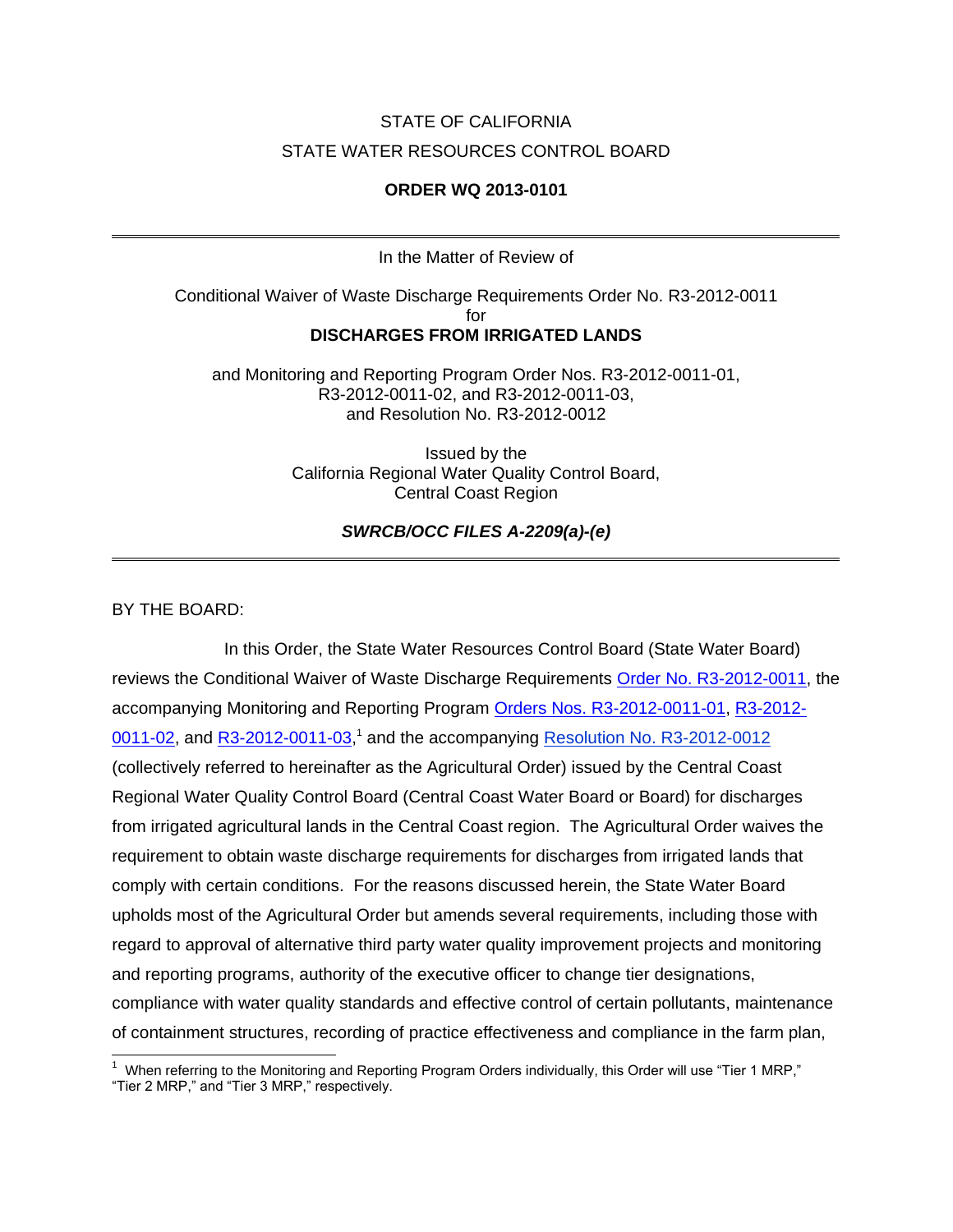STATE OF CALIFORNIA

STATE WATER RESOURCES CONTROL BOARD

**ORDER WQ 2013-0101**

---

In the Matter of Review of

Conditional Waiver of Waste Discharge Requirements Order No. R3-2012-0011
for
**DISCHARGES FROM IRRIGATED LANDS**

and Monitoring and Reporting Program Order Nos. R3-2012-0011-01, R3-2012-0011-02, and R3-2012-0011-03, and Resolution No. R3-2012-0012

Issued by the
California Regional Water Quality Control Board,
Central Coast Region

***SWRCB/OCC FILES A-2209(a)-(e)***

---

BY THE BOARD:

In this Order, the State Water Resources Control Board (State Water Board) reviews the Conditional Waiver of Waste Discharge Requirements Order No. R3-2012-0011, the accompanying Monitoring and Reporting Program Orders Nos. R3-2012-0011-01, R3-2012-0011-02, and R3-2012-0011-03,[1] and the accompanying Resolution No. R3-2012-0012 (collectively referred to hereinafter as the Agricultural Order) issued by the Central Coast Regional Water Quality Control Board (Central Coast Water Board or Board) for discharges from irrigated agricultural lands in the Central Coast region. The Agricultural Order waives the requirement to obtain waste discharge requirements for discharges from irrigated lands that comply with certain conditions. For the reasons discussed herein, the State Water Board upholds most of the Agricultural Order but amends several requirements, including those with regard to approval of alternative third party water quality improvement projects and monitoring and reporting programs, authority of the executive officer to change tier designations, compliance with water quality standards and effective control of certain pollutants, maintenance of containment structures, recording of practice effectiveness and compliance in the farm plan,

[1] When referring to the Monitoring and Reporting Program Orders individually, this Order will use "Tier 1 MRP," "Tier 2 MRP," and "Tier 3 MRP," respectively.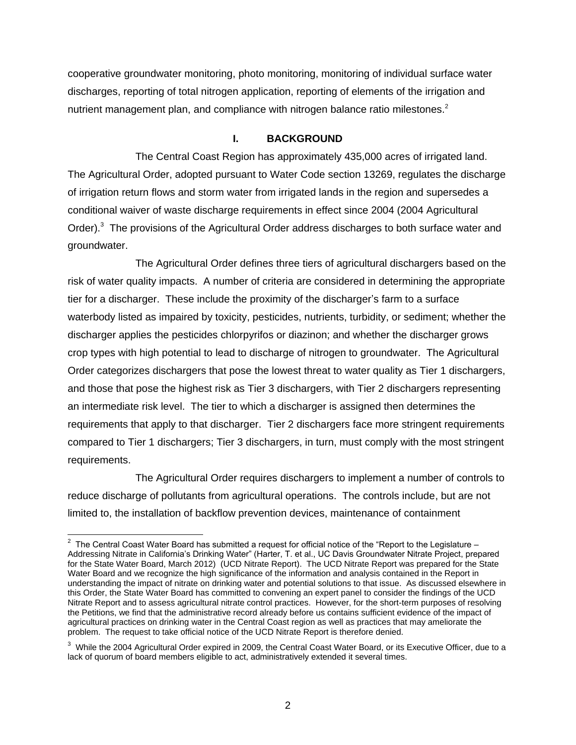cooperative groundwater monitoring, photo monitoring, monitoring of individual surface water discharges, reporting of total nitrogen application, reporting of elements of the irrigation and nutrient management plan, and compliance with nitrogen balance ratio milestones.[2]

## I. BACKGROUND

The Central Coast Region has approximately 435,000 acres of irrigated land. The Agricultural Order, adopted pursuant to Water Code section 13269, regulates the discharge of irrigation return flows and storm water from irrigated lands in the region and supersedes a conditional waiver of waste discharge requirements in effect since 2004 (2004 Agricultural Order).[3] The provisions of the Agricultural Order address discharges to both surface water and groundwater.

The Agricultural Order defines three tiers of agricultural dischargers based on the risk of water quality impacts. A number of criteria are considered in determining the appropriate tier for a discharger. These include the proximity of the discharger's farm to a surface waterbody listed as impaired by toxicity, pesticides, nutrients, turbidity, or sediment; whether the discharger applies the pesticides chlorpyrifos or diazinon; and whether the discharger grows crop types with high potential to lead to discharge of nitrogen to groundwater. The Agricultural Order categorizes dischargers that pose the lowest threat to water quality as Tier 1 dischargers, and those that pose the highest risk as Tier 3 dischargers, with Tier 2 dischargers representing an intermediate risk level. The tier to which a discharger is assigned then determines the requirements that apply to that discharger. Tier 2 dischargers face more stringent requirements compared to Tier 1 dischargers; Tier 3 dischargers, in turn, must comply with the most stringent requirements.

The Agricultural Order requires dischargers to implement a number of controls to reduce discharge of pollutants from agricultural operations. The controls include, but are not limited to, the installation of backflow prevention devices, maintenance of containment

---

[2] The Central Coast Water Board has submitted a request for official notice of the "Report to the Legislature – Addressing Nitrate in California's Drinking Water" (Harter, T. et al., UC Davis Groundwater Nitrate Project, prepared for the State Water Board, March 2012) (UCD Nitrate Report). The UCD Nitrate Report was prepared for the State Water Board and we recognize the high significance of the information and analysis contained in the Report in understanding the impact of nitrate on drinking water and potential solutions to that issue. As discussed elsewhere in this Order, the State Water Board has committed to convening an expert panel to consider the findings of the UCD Nitrate Report and to assess agricultural nitrate control practices. However, for the short-term purposes of resolving the Petitions, we find that the administrative record already before us contains sufficient evidence of the impact of agricultural practices on drinking water in the Central Coast region as well as practices that may ameliorate the problem. The request to take official notice of the UCD Nitrate Report is therefore denied.

[3] While the 2004 Agricultural Order expired in 2009, the Central Coast Water Board, or its Executive Officer, due to a lack of quorum of board members eligible to act, administratively extended it several times.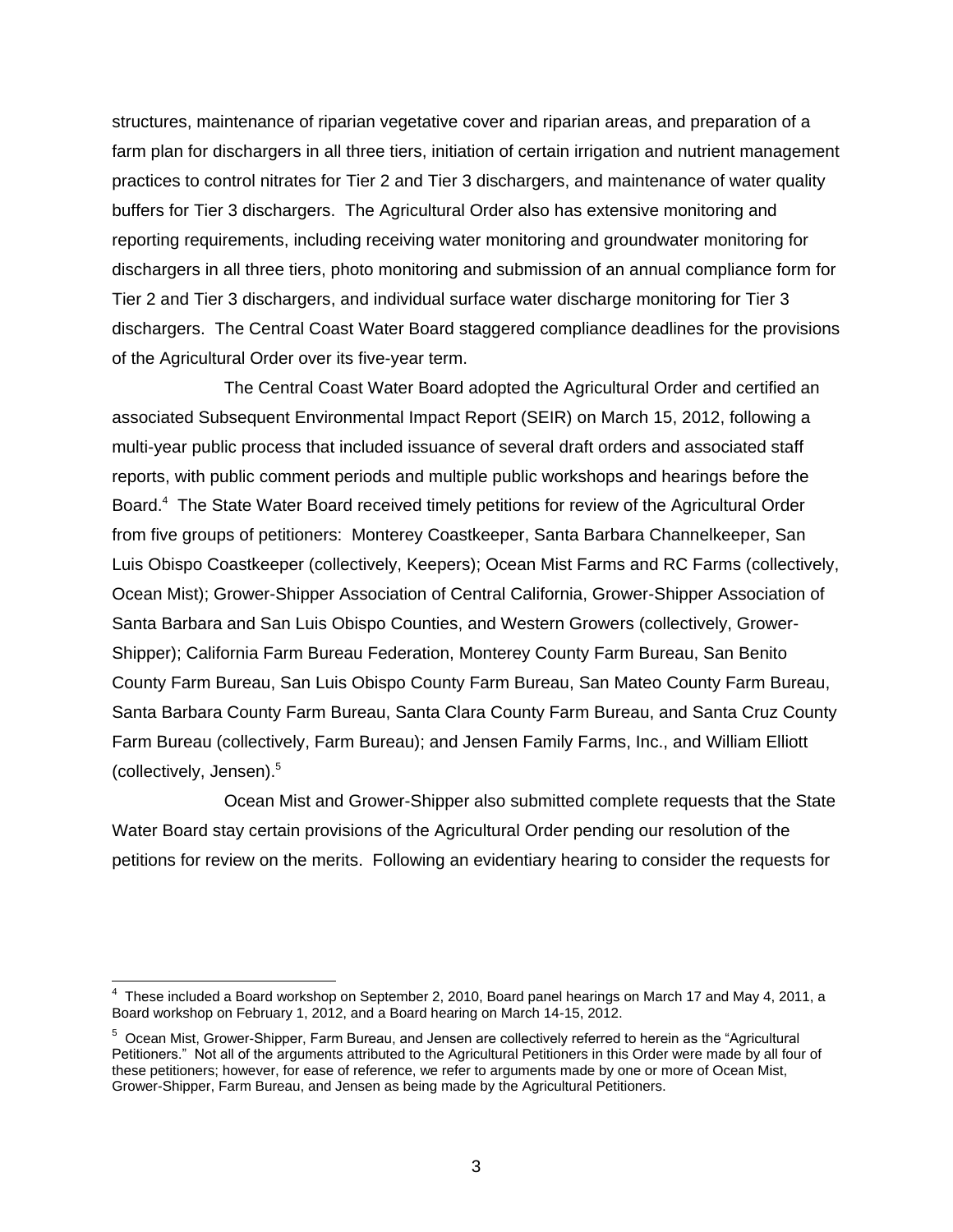structures, maintenance of riparian vegetative cover and riparian areas, and preparation of a farm plan for dischargers in all three tiers, initiation of certain irrigation and nutrient management practices to control nitrates for Tier 2 and Tier 3 dischargers, and maintenance of water quality buffers for Tier 3 dischargers. The Agricultural Order also has extensive monitoring and reporting requirements, including receiving water monitoring and groundwater monitoring for dischargers in all three tiers, photo monitoring and submission of an annual compliance form for Tier 2 and Tier 3 dischargers, and individual surface water discharge monitoring for Tier 3 dischargers. The Central Coast Water Board staggered compliance deadlines for the provisions of the Agricultural Order over its five-year term.

The Central Coast Water Board adopted the Agricultural Order and certified an associated Subsequent Environmental Impact Report (SEIR) on March 15, 2012, following a multi-year public process that included issuance of several draft orders and associated staff reports, with public comment periods and multiple public workshops and hearings before the Board.[4] The State Water Board received timely petitions for review of the Agricultural Order from five groups of petitioners: Monterey Coastkeeper, Santa Barbara Channelkeeper, San Luis Obispo Coastkeeper (collectively, Keepers); Ocean Mist Farms and RC Farms (collectively, Ocean Mist); Grower-Shipper Association of Central California, Grower-Shipper Association of Santa Barbara and San Luis Obispo Counties, and Western Growers (collectively, Grower-Shipper); California Farm Bureau Federation, Monterey County Farm Bureau, San Benito County Farm Bureau, San Luis Obispo County Farm Bureau, San Mateo County Farm Bureau, Santa Barbara County Farm Bureau, Santa Clara County Farm Bureau, and Santa Cruz County Farm Bureau (collectively, Farm Bureau); and Jensen Family Farms, Inc., and William Elliott (collectively, Jensen).[5]

Ocean Mist and Grower-Shipper also submitted complete requests that the State Water Board stay certain provisions of the Agricultural Order pending our resolution of the petitions for review on the merits. Following an evidentiary hearing to consider the requests for

---

[4] These included a Board workshop on September 2, 2010, Board panel hearings on March 17 and May 4, 2011, a Board workshop on February 1, 2012, and a Board hearing on March 14-15, 2012.

[5] Ocean Mist, Grower-Shipper, Farm Bureau, and Jensen are collectively referred to herein as the "Agricultural Petitioners." Not all of the arguments attributed to the Agricultural Petitioners in this Order were made by all four of these petitioners; however, for ease of reference, we refer to arguments made by one or more of Ocean Mist, Grower-Shipper, Farm Bureau, and Jensen as being made by the Agricultural Petitioners.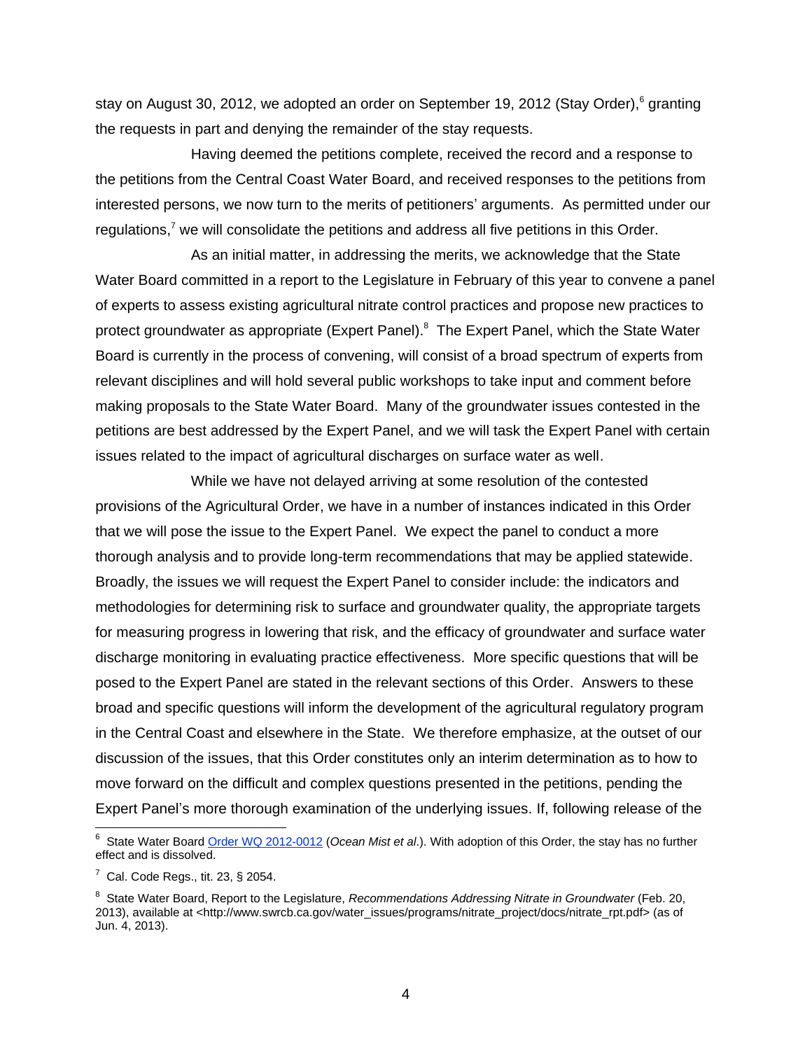stay on August 30, 2012, we adopted an order on September 19, 2012 (Stay Order),[6] granting the requests in part and denying the remainder of the stay requests.

Having deemed the petitions complete, received the record and a response to the petitions from the Central Coast Water Board, and received responses to the petitions from interested persons, we now turn to the merits of petitioners' arguments. As permitted under our regulations,[7] we will consolidate the petitions and address all five petitions in this Order.

As an initial matter, in addressing the merits, we acknowledge that the State Water Board committed in a report to the Legislature in February of this year to convene a panel of experts to assess existing agricultural nitrate control practices and propose new practices to protect groundwater as appropriate (Expert Panel).[8] The Expert Panel, which the State Water Board is currently in the process of convening, will consist of a broad spectrum of experts from relevant disciplines and will hold several public workshops to take input and comment before making proposals to the State Water Board. Many of the groundwater issues contested in the petitions are best addressed by the Expert Panel, and we will task the Expert Panel with certain issues related to the impact of agricultural discharges on surface water as well.

While we have not delayed arriving at some resolution of the contested provisions of the Agricultural Order, we have in a number of instances indicated in this Order that we will pose the issue to the Expert Panel. We expect the panel to conduct a more thorough analysis and to provide long-term recommendations that may be applied statewide. Broadly, the issues we will request the Expert Panel to consider include: the indicators and methodologies for determining risk to surface and groundwater quality, the appropriate targets for measuring progress in lowering that risk, and the efficacy of groundwater and surface water discharge monitoring in evaluating practice effectiveness. More specific questions that will be posed to the Expert Panel are stated in the relevant sections of this Order. Answers to these broad and specific questions will inform the development of the agricultural regulatory program in the Central Coast and elsewhere in the State. We therefore emphasize, at the outset of our discussion of the issues, that this Order constitutes only an interim determination as to how to move forward on the difficult and complex questions presented in the petitions, pending the Expert Panel's more thorough examination of the underlying issues. If, following release of the

---

[6] State Water Board Order WQ 2012-0012 (*Ocean Mist et al*.). With adoption of this Order, the stay has no further effect and is dissolved.

[7] Cal. Code Regs., tit. 23, § 2054.

[8] State Water Board, Report to the Legislature, *Recommendations Addressing Nitrate in Groundwater* (Feb. 20, 2013), available at <http://www.swrcb.ca.gov/water_issues/programs/nitrate_project/docs/nitrate_rpt.pdf> (as of Jun. 4, 2013).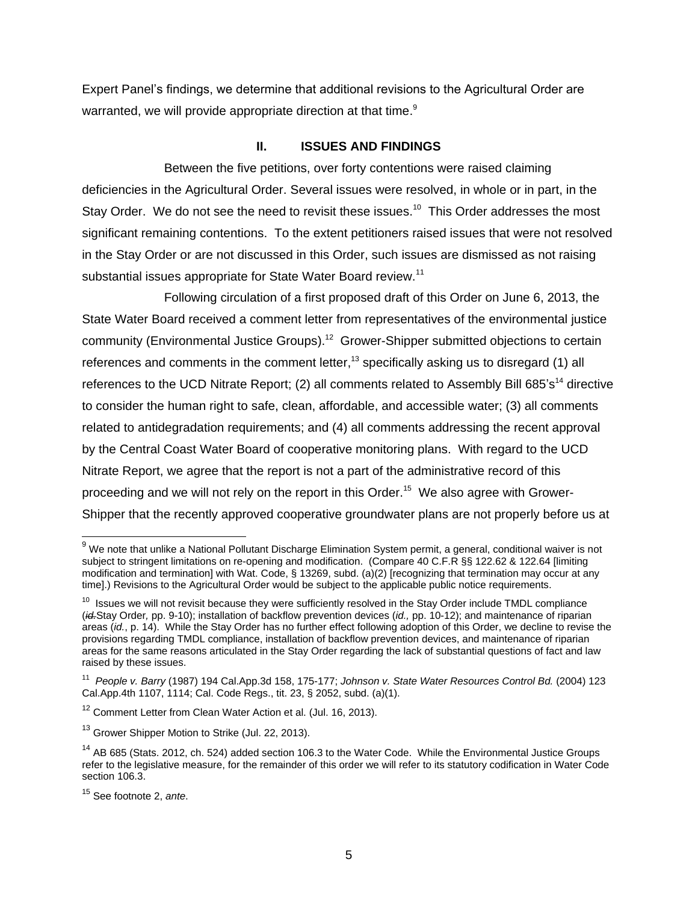Expert Panel's findings, we determine that additional revisions to the Agricultural Order are warranted, we will provide appropriate direction at that time.[9]

## II. ISSUES AND FINDINGS

Between the five petitions, over forty contentions were raised claiming deficiencies in the Agricultural Order. Several issues were resolved, in whole or in part, in the Stay Order. We do not see the need to revisit these issues.[10] This Order addresses the most significant remaining contentions. To the extent petitioners raised issues that were not resolved in the Stay Order or are not discussed in this Order, such issues are dismissed as not raising substantial issues appropriate for State Water Board review.[11]

Following circulation of a first proposed draft of this Order on June 6, 2013, the State Water Board received a comment letter from representatives of the environmental justice community (Environmental Justice Groups).[12] Grower-Shipper submitted objections to certain references and comments in the comment letter,[13] specifically asking us to disregard (1) all references to the UCD Nitrate Report; (2) all comments related to Assembly Bill 685's[14] directive to consider the human right to safe, clean, affordable, and accessible water; (3) all comments related to antidegradation requirements; and (4) all comments addressing the recent approval by the Central Coast Water Board of cooperative monitoring plans. With regard to the UCD Nitrate Report, we agree that the report is not a part of the administrative record of this proceeding and we will not rely on the report in this Order.[15] We also agree with Grower-Shipper that the recently approved cooperative groundwater plans are not properly before us at

---

[9] We note that unlike a National Pollutant Discharge Elimination System permit, a general, conditional waiver is not subject to stringent limitations on re-opening and modification. (Compare 40 C.F.R §§ 122.62 & 122.64 [limiting modification and termination] with Wat. Code, § 13269, subd. (a)(2) [recognizing that termination may occur at any time].) Revisions to the Agricultural Order would be subject to the applicable public notice requirements.

[10] Issues we will not revisit because they were sufficiently resolved in the Stay Order include TMDL compliance (~~*id.*~~Stay Order, pp. 9-10); installation of backflow prevention devices (*id.,* pp. 10-12); and maintenance of riparian areas (*id.*, p. 14). While the Stay Order has no further effect following adoption of this Order, we decline to revise the provisions regarding TMDL compliance, installation of backflow prevention devices, and maintenance of riparian areas for the same reasons articulated in the Stay Order regarding the lack of substantial questions of fact and law raised by these issues.

[11] *People v. Barry* (1987) 194 Cal.App.3d 158, 175-177; *Johnson v. State Water Resources Control Bd.* (2004) 123 Cal.App.4th 1107, 1114; Cal. Code Regs., tit. 23, § 2052, subd. (a)(1).

[12] Comment Letter from Clean Water Action et al. (Jul. 16, 2013).

[13] Grower Shipper Motion to Strike (Jul. 22, 2013).

[14] AB 685 (Stats. 2012, ch. 524) added section 106.3 to the Water Code. While the Environmental Justice Groups refer to the legislative measure, for the remainder of this order we will refer to its statutory codification in Water Code section 106.3.

[15] See footnote 2, *ante*.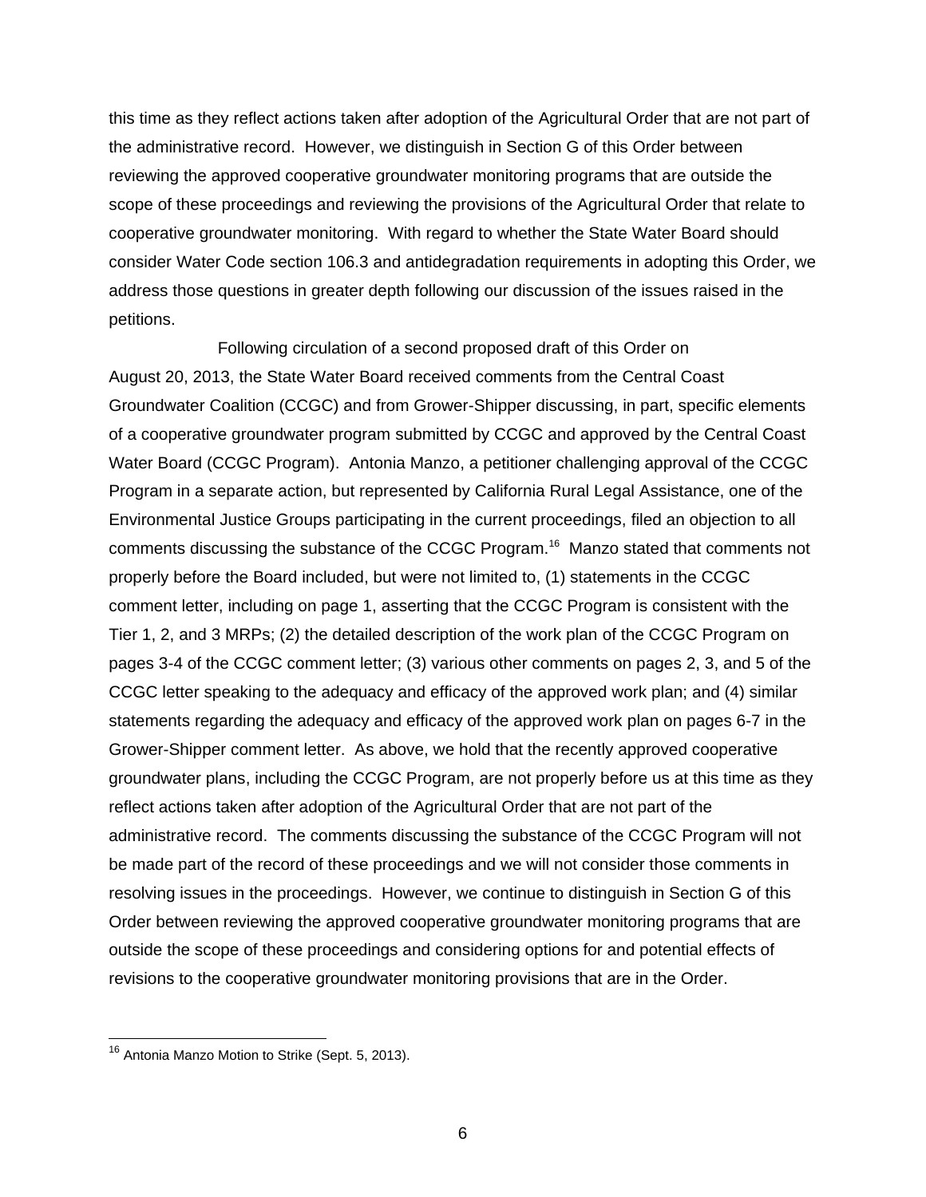this time as they reflect actions taken after adoption of the Agricultural Order that are not part of the administrative record. However, we distinguish in Section G of this Order between reviewing the approved cooperative groundwater monitoring programs that are outside the scope of these proceedings and reviewing the provisions of the Agricultural Order that relate to cooperative groundwater monitoring. With regard to whether the State Water Board should consider Water Code section 106.3 and antidegradation requirements in adopting this Order, we address those questions in greater depth following our discussion of the issues raised in the petitions.

Following circulation of a second proposed draft of this Order on August 20, 2013, the State Water Board received comments from the Central Coast Groundwater Coalition (CCGC) and from Grower-Shipper discussing, in part, specific elements of a cooperative groundwater program submitted by CCGC and approved by the Central Coast Water Board (CCGC Program). Antonia Manzo, a petitioner challenging approval of the CCGC Program in a separate action, but represented by California Rural Legal Assistance, one of the Environmental Justice Groups participating in the current proceedings, filed an objection to all comments discussing the substance of the CCGC Program.[16] Manzo stated that comments not properly before the Board included, but were not limited to, (1) statements in the CCGC comment letter, including on page 1, asserting that the CCGC Program is consistent with the Tier 1, 2, and 3 MRPs; (2) the detailed description of the work plan of the CCGC Program on pages 3-4 of the CCGC comment letter; (3) various other comments on pages 2, 3, and 5 of the CCGC letter speaking to the adequacy and efficacy of the approved work plan; and (4) similar statements regarding the adequacy and efficacy of the approved work plan on pages 6-7 in the Grower-Shipper comment letter. As above, we hold that the recently approved cooperative groundwater plans, including the CCGC Program, are not properly before us at this time as they reflect actions taken after adoption of the Agricultural Order that are not part of the administrative record. The comments discussing the substance of the CCGC Program will not be made part of the record of these proceedings and we will not consider those comments in resolving issues in the proceedings. However, we continue to distinguish in Section G of this Order between reviewing the approved cooperative groundwater monitoring programs that are outside the scope of these proceedings and considering options for and potential effects of revisions to the cooperative groundwater monitoring provisions that are in the Order.

---

[16] Antonia Manzo Motion to Strike (Sept. 5, 2013).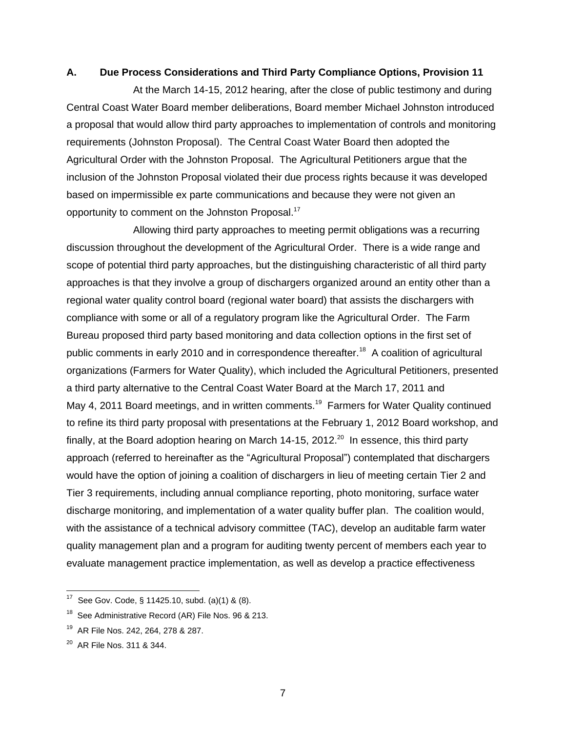## A. Due Process Considerations and Third Party Compliance Options, Provision 11

At the March 14-15, 2012 hearing, after the close of public testimony and during Central Coast Water Board member deliberations, Board member Michael Johnston introduced a proposal that would allow third party approaches to implementation of controls and monitoring requirements (Johnston Proposal). The Central Coast Water Board then adopted the Agricultural Order with the Johnston Proposal. The Agricultural Petitioners argue that the inclusion of the Johnston Proposal violated their due process rights because it was developed based on impermissible ex parte communications and because they were not given an opportunity to comment on the Johnston Proposal.[17]

Allowing third party approaches to meeting permit obligations was a recurring discussion throughout the development of the Agricultural Order. There is a wide range and scope of potential third party approaches, but the distinguishing characteristic of all third party approaches is that they involve a group of dischargers organized around an entity other than a regional water quality control board (regional water board) that assists the dischargers with compliance with some or all of a regulatory program like the Agricultural Order. The Farm Bureau proposed third party based monitoring and data collection options in the first set of public comments in early 2010 and in correspondence thereafter.[18] A coalition of agricultural organizations (Farmers for Water Quality), which included the Agricultural Petitioners, presented a third party alternative to the Central Coast Water Board at the March 17, 2011 and May 4, 2011 Board meetings, and in written comments.[19] Farmers for Water Quality continued to refine its third party proposal with presentations at the February 1, 2012 Board workshop, and finally, at the Board adoption hearing on March 14-15, 2012.[20] In essence, this third party approach (referred to hereinafter as the "Agricultural Proposal") contemplated that dischargers would have the option of joining a coalition of dischargers in lieu of meeting certain Tier 2 and Tier 3 requirements, including annual compliance reporting, photo monitoring, surface water discharge monitoring, and implementation of a water quality buffer plan. The coalition would, with the assistance of a technical advisory committee (TAC), develop an auditable farm water quality management plan and a program for auditing twenty percent of members each year to evaluate management practice implementation, as well as develop a practice effectiveness

---

[17] See Gov. Code, § 11425.10, subd. (a)(1) & (8).

[18] See Administrative Record (AR) File Nos. 96 & 213.

[19] AR File Nos. 242, 264, 278 & 287.

[20] AR File Nos. 311 & 344.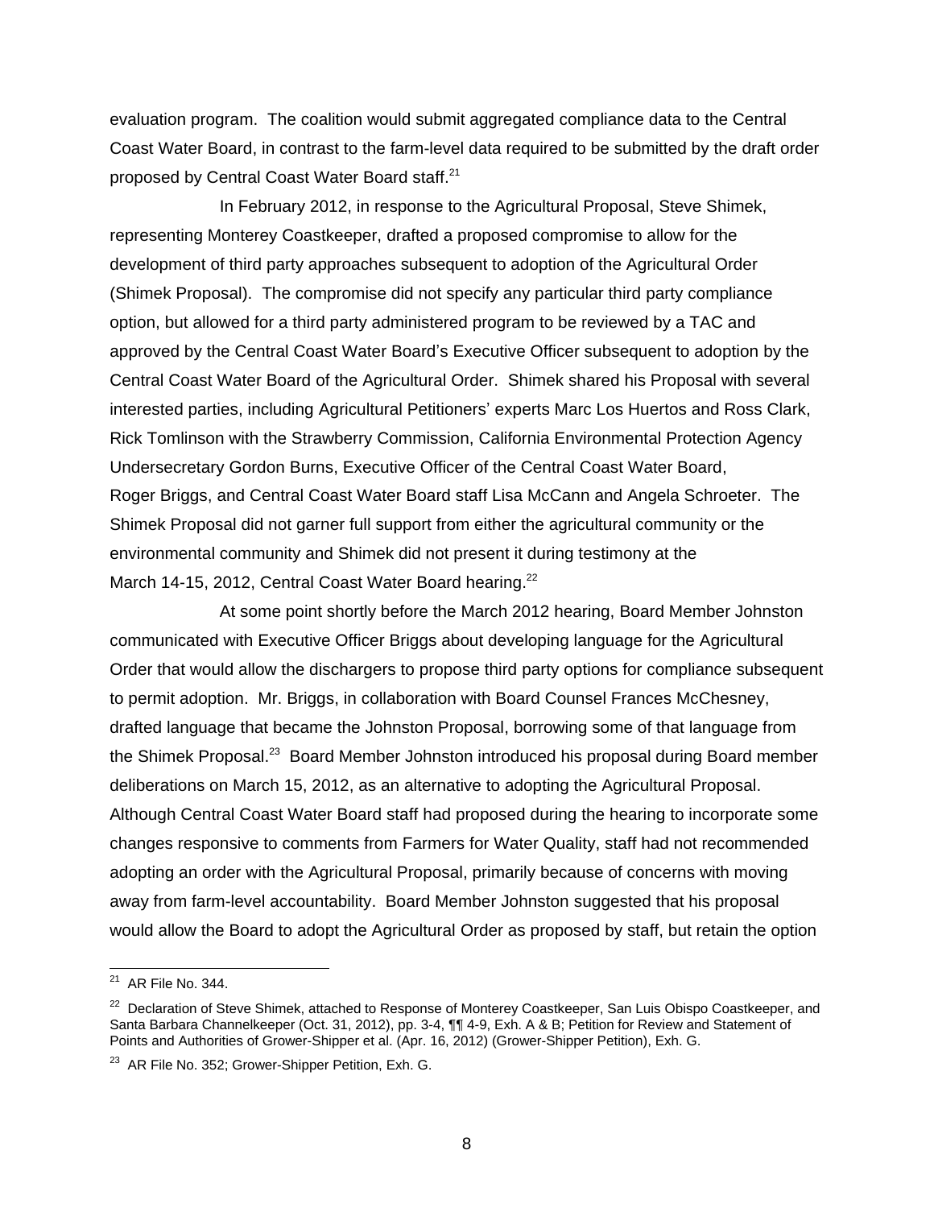evaluation program. The coalition would submit aggregated compliance data to the Central Coast Water Board, in contrast to the farm-level data required to be submitted by the draft order proposed by Central Coast Water Board staff.[21]

In February 2012, in response to the Agricultural Proposal, Steve Shimek, representing Monterey Coastkeeper, drafted a proposed compromise to allow for the development of third party approaches subsequent to adoption of the Agricultural Order (Shimek Proposal). The compromise did not specify any particular third party compliance option, but allowed for a third party administered program to be reviewed by a TAC and approved by the Central Coast Water Board's Executive Officer subsequent to adoption by the Central Coast Water Board of the Agricultural Order. Shimek shared his Proposal with several interested parties, including Agricultural Petitioners' experts Marc Los Huertos and Ross Clark, Rick Tomlinson with the Strawberry Commission, California Environmental Protection Agency Undersecretary Gordon Burns, Executive Officer of the Central Coast Water Board, Roger Briggs, and Central Coast Water Board staff Lisa McCann and Angela Schroeter. The Shimek Proposal did not garner full support from either the agricultural community or the environmental community and Shimek did not present it during testimony at the March 14-15, 2012, Central Coast Water Board hearing.[22]

At some point shortly before the March 2012 hearing, Board Member Johnston communicated with Executive Officer Briggs about developing language for the Agricultural Order that would allow the dischargers to propose third party options for compliance subsequent to permit adoption. Mr. Briggs, in collaboration with Board Counsel Frances McChesney, drafted language that became the Johnston Proposal, borrowing some of that language from the Shimek Proposal.[23] Board Member Johnston introduced his proposal during Board member deliberations on March 15, 2012, as an alternative to adopting the Agricultural Proposal. Although Central Coast Water Board staff had proposed during the hearing to incorporate some changes responsive to comments from Farmers for Water Quality, staff had not recommended adopting an order with the Agricultural Proposal, primarily because of concerns with moving away from farm-level accountability. Board Member Johnston suggested that his proposal would allow the Board to adopt the Agricultural Order as proposed by staff, but retain the option

---

[21] AR File No. 344.

[22] Declaration of Steve Shimek, attached to Response of Monterey Coastkeeper, San Luis Obispo Coastkeeper, and Santa Barbara Channelkeeper (Oct. 31, 2012), pp. 3-4, ¶¶ 4-9, Exh. A & B; Petition for Review and Statement of Points and Authorities of Grower-Shipper et al. (Apr. 16, 2012) (Grower-Shipper Petition), Exh. G.

[23] AR File No. 352; Grower-Shipper Petition, Exh. G.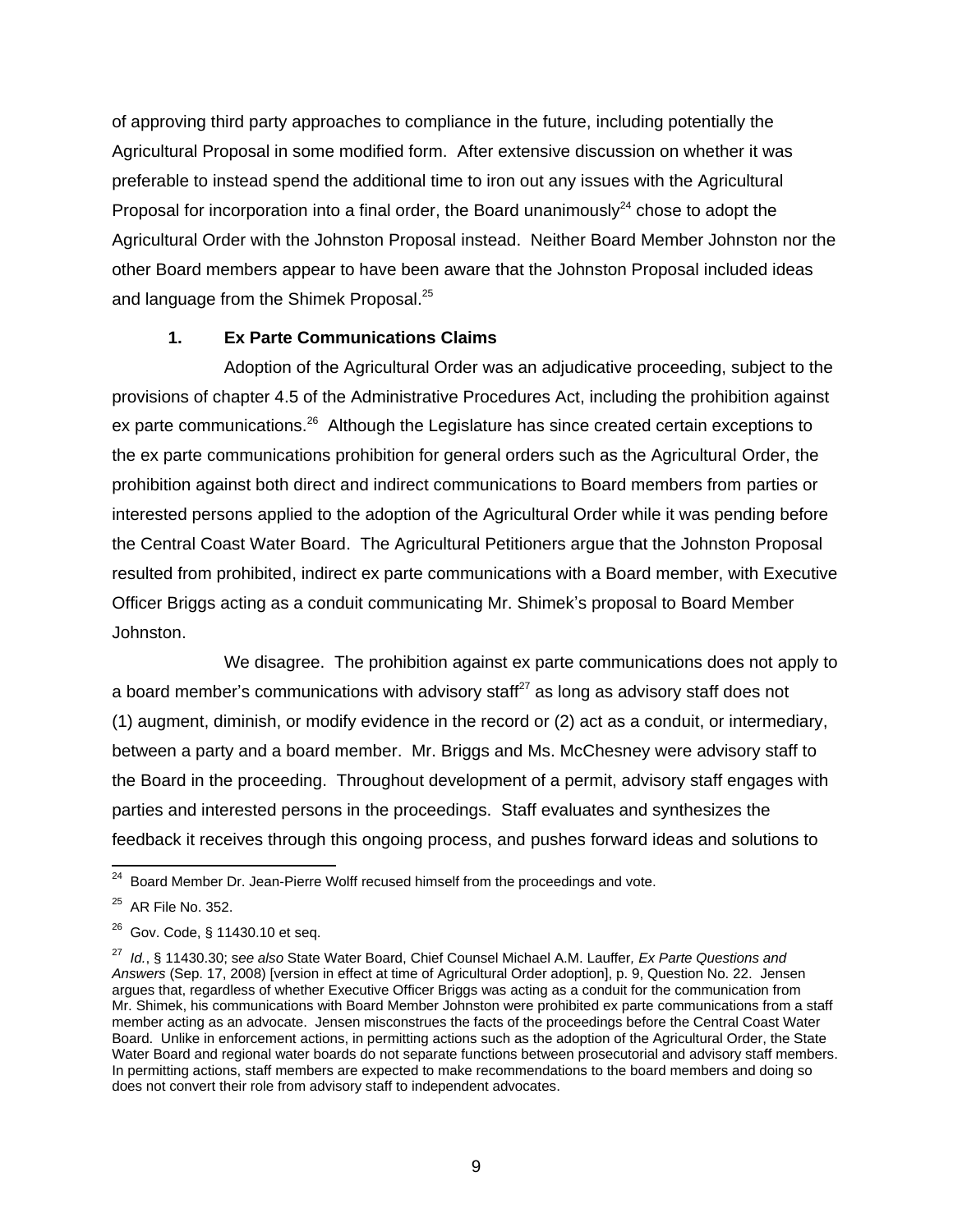of approving third party approaches to compliance in the future, including potentially the Agricultural Proposal in some modified form. After extensive discussion on whether it was preferable to instead spend the additional time to iron out any issues with the Agricultural Proposal for incorporation into a final order, the Board unanimously[24] chose to adopt the Agricultural Order with the Johnston Proposal instead. Neither Board Member Johnston nor the other Board members appear to have been aware that the Johnston Proposal included ideas and language from the Shimek Proposal.[25]

### 1. Ex Parte Communications Claims

Adoption of the Agricultural Order was an adjudicative proceeding, subject to the provisions of chapter 4.5 of the Administrative Procedures Act, including the prohibition against ex parte communications.[26] Although the Legislature has since created certain exceptions to the ex parte communications prohibition for general orders such as the Agricultural Order, the prohibition against both direct and indirect communications to Board members from parties or interested persons applied to the adoption of the Agricultural Order while it was pending before the Central Coast Water Board. The Agricultural Petitioners argue that the Johnston Proposal resulted from prohibited, indirect ex parte communications with a Board member, with Executive Officer Briggs acting as a conduit communicating Mr. Shimek's proposal to Board Member Johnston.

We disagree. The prohibition against ex parte communications does not apply to a board member's communications with advisory staff[27] as long as advisory staff does not (1) augment, diminish, or modify evidence in the record or (2) act as a conduit, or intermediary, between a party and a board member. Mr. Briggs and Ms. McChesney were advisory staff to the Board in the proceeding. Throughout development of a permit, advisory staff engages with parties and interested persons in the proceedings. Staff evaluates and synthesizes the feedback it receives through this ongoing process, and pushes forward ideas and solutions to

---

[24] Board Member Dr. Jean-Pierre Wolff recused himself from the proceedings and vote.

[25] AR File No. 352.

[26] Gov. Code, § 11430.10 et seq.

[27] *Id.*, § 11430.30; *see also* State Water Board, Chief Counsel Michael A.M. Lauffer, *Ex Parte Questions and Answers* (Sep. 17, 2008) [version in effect at time of Agricultural Order adoption], p. 9, Question No. 22. Jensen argues that, regardless of whether Executive Officer Briggs was acting as a conduit for the communication from Mr. Shimek, his communications with Board Member Johnston were prohibited ex parte communications from a staff member acting as an advocate. Jensen misconstrues the facts of the proceedings before the Central Coast Water Board. Unlike in enforcement actions, in permitting actions such as the adoption of the Agricultural Order, the State Water Board and regional water boards do not separate functions between prosecutorial and advisory staff members. In permitting actions, staff members are expected to make recommendations to the board members and doing so does not convert their role from advisory staff to independent advocates.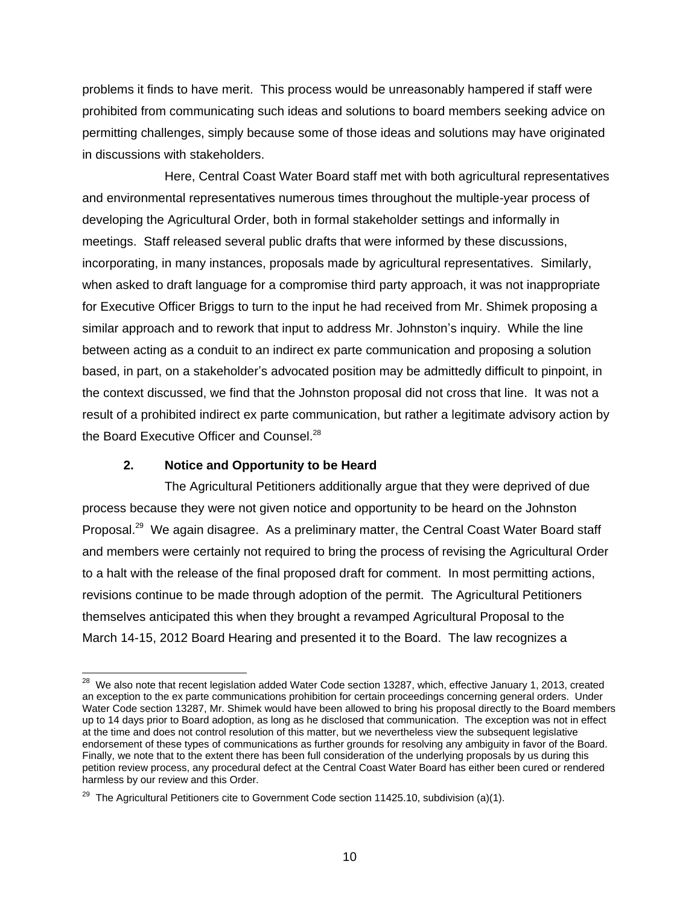problems it finds to have merit. This process would be unreasonably hampered if staff were prohibited from communicating such ideas and solutions to board members seeking advice on permitting challenges, simply because some of those ideas and solutions may have originated in discussions with stakeholders.

Here, Central Coast Water Board staff met with both agricultural representatives and environmental representatives numerous times throughout the multiple-year process of developing the Agricultural Order, both in formal stakeholder settings and informally in meetings. Staff released several public drafts that were informed by these discussions, incorporating, in many instances, proposals made by agricultural representatives. Similarly, when asked to draft language for a compromise third party approach, it was not inappropriate for Executive Officer Briggs to turn to the input he had received from Mr. Shimek proposing a similar approach and to rework that input to address Mr. Johnston's inquiry. While the line between acting as a conduit to an indirect ex parte communication and proposing a solution based, in part, on a stakeholder's advocated position may be admittedly difficult to pinpoint, in the context discussed, we find that the Johnston proposal did not cross that line. It was not a result of a prohibited indirect ex parte communication, but rather a legitimate advisory action by the Board Executive Officer and Counsel.[28]

### 2. Notice and Opportunity to be Heard

The Agricultural Petitioners additionally argue that they were deprived of due process because they were not given notice and opportunity to be heard on the Johnston Proposal.[29] We again disagree. As a preliminary matter, the Central Coast Water Board staff and members were certainly not required to bring the process of revising the Agricultural Order to a halt with the release of the final proposed draft for comment. In most permitting actions, revisions continue to be made through adoption of the permit. The Agricultural Petitioners themselves anticipated this when they brought a revamped Agricultural Proposal to the March 14-15, 2012 Board Hearing and presented it to the Board. The law recognizes a

---

[28] We also note that recent legislation added Water Code section 13287, which, effective January 1, 2013, created an exception to the ex parte communications prohibition for certain proceedings concerning general orders. Under Water Code section 13287, Mr. Shimek would have been allowed to bring his proposal directly to the Board members up to 14 days prior to Board adoption, as long as he disclosed that communication. The exception was not in effect at the time and does not control resolution of this matter, but we nevertheless view the subsequent legislative endorsement of these types of communications as further grounds for resolving any ambiguity in favor of the Board. Finally, we note that to the extent there has been full consideration of the underlying proposals by us during this petition review process, any procedural defect at the Central Coast Water Board has either been cured or rendered harmless by our review and this Order.

[29] The Agricultural Petitioners cite to Government Code section 11425.10, subdivision (a)(1).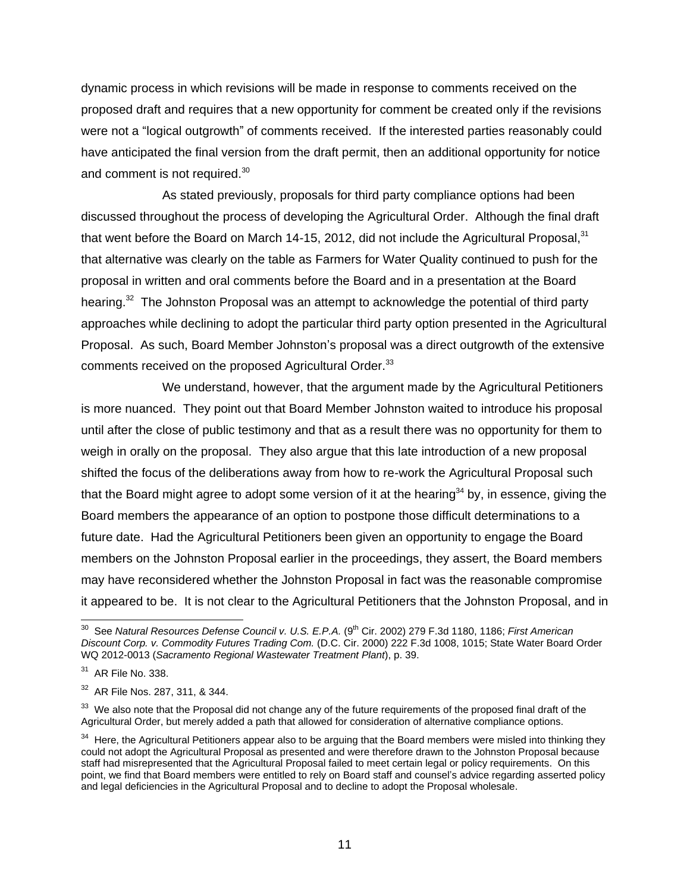dynamic process in which revisions will be made in response to comments received on the proposed draft and requires that a new opportunity for comment be created only if the revisions were not a "logical outgrowth" of comments received. If the interested parties reasonably could have anticipated the final version from the draft permit, then an additional opportunity for notice and comment is not required.[30]

As stated previously, proposals for third party compliance options had been discussed throughout the process of developing the Agricultural Order. Although the final draft that went before the Board on March 14-15, 2012, did not include the Agricultural Proposal,[31] that alternative was clearly on the table as Farmers for Water Quality continued to push for the proposal in written and oral comments before the Board and in a presentation at the Board hearing.[32] The Johnston Proposal was an attempt to acknowledge the potential of third party approaches while declining to adopt the particular third party option presented in the Agricultural Proposal. As such, Board Member Johnston's proposal was a direct outgrowth of the extensive comments received on the proposed Agricultural Order.[33]

We understand, however, that the argument made by the Agricultural Petitioners is more nuanced. They point out that Board Member Johnston waited to introduce his proposal until after the close of public testimony and that as a result there was no opportunity for them to weigh in orally on the proposal. They also argue that this late introduction of a new proposal shifted the focus of the deliberations away from how to re-work the Agricultural Proposal such that the Board might agree to adopt some version of it at the hearing[34] by, in essence, giving the Board members the appearance of an option to postpone those difficult determinations to a future date. Had the Agricultural Petitioners been given an opportunity to engage the Board members on the Johnston Proposal earlier in the proceedings, they assert, the Board members may have reconsidered whether the Johnston Proposal in fact was the reasonable compromise it appeared to be. It is not clear to the Agricultural Petitioners that the Johnston Proposal, and in

---

[30] See *Natural Resources Defense Council v. U.S. E.P.A.* (9th Cir. 2002) 279 F.3d 1180, 1186; *First American Discount Corp. v. Commodity Futures Trading Com.* (D.C. Cir. 2000) 222 F.3d 1008, 1015; State Water Board Order WQ 2012-0013 (*Sacramento Regional Wastewater Treatment Plant*), p. 39.

[31] AR File No. 338.

[32] AR File Nos. 287, 311, & 344.

[33] We also note that the Proposal did not change any of the future requirements of the proposed final draft of the Agricultural Order, but merely added a path that allowed for consideration of alternative compliance options.

[34] Here, the Agricultural Petitioners appear also to be arguing that the Board members were misled into thinking they could not adopt the Agricultural Proposal as presented and were therefore drawn to the Johnston Proposal because staff had misrepresented that the Agricultural Proposal failed to meet certain legal or policy requirements. On this point, we find that Board members were entitled to rely on Board staff and counsel's advice regarding asserted policy and legal deficiencies in the Agricultural Proposal and to decline to adopt the Proposal wholesale.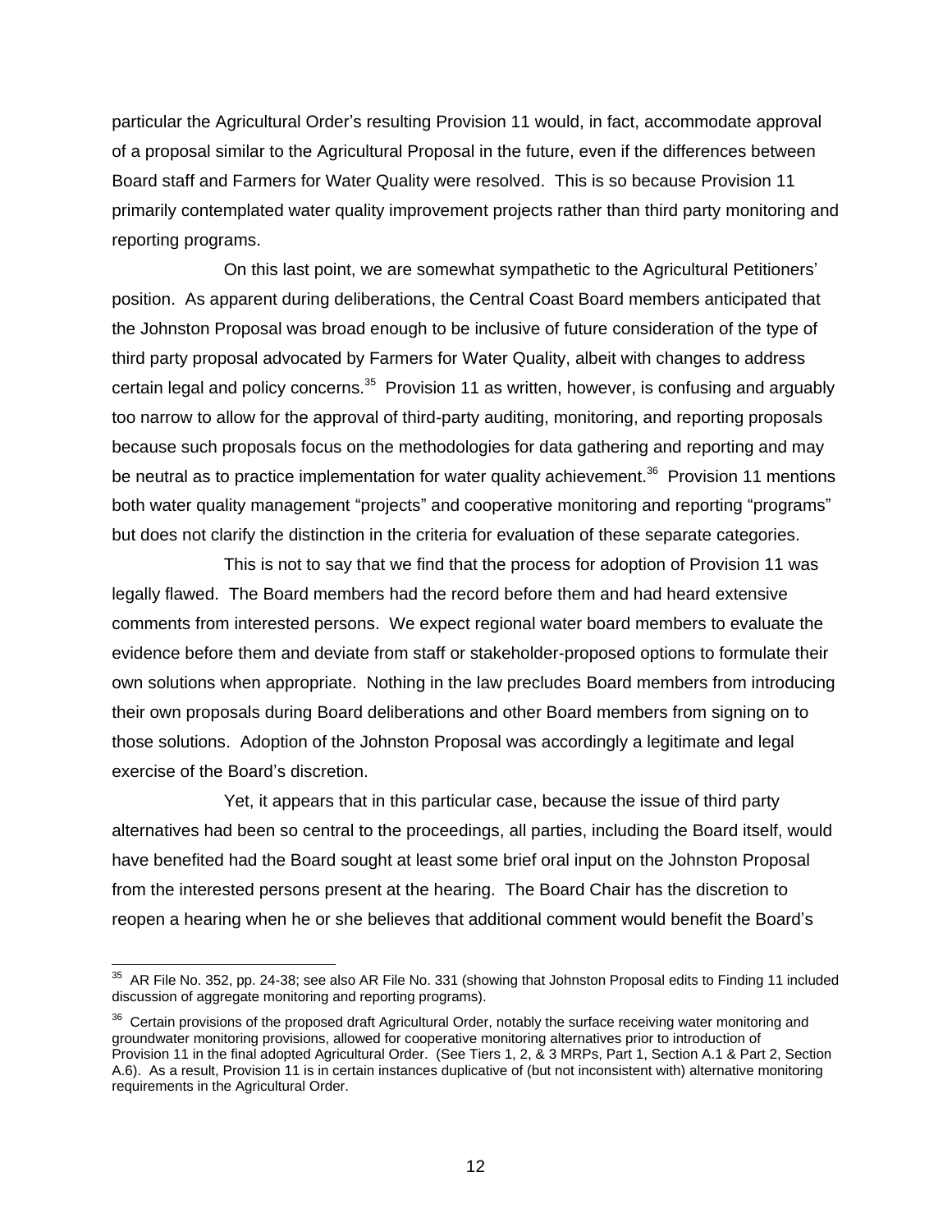particular the Agricultural Order's resulting Provision 11 would, in fact, accommodate approval of a proposal similar to the Agricultural Proposal in the future, even if the differences between Board staff and Farmers for Water Quality were resolved. This is so because Provision 11 primarily contemplated water quality improvement projects rather than third party monitoring and reporting programs.

On this last point, we are somewhat sympathetic to the Agricultural Petitioners' position. As apparent during deliberations, the Central Coast Board members anticipated that the Johnston Proposal was broad enough to be inclusive of future consideration of the type of third party proposal advocated by Farmers for Water Quality, albeit with changes to address certain legal and policy concerns.[35] Provision 11 as written, however, is confusing and arguably too narrow to allow for the approval of third-party auditing, monitoring, and reporting proposals because such proposals focus on the methodologies for data gathering and reporting and may be neutral as to practice implementation for water quality achievement.[36] Provision 11 mentions both water quality management "projects" and cooperative monitoring and reporting "programs" but does not clarify the distinction in the criteria for evaluation of these separate categories.

This is not to say that we find that the process for adoption of Provision 11 was legally flawed. The Board members had the record before them and had heard extensive comments from interested persons. We expect regional water board members to evaluate the evidence before them and deviate from staff or stakeholder-proposed options to formulate their own solutions when appropriate. Nothing in the law precludes Board members from introducing their own proposals during Board deliberations and other Board members from signing on to those solutions. Adoption of the Johnston Proposal was accordingly a legitimate and legal exercise of the Board's discretion.

Yet, it appears that in this particular case, because the issue of third party alternatives had been so central to the proceedings, all parties, including the Board itself, would have benefited had the Board sought at least some brief oral input on the Johnston Proposal from the interested persons present at the hearing. The Board Chair has the discretion to reopen a hearing when he or she believes that additional comment would benefit the Board's

---

[35] AR File No. 352, pp. 24-38; see also AR File No. 331 (showing that Johnston Proposal edits to Finding 11 included discussion of aggregate monitoring and reporting programs).

[36] Certain provisions of the proposed draft Agricultural Order, notably the surface receiving water monitoring and groundwater monitoring provisions, allowed for cooperative monitoring alternatives prior to introduction of Provision 11 in the final adopted Agricultural Order. (See Tiers 1, 2, & 3 MRPs, Part 1, Section A.1 & Part 2, Section A.6). As a result, Provision 11 is in certain instances duplicative of (but not inconsistent with) alternative monitoring requirements in the Agricultural Order.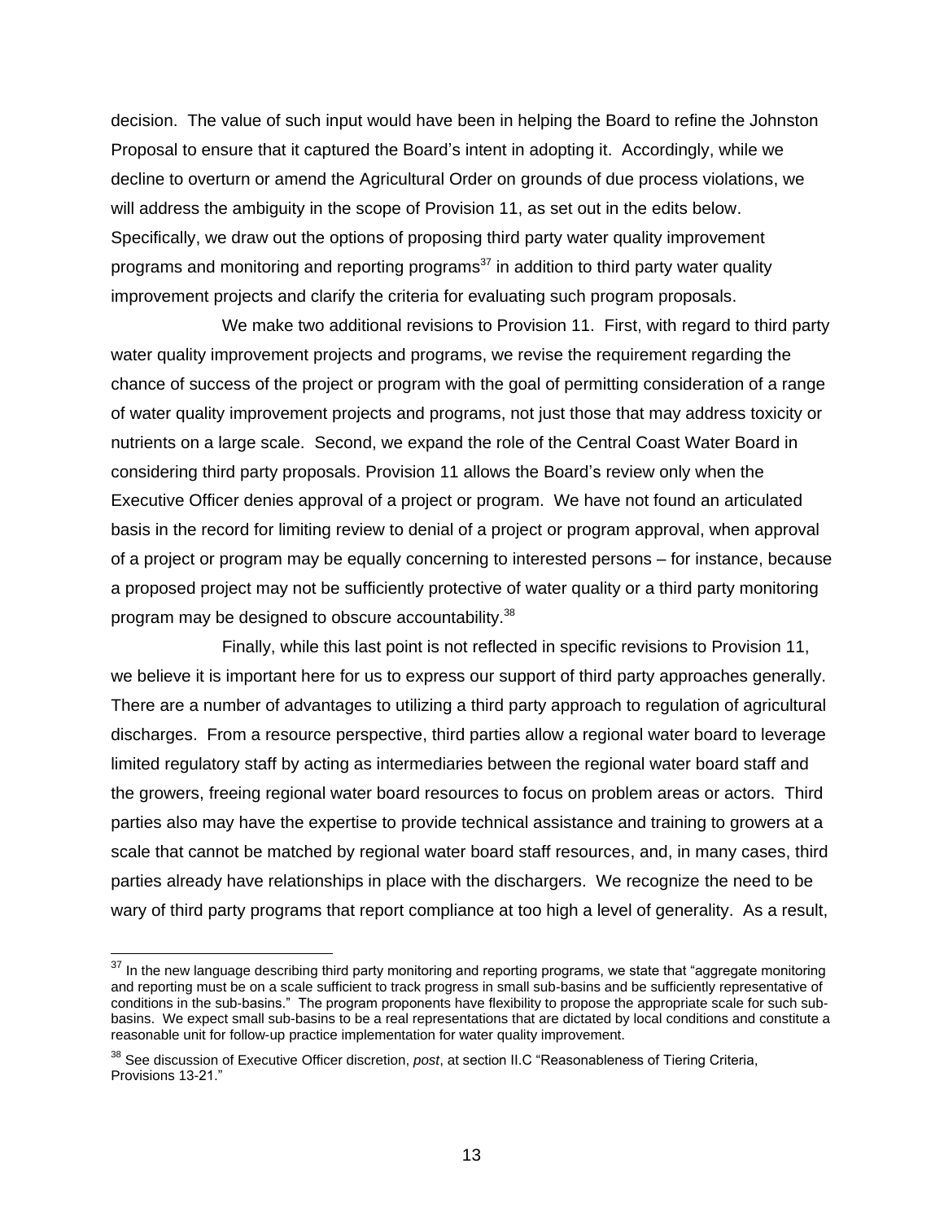decision. The value of such input would have been in helping the Board to refine the Johnston Proposal to ensure that it captured the Board's intent in adopting it. Accordingly, while we decline to overturn or amend the Agricultural Order on grounds of due process violations, we will address the ambiguity in the scope of Provision 11, as set out in the edits below. Specifically, we draw out the options of proposing third party water quality improvement programs and monitoring and reporting programs[37] in addition to third party water quality improvement projects and clarify the criteria for evaluating such program proposals.

We make two additional revisions to Provision 11. First, with regard to third party water quality improvement projects and programs, we revise the requirement regarding the chance of success of the project or program with the goal of permitting consideration of a range of water quality improvement projects and programs, not just those that may address toxicity or nutrients on a large scale. Second, we expand the role of the Central Coast Water Board in considering third party proposals. Provision 11 allows the Board's review only when the Executive Officer denies approval of a project or program. We have not found an articulated basis in the record for limiting review to denial of a project or program approval, when approval of a project or program may be equally concerning to interested persons – for instance, because a proposed project may not be sufficiently protective of water quality or a third party monitoring program may be designed to obscure accountability.[38]

Finally, while this last point is not reflected in specific revisions to Provision 11, we believe it is important here for us to express our support of third party approaches generally. There are a number of advantages to utilizing a third party approach to regulation of agricultural discharges. From a resource perspective, third parties allow a regional water board to leverage limited regulatory staff by acting as intermediaries between the regional water board staff and the growers, freeing regional water board resources to focus on problem areas or actors. Third parties also may have the expertise to provide technical assistance and training to growers at a scale that cannot be matched by regional water board staff resources, and, in many cases, third parties already have relationships in place with the dischargers. We recognize the need to be wary of third party programs that report compliance at too high a level of generality. As a result,

---

[37] In the new language describing third party monitoring and reporting programs, we state that "aggregate monitoring and reporting must be on a scale sufficient to track progress in small sub-basins and be sufficiently representative of conditions in the sub-basins." The program proponents have flexibility to propose the appropriate scale for such sub-basins. We expect small sub-basins to be a real representations that are dictated by local conditions and constitute a reasonable unit for follow-up practice implementation for water quality improvement.

[38] See discussion of Executive Officer discretion, *post*, at section II.C "Reasonableness of Tiering Criteria, Provisions 13-21."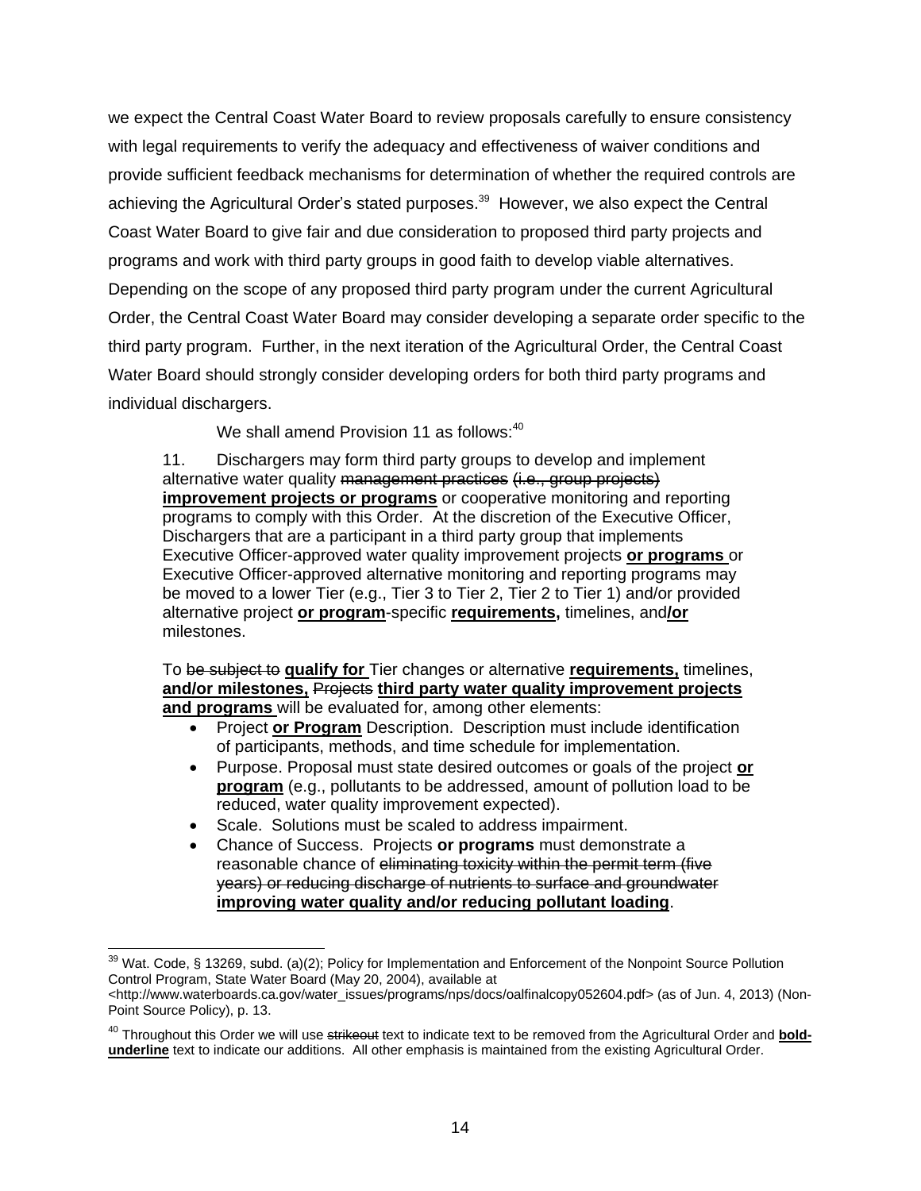we expect the Central Coast Water Board to review proposals carefully to ensure consistency with legal requirements to verify the adequacy and effectiveness of waiver conditions and provide sufficient feedback mechanisms for determination of whether the required controls are achieving the Agricultural Order's stated purposes.[39] However, we also expect the Central Coast Water Board to give fair and due consideration to proposed third party projects and programs and work with third party groups in good faith to develop viable alternatives. Depending on the scope of any proposed third party program under the current Agricultural Order, the Central Coast Water Board may consider developing a separate order specific to the third party program. Further, in the next iteration of the Agricultural Order, the Central Coast Water Board should strongly consider developing orders for both third party programs and individual dischargers.

We shall amend Provision 11 as follows:[40]

> 11. Dischargers may form third party groups to develop and implement alternative water quality ~~management practices (i.e., group projects)~~ **<u>improvement projects or programs</u>** or cooperative monitoring and reporting programs to comply with this Order. At the discretion of the Executive Officer, Dischargers that are a participant in a third party group that implements Executive Officer-approved water quality improvement projects **<u>or programs</u>** or Executive Officer-approved alternative monitoring and reporting programs may be moved to a lower Tier (e.g., Tier 3 to Tier 2, Tier 2 to Tier 1) and/or provided alternative project **<u>or program</u>**-specific **<u>requirements,</u>** timelines, and**<u>/or</u>** milestones.
>
> To ~~be subject to~~ **<u>qualify for</u>** Tier changes or alternative **<u>requirements,</u>** timelines, **<u>and/or milestones,</u>** ~~Projects~~ **<u>third party water quality improvement projects and programs</u>** will be evaluated for, among other elements:
>
> - Project **<u>or Program</u>** Description. Description must include identification of participants, methods, and time schedule for implementation.
> - Purpose. Proposal must state desired outcomes or goals of the project **<u>or program</u>** (e.g., pollutants to be addressed, amount of pollution load to be reduced, water quality improvement expected).
> - Scale. Solutions must be scaled to address impairment.
> - Chance of Success. Projects **or programs** must demonstrate a reasonable chance of ~~eliminating toxicity within the permit term (five years) or reducing discharge of nutrients to surface and groundwater~~ **<u>improving water quality and/or reducing pollutant loading</u>**.

---

[39] Wat. Code, § 13269, subd. (a)(2); Policy for Implementation and Enforcement of the Nonpoint Source Pollution Control Program, State Water Board (May 20, 2004), available at <http://www.waterboards.ca.gov/water_issues/programs/nps/docs/oalfinalcopy052604.pdf> (as of Jun. 4, 2013) (Non-Point Source Policy), p. 13.

[40] Throughout this Order we will use ~~strikeout~~ text to indicate text to be removed from the Agricultural Order and **<u>bold-underline</u>** text to indicate our additions. All other emphasis is maintained from the existing Agricultural Order.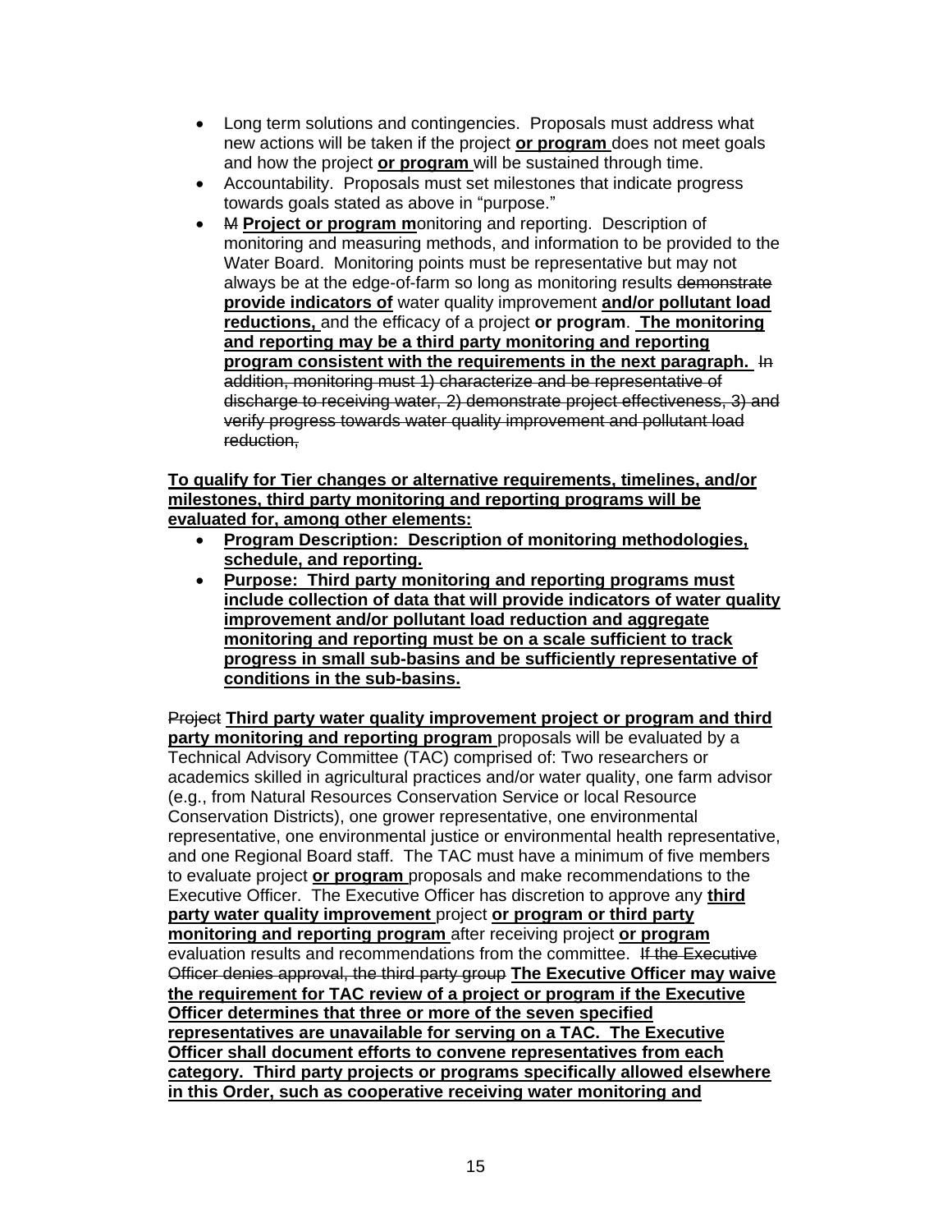- Long term solutions and contingencies. Proposals must address what new actions will be taken if the project **or program** does not meet goals and how the project **or program** will be sustained through time.
- Accountability. Proposals must set milestones that indicate progress towards goals stated as above in "purpose."
- ~~M~~ **Project or program m**onitoring and reporting. Description of monitoring and measuring methods, and information to be provided to the Water Board. Monitoring points must be representative but may not always be at the edge-of-farm so long as monitoring results ~~demonstrate~~ **provide indicators of** water quality improvement **and/or pollutant load reductions,** and the efficacy of a project **or program**. **The monitoring and reporting may be a third party monitoring and reporting program consistent with the requirements in the next paragraph.** ~~In addition, monitoring must 1) characterize and be representative of discharge to receiving water, 2) demonstrate project effectiveness, 3) and verify progress towards water quality improvement and pollutant load reduction,~~

**To qualify for Tier changes or alternative requirements, timelines, and/or milestones, third party monitoring and reporting programs will be evaluated for, among other elements:**

- **Program Description: Description of monitoring methodologies, schedule, and reporting.**
- **Purpose: Third party monitoring and reporting programs must include collection of data that will provide indicators of water quality improvement and/or pollutant load reduction and aggregate monitoring and reporting must be on a scale sufficient to track progress in small sub-basins and be sufficiently representative of conditions in the sub-basins.**

~~Project~~ **Third party water quality improvement project or program and third party monitoring and reporting program** proposals will be evaluated by a Technical Advisory Committee (TAC) comprised of: Two researchers or academics skilled in agricultural practices and/or water quality, one farm advisor (e.g., from Natural Resources Conservation Service or local Resource Conservation Districts), one grower representative, one environmental representative, one environmental justice or environmental health representative, and one Regional Board staff. The TAC must have a minimum of five members to evaluate project **or program** proposals and make recommendations to the Executive Officer. The Executive Officer has discretion to approve any **third party water quality improvement** project **or program or third party monitoring and reporting program** after receiving project **or program** evaluation results and recommendations from the committee. ~~If the Executive Officer denies approval, the third party group~~ **The Executive Officer may waive the requirement for TAC review of a project or program if the Executive Officer determines that three or more of the seven specified representatives are unavailable for serving on a TAC. The Executive Officer shall document efforts to convene representatives from each category. Third party projects or programs specifically allowed elsewhere in this Order, such as cooperative receiving water monitoring and**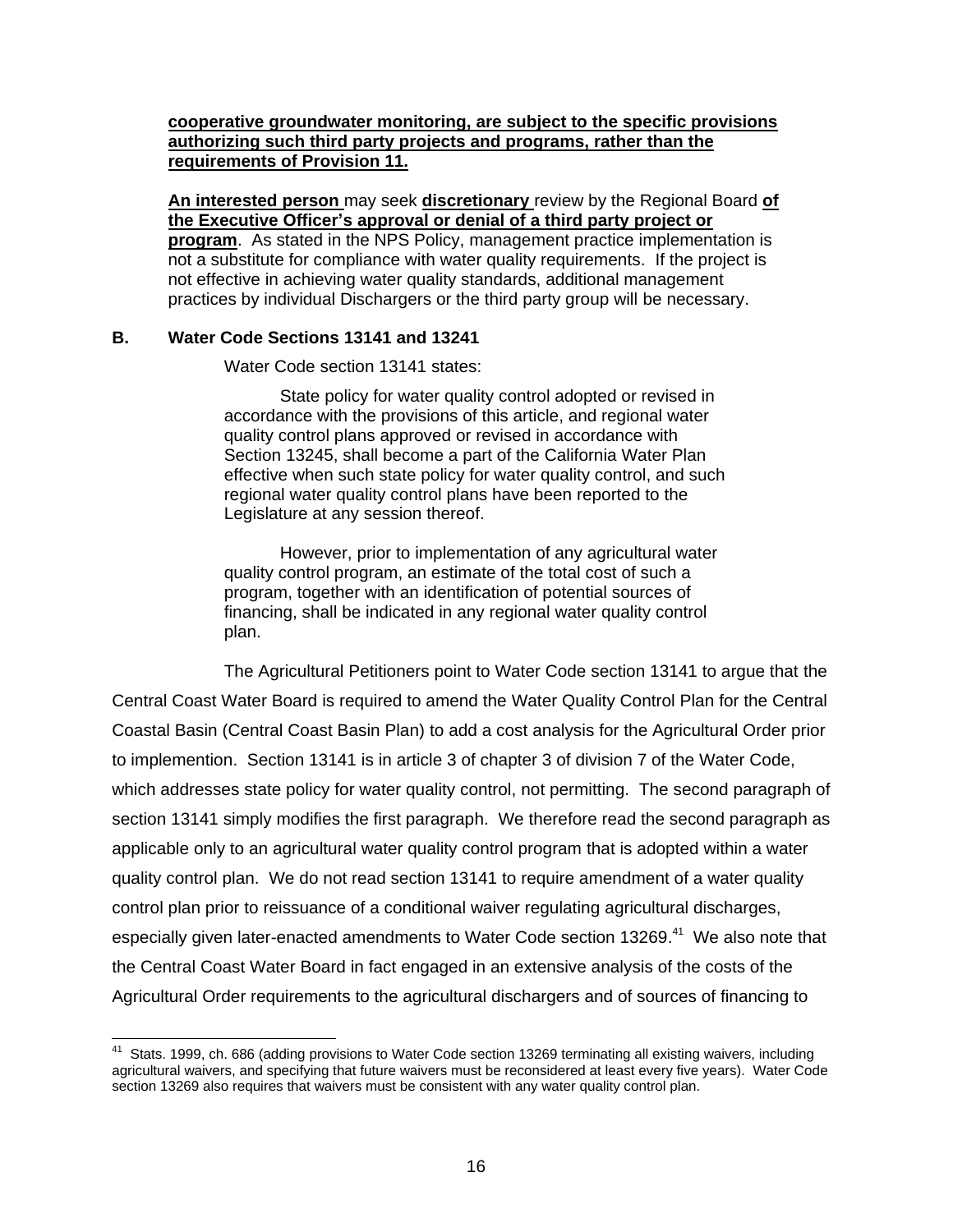**cooperative groundwater monitoring, are subject to the specific provisions authorizing such third party projects and programs, rather than the requirements of Provision 11.**

**An interested person** may seek **discretionary** review by the Regional Board **of the Executive Officer's approval or denial of a third party project or program**. As stated in the NPS Policy, management practice implementation is not a substitute for compliance with water quality requirements. If the project is not effective in achieving water quality standards, additional management practices by individual Dischargers or the third party group will be necessary.

## B. Water Code Sections 13141 and 13241

Water Code section 13141 states:

> State policy for water quality control adopted or revised in accordance with the provisions of this article, and regional water quality control plans approved or revised in accordance with Section 13245, shall become a part of the California Water Plan effective when such state policy for water quality control, and such regional water quality control plans have been reported to the Legislature at any session thereof.
>
> However, prior to implementation of any agricultural water quality control program, an estimate of the total cost of such a program, together with an identification of potential sources of financing, shall be indicated in any regional water quality control plan.

The Agricultural Petitioners point to Water Code section 13141 to argue that the Central Coast Water Board is required to amend the Water Quality Control Plan for the Central Coastal Basin (Central Coast Basin Plan) to add a cost analysis for the Agricultural Order prior to implemention. Section 13141 is in article 3 of chapter 3 of division 7 of the Water Code, which addresses state policy for water quality control, not permitting. The second paragraph of section 13141 simply modifies the first paragraph. We therefore read the second paragraph as applicable only to an agricultural water quality control program that is adopted within a water quality control plan. We do not read section 13141 to require amendment of a water quality control plan prior to reissuance of a conditional waiver regulating agricultural discharges, especially given later-enacted amendments to Water Code section 13269.[41] We also note that the Central Coast Water Board in fact engaged in an extensive analysis of the costs of the Agricultural Order requirements to the agricultural dischargers and of sources of financing to

[41] Stats. 1999, ch. 686 (adding provisions to Water Code section 13269 terminating all existing waivers, including agricultural waivers, and specifying that future waivers must be reconsidered at least every five years). Water Code section 13269 also requires that waivers must be consistent with any water quality control plan.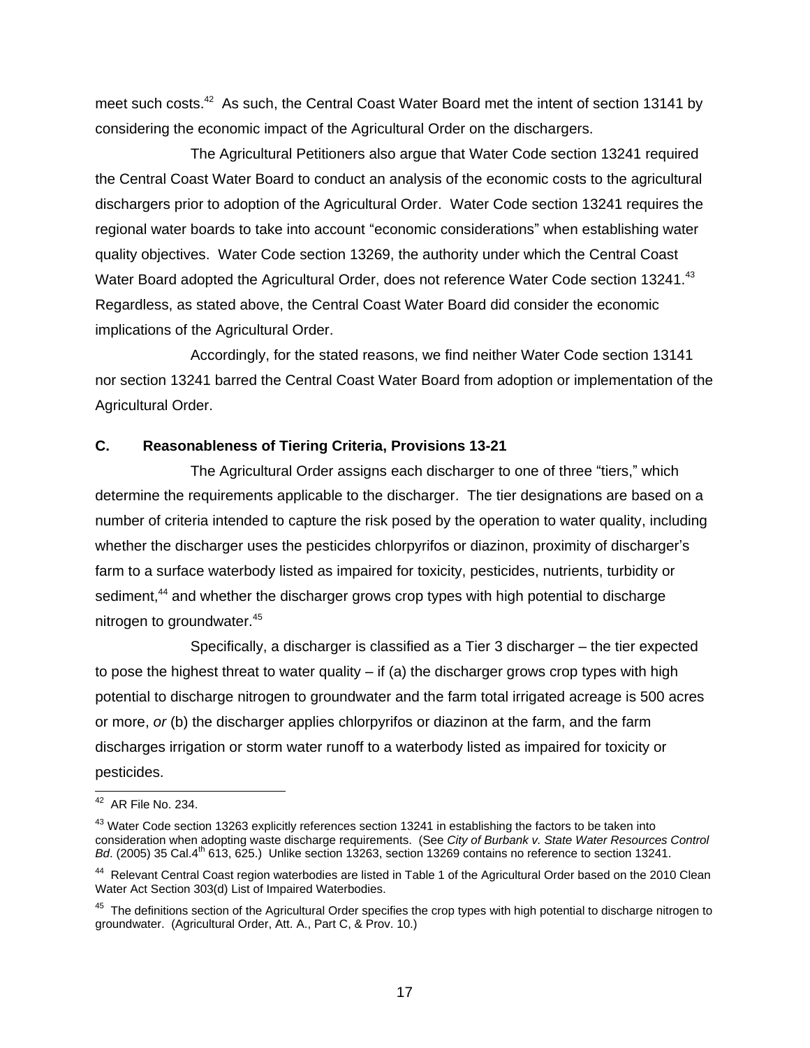meet such costs.[42] As such, the Central Coast Water Board met the intent of section 13141 by considering the economic impact of the Agricultural Order on the dischargers.

The Agricultural Petitioners also argue that Water Code section 13241 required the Central Coast Water Board to conduct an analysis of the economic costs to the agricultural dischargers prior to adoption of the Agricultural Order. Water Code section 13241 requires the regional water boards to take into account "economic considerations" when establishing water quality objectives. Water Code section 13269, the authority under which the Central Coast Water Board adopted the Agricultural Order, does not reference Water Code section 13241.[43] Regardless, as stated above, the Central Coast Water Board did consider the economic implications of the Agricultural Order.

Accordingly, for the stated reasons, we find neither Water Code section 13141 nor section 13241 barred the Central Coast Water Board from adoption or implementation of the Agricultural Order.

### C. Reasonableness of Tiering Criteria, Provisions 13-21

The Agricultural Order assigns each discharger to one of three "tiers," which determine the requirements applicable to the discharger. The tier designations are based on a number of criteria intended to capture the risk posed by the operation to water quality, including whether the discharger uses the pesticides chlorpyrifos or diazinon, proximity of discharger's farm to a surface waterbody listed as impaired for toxicity, pesticides, nutrients, turbidity or sediment,[44] and whether the discharger grows crop types with high potential to discharge nitrogen to groundwater.[45]

Specifically, a discharger is classified as a Tier 3 discharger – the tier expected to pose the highest threat to water quality – if (a) the discharger grows crop types with high potential to discharge nitrogen to groundwater and the farm total irrigated acreage is 500 acres or more, *or* (b) the discharger applies chlorpyrifos or diazinon at the farm, and the farm discharges irrigation or storm water runoff to a waterbody listed as impaired for toxicity or pesticides.

---

[42] AR File No. 234.

[43] Water Code section 13263 explicitly references section 13241 in establishing the factors to be taken into consideration when adopting waste discharge requirements. (See *City of Burbank v. State Water Resources Control Bd*. (2005) 35 Cal.4th 613, 625.) Unlike section 13263, section 13269 contains no reference to section 13241.

[44] Relevant Central Coast region waterbodies are listed in Table 1 of the Agricultural Order based on the 2010 Clean Water Act Section 303(d) List of Impaired Waterbodies.

[45] The definitions section of the Agricultural Order specifies the crop types with high potential to discharge nitrogen to groundwater. (Agricultural Order, Att. A., Part C, & Prov. 10.)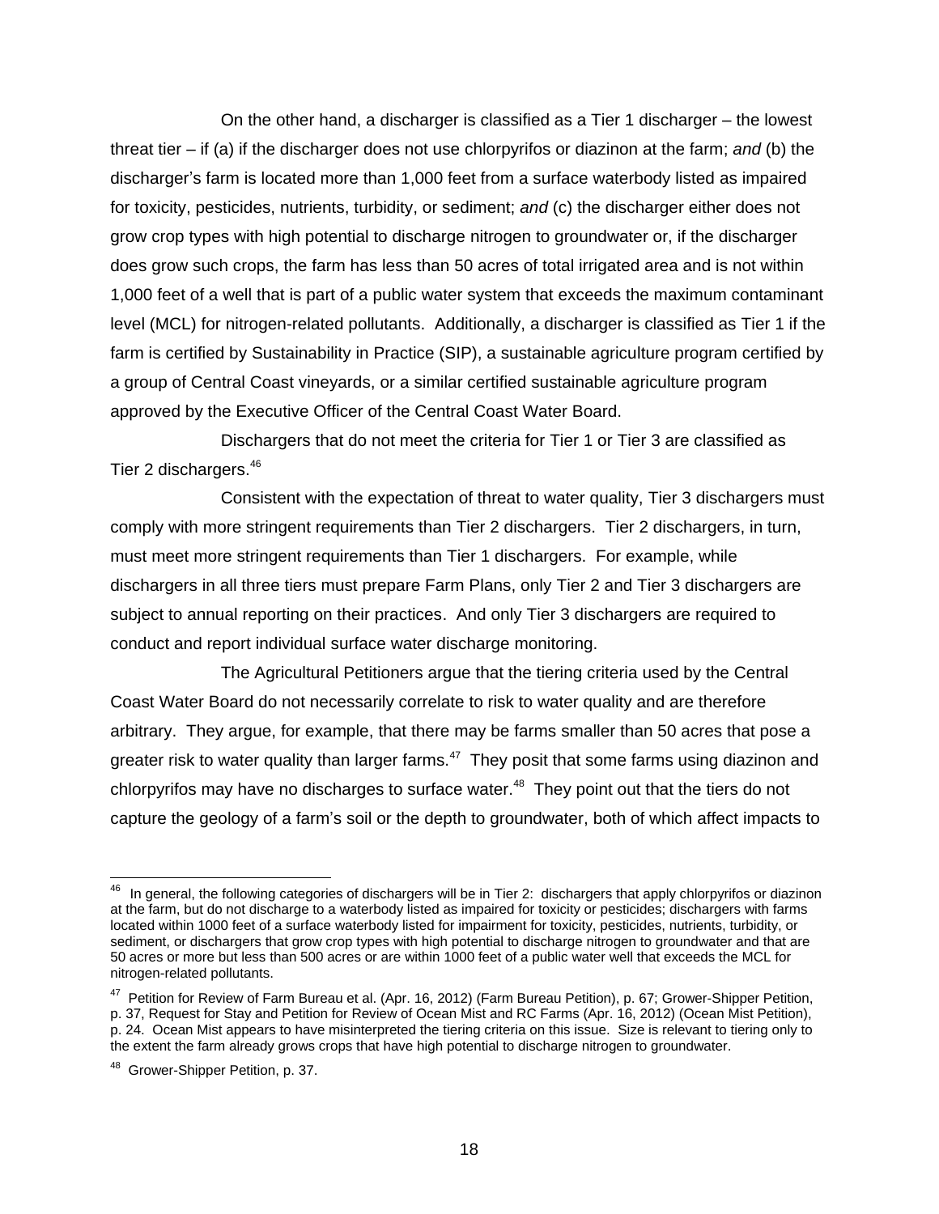On the other hand, a discharger is classified as a Tier 1 discharger – the lowest threat tier – if (a) if the discharger does not use chlorpyrifos or diazinon at the farm; *and* (b) the discharger's farm is located more than 1,000 feet from a surface waterbody listed as impaired for toxicity, pesticides, nutrients, turbidity, or sediment; *and* (c) the discharger either does not grow crop types with high potential to discharge nitrogen to groundwater or, if the discharger does grow such crops, the farm has less than 50 acres of total irrigated area and is not within 1,000 feet of a well that is part of a public water system that exceeds the maximum contaminant level (MCL) for nitrogen-related pollutants. Additionally, a discharger is classified as Tier 1 if the farm is certified by Sustainability in Practice (SIP), a sustainable agriculture program certified by a group of Central Coast vineyards, or a similar certified sustainable agriculture program approved by the Executive Officer of the Central Coast Water Board.

Dischargers that do not meet the criteria for Tier 1 or Tier 3 are classified as Tier 2 dischargers.[46]

Consistent with the expectation of threat to water quality, Tier 3 dischargers must comply with more stringent requirements than Tier 2 dischargers. Tier 2 dischargers, in turn, must meet more stringent requirements than Tier 1 dischargers. For example, while dischargers in all three tiers must prepare Farm Plans, only Tier 2 and Tier 3 dischargers are subject to annual reporting on their practices. And only Tier 3 dischargers are required to conduct and report individual surface water discharge monitoring.

The Agricultural Petitioners argue that the tiering criteria used by the Central Coast Water Board do not necessarily correlate to risk to water quality and are therefore arbitrary. They argue, for example, that there may be farms smaller than 50 acres that pose a greater risk to water quality than larger farms.[47] They posit that some farms using diazinon and chlorpyrifos may have no discharges to surface water.[48] They point out that the tiers do not capture the geology of a farm's soil or the depth to groundwater, both of which affect impacts to

---

[46] In general, the following categories of dischargers will be in Tier 2: dischargers that apply chlorpyrifos or diazinon at the farm, but do not discharge to a waterbody listed as impaired for toxicity or pesticides; dischargers with farms located within 1000 feet of a surface waterbody listed for impairment for toxicity, pesticides, nutrients, turbidity, or sediment, or dischargers that grow crop types with high potential to discharge nitrogen to groundwater and that are 50 acres or more but less than 500 acres or are within 1000 feet of a public water well that exceeds the MCL for nitrogen-related pollutants.

[47] Petition for Review of Farm Bureau et al. (Apr. 16, 2012) (Farm Bureau Petition), p. 67; Grower-Shipper Petition, p. 37, Request for Stay and Petition for Review of Ocean Mist and RC Farms (Apr. 16, 2012) (Ocean Mist Petition), p. 24. Ocean Mist appears to have misinterpreted the tiering criteria on this issue. Size is relevant to tiering only to the extent the farm already grows crops that have high potential to discharge nitrogen to groundwater.

[48] Grower-Shipper Petition, p. 37.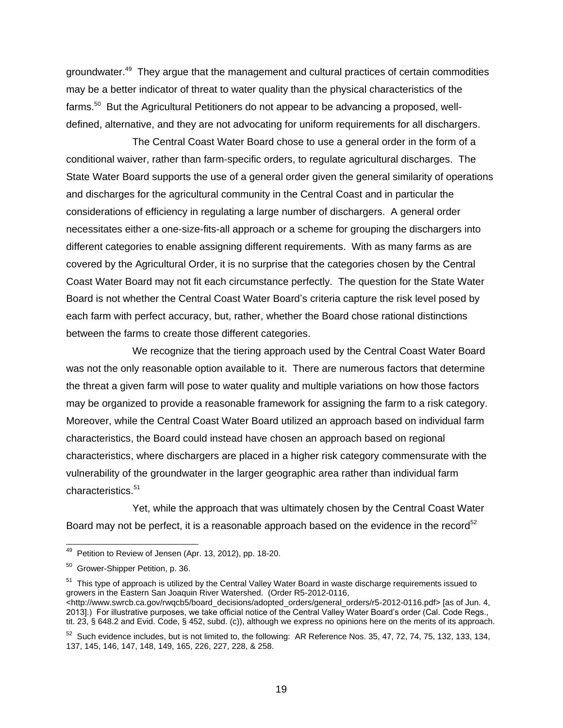groundwater.[49] They argue that the management and cultural practices of certain commodities may be a better indicator of threat to water quality than the physical characteristics of the farms.[50] But the Agricultural Petitioners do not appear to be advancing a proposed, well-defined, alternative, and they are not advocating for uniform requirements for all dischargers.

The Central Coast Water Board chose to use a general order in the form of a conditional waiver, rather than farm-specific orders, to regulate agricultural discharges. The State Water Board supports the use of a general order given the general similarity of operations and discharges for the agricultural community in the Central Coast and in particular the considerations of efficiency in regulating a large number of dischargers. A general order necessitates either a one-size-fits-all approach or a scheme for grouping the dischargers into different categories to enable assigning different requirements. With as many farms as are covered by the Agricultural Order, it is no surprise that the categories chosen by the Central Coast Water Board may not fit each circumstance perfectly. The question for the State Water Board is not whether the Central Coast Water Board's criteria capture the risk level posed by each farm with perfect accuracy, but, rather, whether the Board chose rational distinctions between the farms to create those different categories.

We recognize that the tiering approach used by the Central Coast Water Board was not the only reasonable option available to it. There are numerous factors that determine the threat a given farm will pose to water quality and multiple variations on how those factors may be organized to provide a reasonable framework for assigning the farm to a risk category. Moreover, while the Central Coast Water Board utilized an approach based on individual farm characteristics, the Board could instead have chosen an approach based on regional characteristics, where dischargers are placed in a higher risk category commensurate with the vulnerability of the groundwater in the larger geographic area rather than individual farm characteristics.[51]

Yet, while the approach that was ultimately chosen by the Central Coast Water Board may not be perfect, it is a reasonable approach based on the evidence in the record[52]

---

[49] Petition to Review of Jensen (Apr. 13, 2012), pp. 18-20.

[50] Grower-Shipper Petition, p. 36.

[51] This type of approach is utilized by the Central Valley Water Board in waste discharge requirements issued to growers in the Eastern San Joaquin River Watershed. (Order R5-2012-0116, <http://www.swrcb.ca.gov/rwqcb5/board_decisions/adopted_orders/general_orders/r5-2012-0116.pdf> [as of Jun. 4, 2013].) For illustrative purposes, we take official notice of the Central Valley Water Board's order (Cal. Code Regs., tit. 23, § 648.2 and Evid. Code, § 452, subd. (c)), although we express no opinions here on the merits of its approach.

[52] Such evidence includes, but is not limited to, the following: AR Reference Nos. 35, 47, 72, 74, 75, 132, 133, 134, 137, 145, 146, 147, 148, 149, 165, 226, 227, 228, & 258.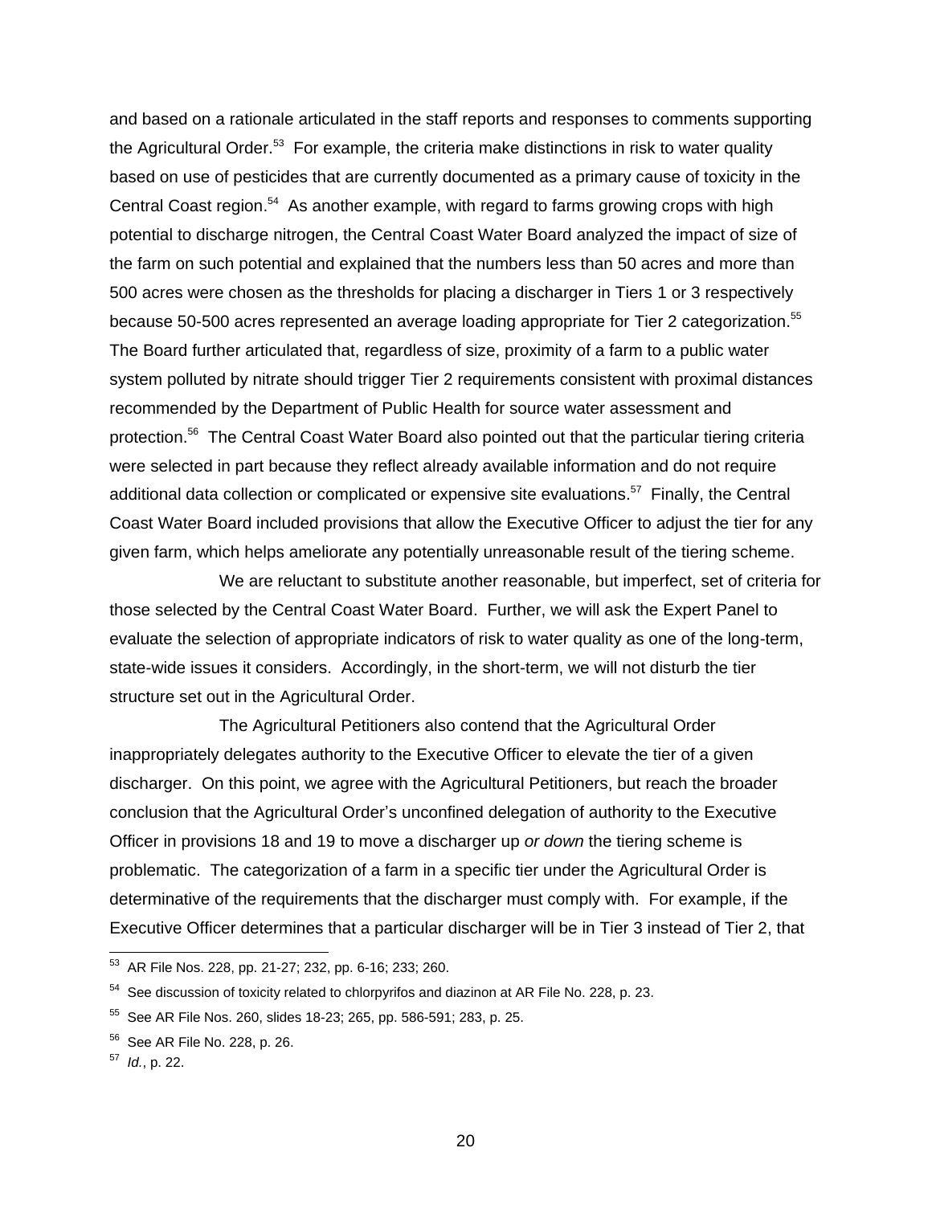and based on a rationale articulated in the staff reports and responses to comments supporting the Agricultural Order.[53] For example, the criteria make distinctions in risk to water quality based on use of pesticides that are currently documented as a primary cause of toxicity in the Central Coast region.[54] As another example, with regard to farms growing crops with high potential to discharge nitrogen, the Central Coast Water Board analyzed the impact of size of the farm on such potential and explained that the numbers less than 50 acres and more than 500 acres were chosen as the thresholds for placing a discharger in Tiers 1 or 3 respectively because 50-500 acres represented an average loading appropriate for Tier 2 categorization.[55] The Board further articulated that, regardless of size, proximity of a farm to a public water system polluted by nitrate should trigger Tier 2 requirements consistent with proximal distances recommended by the Department of Public Health for source water assessment and protection.[56] The Central Coast Water Board also pointed out that the particular tiering criteria were selected in part because they reflect already available information and do not require additional data collection or complicated or expensive site evaluations.[57] Finally, the Central Coast Water Board included provisions that allow the Executive Officer to adjust the tier for any given farm, which helps ameliorate any potentially unreasonable result of the tiering scheme.

We are reluctant to substitute another reasonable, but imperfect, set of criteria for those selected by the Central Coast Water Board. Further, we will ask the Expert Panel to evaluate the selection of appropriate indicators of risk to water quality as one of the long-term, state-wide issues it considers. Accordingly, in the short-term, we will not disturb the tier structure set out in the Agricultural Order.

The Agricultural Petitioners also contend that the Agricultural Order inappropriately delegates authority to the Executive Officer to elevate the tier of a given discharger. On this point, we agree with the Agricultural Petitioners, but reach the broader conclusion that the Agricultural Order's unconfined delegation of authority to the Executive Officer in provisions 18 and 19 to move a discharger up *or down* the tiering scheme is problematic. The categorization of a farm in a specific tier under the Agricultural Order is determinative of the requirements that the discharger must comply with. For example, if the Executive Officer determines that a particular discharger will be in Tier 3 instead of Tier 2, that

---

[53] AR File Nos. 228, pp. 21-27; 232, pp. 6-16; 233; 260.

[54] See discussion of toxicity related to chlorpyrifos and diazinon at AR File No. 228, p. 23.

[55] See AR File Nos. 260, slides 18-23; 265, pp. 586-591; 283, p. 25.

[56] See AR File No. 228, p. 26.

[57] *Id.*, p. 22.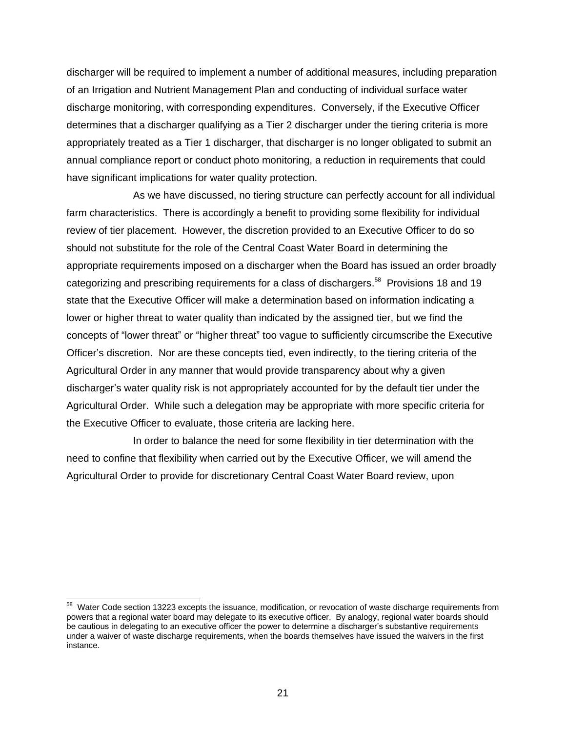discharger will be required to implement a number of additional measures, including preparation of an Irrigation and Nutrient Management Plan and conducting of individual surface water discharge monitoring, with corresponding expenditures. Conversely, if the Executive Officer determines that a discharger qualifying as a Tier 2 discharger under the tiering criteria is more appropriately treated as a Tier 1 discharger, that discharger is no longer obligated to submit an annual compliance report or conduct photo monitoring, a reduction in requirements that could have significant implications for water quality protection.

As we have discussed, no tiering structure can perfectly account for all individual farm characteristics. There is accordingly a benefit to providing some flexibility for individual review of tier placement. However, the discretion provided to an Executive Officer to do so should not substitute for the role of the Central Coast Water Board in determining the appropriate requirements imposed on a discharger when the Board has issued an order broadly categorizing and prescribing requirements for a class of dischargers.[58] Provisions 18 and 19 state that the Executive Officer will make a determination based on information indicating a lower or higher threat to water quality than indicated by the assigned tier, but we find the concepts of "lower threat" or "higher threat" too vague to sufficiently circumscribe the Executive Officer's discretion. Nor are these concepts tied, even indirectly, to the tiering criteria of the Agricultural Order in any manner that would provide transparency about why a given discharger's water quality risk is not appropriately accounted for by the default tier under the Agricultural Order. While such a delegation may be appropriate with more specific criteria for the Executive Officer to evaluate, those criteria are lacking here.

In order to balance the need for some flexibility in tier determination with the need to confine that flexibility when carried out by the Executive Officer, we will amend the Agricultural Order to provide for discretionary Central Coast Water Board review, upon

---

[58] Water Code section 13223 excepts the issuance, modification, or revocation of waste discharge requirements from powers that a regional water board may delegate to its executive officer. By analogy, regional water boards should be cautious in delegating to an executive officer the power to determine a discharger's substantive requirements under a waiver of waste discharge requirements, when the boards themselves have issued the waivers in the first instance.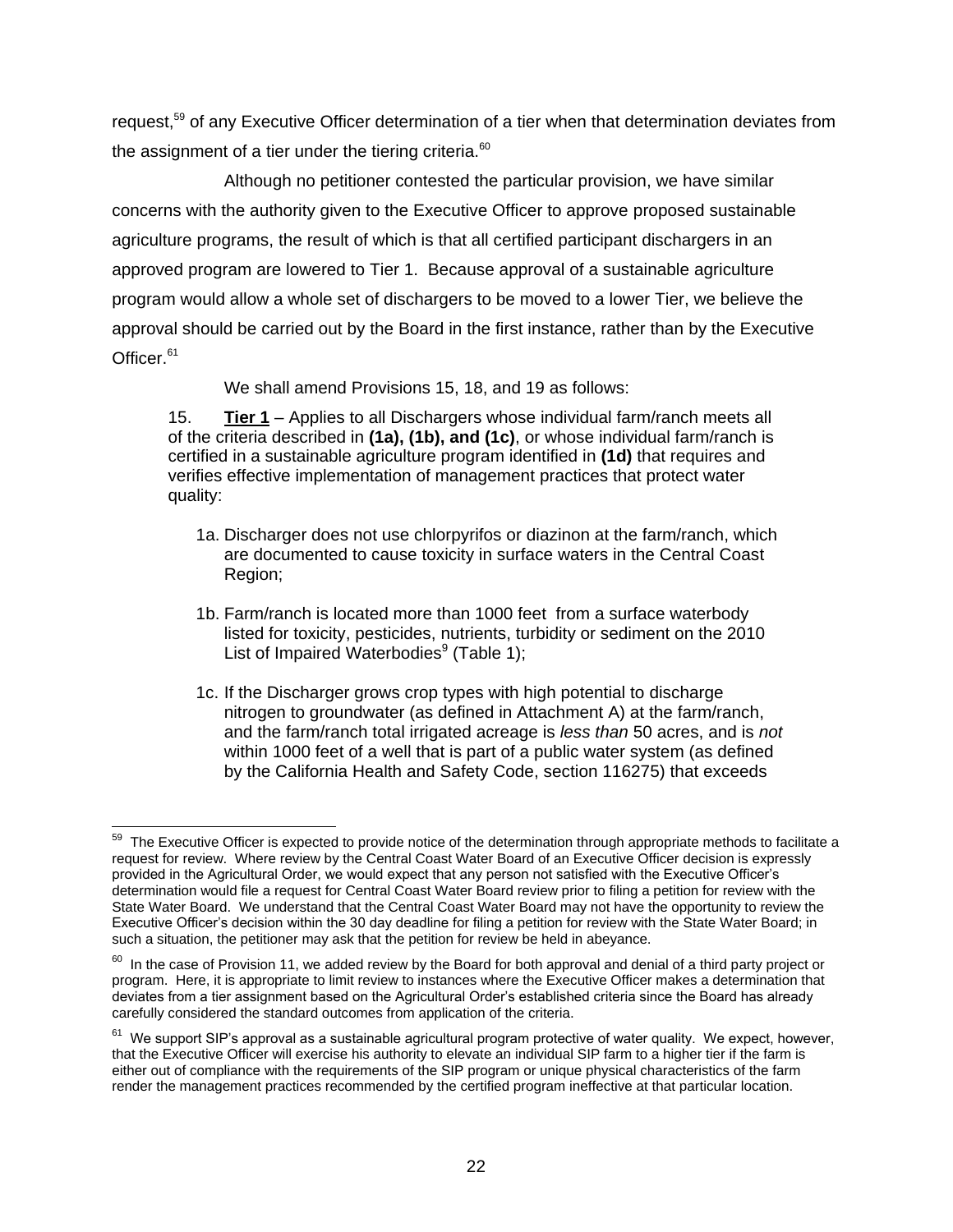request,[59] of any Executive Officer determination of a tier when that determination deviates from the assignment of a tier under the tiering criteria.[60]

Although no petitioner contested the particular provision, we have similar concerns with the authority given to the Executive Officer to approve proposed sustainable agriculture programs, the result of which is that all certified participant dischargers in an approved program are lowered to Tier 1. Because approval of a sustainable agriculture program would allow a whole set of dischargers to be moved to a lower Tier, we believe the approval should be carried out by the Board in the first instance, rather than by the Executive Officer.[61]

We shall amend Provisions 15, 18, and 19 as follows:

> 15. **Tier 1** – Applies to all Dischargers whose individual farm/ranch meets all of the criteria described in **(1a), (1b), and (1c)**, or whose individual farm/ranch is certified in a sustainable agriculture program identified in **(1d)** that requires and verifies effective implementation of management practices that protect water quality:
>
> 1a. Discharger does not use chlorpyrifos or diazinon at the farm/ranch, which are documented to cause toxicity in surface waters in the Central Coast Region;
>
> 1b. Farm/ranch is located more than 1000 feet from a surface waterbody listed for toxicity, pesticides, nutrients, turbidity or sediment on the 2010 List of Impaired Waterbodies[9] (Table 1);
>
> 1c. If the Discharger grows crop types with high potential to discharge nitrogen to groundwater (as defined in Attachment A) at the farm/ranch, and the farm/ranch total irrigated acreage is *less than* 50 acres, and is *not* within 1000 feet of a well that is part of a public water system (as defined by the California Health and Safety Code, section 116275) that exceeds

---

[59] The Executive Officer is expected to provide notice of the determination through appropriate methods to facilitate a request for review. Where review by the Central Coast Water Board of an Executive Officer decision is expressly provided in the Agricultural Order, we would expect that any person not satisfied with the Executive Officer's determination would file a request for Central Coast Water Board review prior to filing a petition for review with the State Water Board. We understand that the Central Coast Water Board may not have the opportunity to review the Executive Officer's decision within the 30 day deadline for filing a petition for review with the State Water Board; in such a situation, the petitioner may ask that the petition for review be held in abeyance.

[60] In the case of Provision 11, we added review by the Board for both approval and denial of a third party project or program. Here, it is appropriate to limit review to instances where the Executive Officer makes a determination that deviates from a tier assignment based on the Agricultural Order's established criteria since the Board has already carefully considered the standard outcomes from application of the criteria.

[61] We support SIP's approval as a sustainable agricultural program protective of water quality. We expect, however, that the Executive Officer will exercise his authority to elevate an individual SIP farm to a higher tier if the farm is either out of compliance with the requirements of the SIP program or unique physical characteristics of the farm render the management practices recommended by the certified program ineffective at that particular location.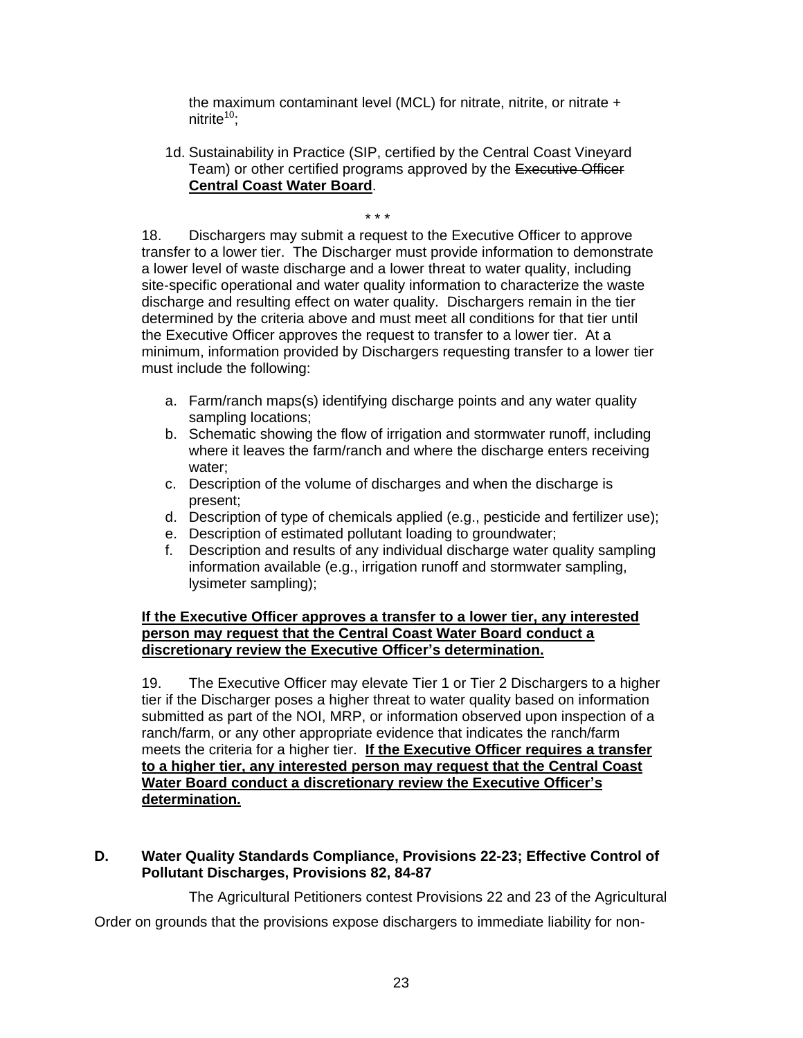the maximum contaminant level (MCL) for nitrate, nitrite, or nitrate + nitrite[10];

1d. Sustainability in Practice (SIP, certified by the Central Coast Vineyard Team) or other certified programs approved by the ~~Executive Officer~~ **<u>Central Coast Water Board</u>**.

\* \* \*

18. Dischargers may submit a request to the Executive Officer to approve transfer to a lower tier. The Discharger must provide information to demonstrate a lower level of waste discharge and a lower threat to water quality, including site-specific operational and water quality information to characterize the waste discharge and resulting effect on water quality. Dischargers remain in the tier determined by the criteria above and must meet all conditions for that tier until the Executive Officer approves the request to transfer to a lower tier. At a minimum, information provided by Dischargers requesting transfer to a lower tier must include the following:

a. Farm/ranch maps(s) identifying discharge points and any water quality sampling locations;
b. Schematic showing the flow of irrigation and stormwater runoff, including where it leaves the farm/ranch and where the discharge enters receiving water;
c. Description of the volume of discharges and when the discharge is present;
d. Description of type of chemicals applied (e.g., pesticide and fertilizer use);
e. Description of estimated pollutant loading to groundwater;
f. Description and results of any individual discharge water quality sampling information available (e.g., irrigation runoff and stormwater sampling, lysimeter sampling);

**<u>If the Executive Officer approves a transfer to a lower tier, any interested person may request that the Central Coast Water Board conduct a discretionary review the Executive Officer's determination.</u>**

19. The Executive Officer may elevate Tier 1 or Tier 2 Dischargers to a higher tier if the Discharger poses a higher threat to water quality based on information submitted as part of the NOI, MRP, or information observed upon inspection of a ranch/farm, or any other appropriate evidence that indicates the ranch/farm meets the criteria for a higher tier. **<u>If the Executive Officer requires a transfer to a higher tier, any interested person may request that the Central Coast Water Board conduct a discretionary review the Executive Officer's determination.</u>**

## D. Water Quality Standards Compliance, Provisions 22-23; Effective Control of Pollutant Discharges, Provisions 82, 84-87

The Agricultural Petitioners contest Provisions 22 and 23 of the Agricultural Order on grounds that the provisions expose dischargers to immediate liability for non-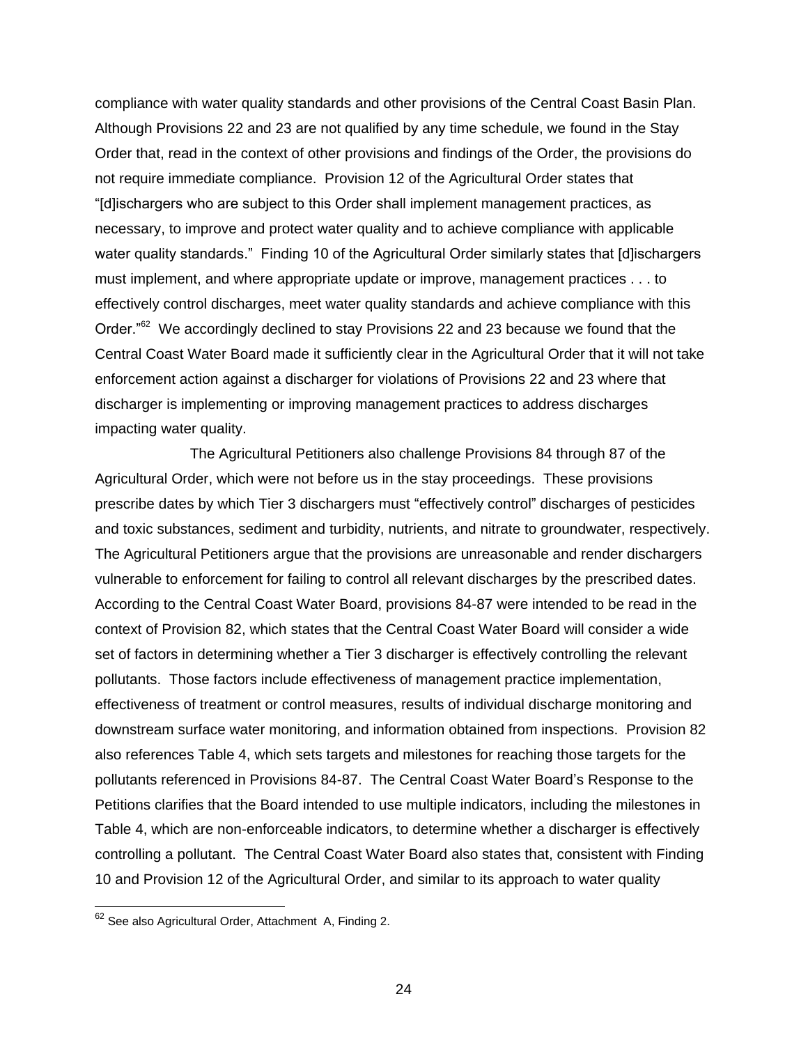compliance with water quality standards and other provisions of the Central Coast Basin Plan. Although Provisions 22 and 23 are not qualified by any time schedule, we found in the Stay Order that, read in the context of other provisions and findings of the Order, the provisions do not require immediate compliance. Provision 12 of the Agricultural Order states that "[d]ischargers who are subject to this Order shall implement management practices, as necessary, to improve and protect water quality and to achieve compliance with applicable water quality standards." Finding 10 of the Agricultural Order similarly states that [d]ischargers must implement, and where appropriate update or improve, management practices . . . to effectively control discharges, meet water quality standards and achieve compliance with this Order."[62] We accordingly declined to stay Provisions 22 and 23 because we found that the Central Coast Water Board made it sufficiently clear in the Agricultural Order that it will not take enforcement action against a discharger for violations of Provisions 22 and 23 where that discharger is implementing or improving management practices to address discharges impacting water quality.

The Agricultural Petitioners also challenge Provisions 84 through 87 of the Agricultural Order, which were not before us in the stay proceedings. These provisions prescribe dates by which Tier 3 dischargers must "effectively control" discharges of pesticides and toxic substances, sediment and turbidity, nutrients, and nitrate to groundwater, respectively. The Agricultural Petitioners argue that the provisions are unreasonable and render dischargers vulnerable to enforcement for failing to control all relevant discharges by the prescribed dates. According to the Central Coast Water Board, provisions 84-87 were intended to be read in the context of Provision 82, which states that the Central Coast Water Board will consider a wide set of factors in determining whether a Tier 3 discharger is effectively controlling the relevant pollutants. Those factors include effectiveness of management practice implementation, effectiveness of treatment or control measures, results of individual discharge monitoring and downstream surface water monitoring, and information obtained from inspections. Provision 82 also references Table 4, which sets targets and milestones for reaching those targets for the pollutants referenced in Provisions 84-87. The Central Coast Water Board's Response to the Petitions clarifies that the Board intended to use multiple indicators, including the milestones in Table 4, which are non-enforceable indicators, to determine whether a discharger is effectively controlling a pollutant. The Central Coast Water Board also states that, consistent with Finding 10 and Provision 12 of the Agricultural Order, and similar to its approach to water quality

[62] See also Agricultural Order, Attachment A, Finding 2.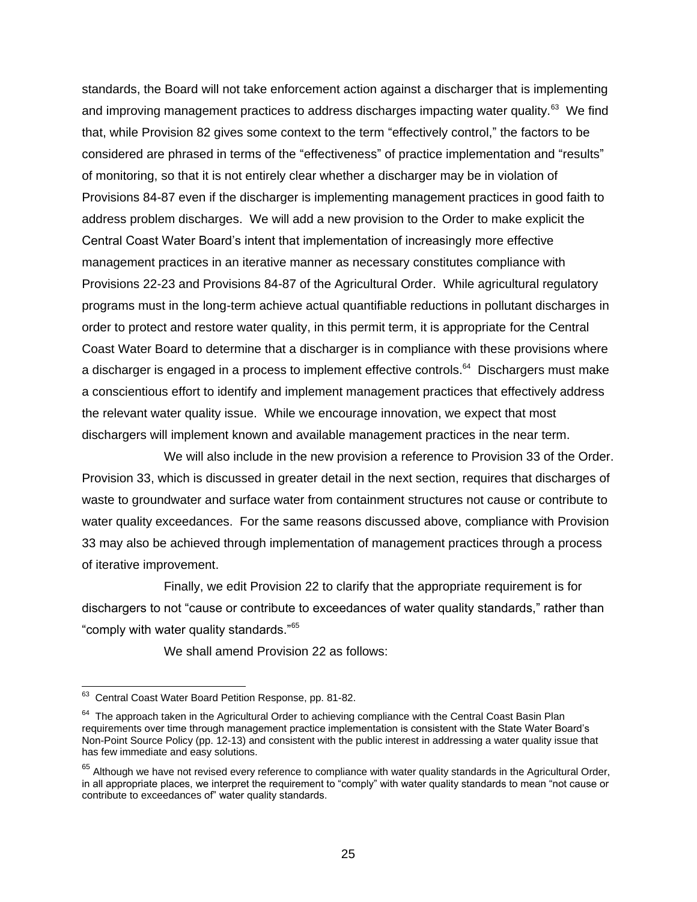standards, the Board will not take enforcement action against a discharger that is implementing and improving management practices to address discharges impacting water quality.[63] We find that, while Provision 82 gives some context to the term "effectively control," the factors to be considered are phrased in terms of the "effectiveness" of practice implementation and "results" of monitoring, so that it is not entirely clear whether a discharger may be in violation of Provisions 84-87 even if the discharger is implementing management practices in good faith to address problem discharges. We will add a new provision to the Order to make explicit the Central Coast Water Board's intent that implementation of increasingly more effective management practices in an iterative manner as necessary constitutes compliance with Provisions 22-23 and Provisions 84-87 of the Agricultural Order. While agricultural regulatory programs must in the long-term achieve actual quantifiable reductions in pollutant discharges in order to protect and restore water quality, in this permit term, it is appropriate for the Central Coast Water Board to determine that a discharger is in compliance with these provisions where a discharger is engaged in a process to implement effective controls.[64] Dischargers must make a conscientious effort to identify and implement management practices that effectively address the relevant water quality issue. While we encourage innovation, we expect that most dischargers will implement known and available management practices in the near term.

We will also include in the new provision a reference to Provision 33 of the Order. Provision 33, which is discussed in greater detail in the next section, requires that discharges of waste to groundwater and surface water from containment structures not cause or contribute to water quality exceedances. For the same reasons discussed above, compliance with Provision 33 may also be achieved through implementation of management practices through a process of iterative improvement.

Finally, we edit Provision 22 to clarify that the appropriate requirement is for dischargers to not "cause or contribute to exceedances of water quality standards," rather than "comply with water quality standards."[65]

We shall amend Provision 22 as follows:

---

[63] Central Coast Water Board Petition Response, pp. 81-82.

[64] The approach taken in the Agricultural Order to achieving compliance with the Central Coast Basin Plan requirements over time through management practice implementation is consistent with the State Water Board's Non-Point Source Policy (pp. 12-13) and consistent with the public interest in addressing a water quality issue that has few immediate and easy solutions.

[65] Although we have not revised every reference to compliance with water quality standards in the Agricultural Order, in all appropriate places, we interpret the requirement to "comply" with water quality standards to mean "not cause or contribute to exceedances of" water quality standards.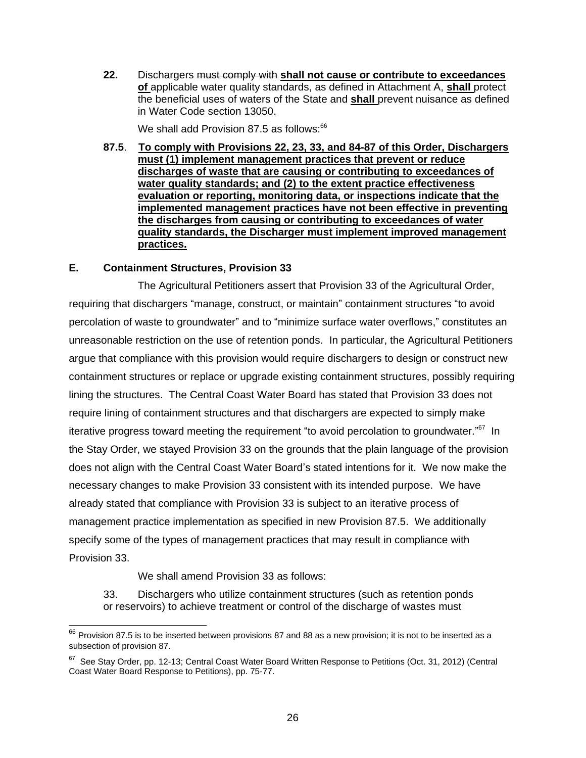**22.** Dischargers ~~must comply with~~ **<u>shall not cause or contribute to exceedances of</u>** applicable water quality standards, as defined in Attachment A, **<u>shall</u>** protect the beneficial uses of waters of the State and **<u>shall</u>** prevent nuisance as defined in Water Code section 13050.

We shall add Provision 87.5 as follows:[66]

**87.5**. **<u>To comply with Provisions 22, 23, 33, and 84-87 of this Order, Dischargers must (1) implement management practices that prevent or reduce discharges of waste that are causing or contributing to exceedances of water quality standards; and (2) to the extent practice effectiveness evaluation or reporting, monitoring data, or inspections indicate that the implemented management practices have not been effective in preventing the discharges from causing or contributing to exceedances of water quality standards, the Discharger must implement improved management practices.</u>**

## E. Containment Structures, Provision 33

The Agricultural Petitioners assert that Provision 33 of the Agricultural Order, requiring that dischargers "manage, construct, or maintain" containment structures "to avoid percolation of waste to groundwater" and to "minimize surface water overflows," constitutes an unreasonable restriction on the use of retention ponds. In particular, the Agricultural Petitioners argue that compliance with this provision would require dischargers to design or construct new containment structures or replace or upgrade existing containment structures, possibly requiring lining the structures. The Central Coast Water Board has stated that Provision 33 does not require lining of containment structures and that dischargers are expected to simply make iterative progress toward meeting the requirement "to avoid percolation to groundwater."[67] In the Stay Order, we stayed Provision 33 on the grounds that the plain language of the provision does not align with the Central Coast Water Board's stated intentions for it. We now make the necessary changes to make Provision 33 consistent with its intended purpose. We have already stated that compliance with Provision 33 is subject to an iterative process of management practice implementation as specified in new Provision 87.5. We additionally specify some of the types of management practices that may result in compliance with Provision 33.

We shall amend Provision 33 as follows:

33. Dischargers who utilize containment structures (such as retention ponds or reservoirs) to achieve treatment or control of the discharge of wastes must

---

[66] Provision 87.5 is to be inserted between provisions 87 and 88 as a new provision; it is not to be inserted as a subsection of provision 87.

[67] See Stay Order, pp. 12-13; Central Coast Water Board Written Response to Petitions (Oct. 31, 2012) (Central Coast Water Board Response to Petitions), pp. 75-77.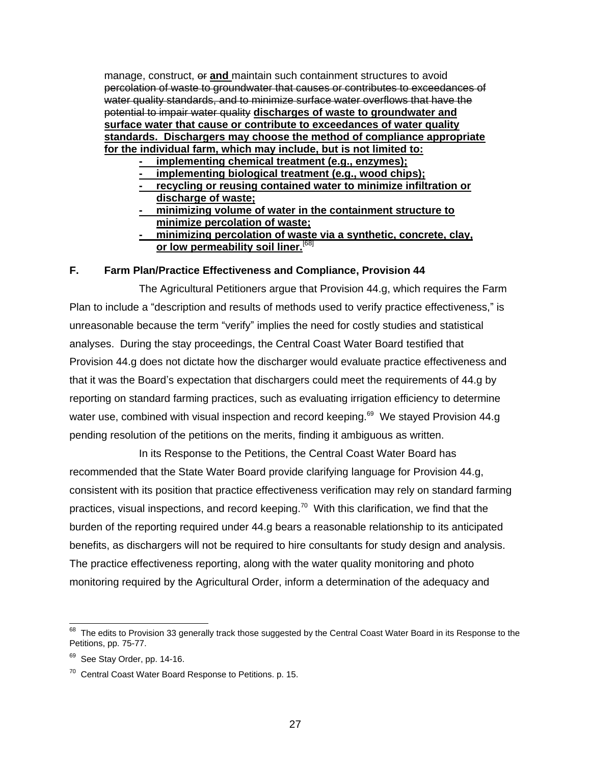manage, construct, ~~or~~ **<u>and</u>** maintain such containment structures to avoid ~~percolation of waste to groundwater that causes or contributes to exceedances of water quality standards, and to minimize surface water overflows that have the potential to impair water quality~~ **<u>discharges of waste to groundwater and surface water that cause or contribute to exceedances of water quality standards. Dischargers may choose the method of compliance appropriate for the individual farm, which may include, but is not limited to:</u>**

- **<u>implementing chemical treatment (e.g., enzymes);</u>**
- **<u>implementing biological treatment (e.g., wood chips);</u>**
- **<u>recycling or reusing contained water to minimize infiltration or discharge of waste;</u>**
- **<u>minimizing volume of water in the containment structure to minimize percolation of waste;</u>**
- **<u>minimizing percolation of waste via a synthetic, concrete, clay, or low permeability soil liner.</u>**[68]

## F. Farm Plan/Practice Effectiveness and Compliance, Provision 44

The Agricultural Petitioners argue that Provision 44.g, which requires the Farm Plan to include a "description and results of methods used to verify practice effectiveness," is unreasonable because the term "verify" implies the need for costly studies and statistical analyses. During the stay proceedings, the Central Coast Water Board testified that Provision 44.g does not dictate how the discharger would evaluate practice effectiveness and that it was the Board's expectation that dischargers could meet the requirements of 44.g by reporting on standard farming practices, such as evaluating irrigation efficiency to determine water use, combined with visual inspection and record keeping.[69] We stayed Provision 44.g pending resolution of the petitions on the merits, finding it ambiguous as written.

In its Response to the Petitions, the Central Coast Water Board has recommended that the State Water Board provide clarifying language for Provision 44.g, consistent with its position that practice effectiveness verification may rely on standard farming practices, visual inspections, and record keeping.[70] With this clarification, we find that the burden of the reporting required under 44.g bears a reasonable relationship to its anticipated benefits, as dischargers will not be required to hire consultants for study design and analysis. The practice effectiveness reporting, along with the water quality monitoring and photo monitoring required by the Agricultural Order, inform a determination of the adequacy and

---

[68] The edits to Provision 33 generally track those suggested by the Central Coast Water Board in its Response to the Petitions, pp. 75-77.

[69] See Stay Order, pp. 14-16.

[70] Central Coast Water Board Response to Petitions. p. 15.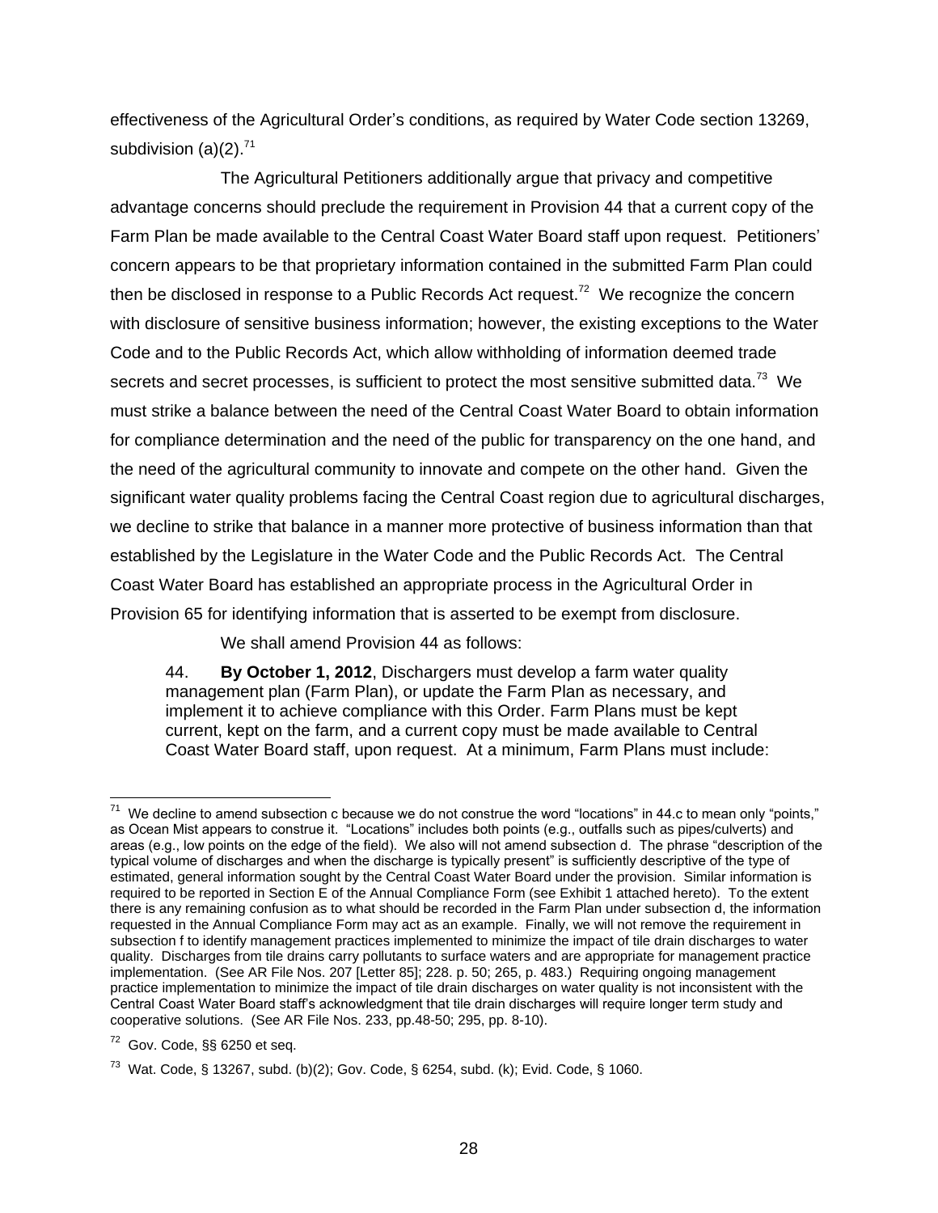effectiveness of the Agricultural Order's conditions, as required by Water Code section 13269, subdivision (a)(2).[71]

The Agricultural Petitioners additionally argue that privacy and competitive advantage concerns should preclude the requirement in Provision 44 that a current copy of the Farm Plan be made available to the Central Coast Water Board staff upon request. Petitioners' concern appears to be that proprietary information contained in the submitted Farm Plan could then be disclosed in response to a Public Records Act request.[72] We recognize the concern with disclosure of sensitive business information; however, the existing exceptions to the Water Code and to the Public Records Act, which allow withholding of information deemed trade secrets and secret processes, is sufficient to protect the most sensitive submitted data.[73] We must strike a balance between the need of the Central Coast Water Board to obtain information for compliance determination and the need of the public for transparency on the one hand, and the need of the agricultural community to innovate and compete on the other hand. Given the significant water quality problems facing the Central Coast region due to agricultural discharges, we decline to strike that balance in a manner more protective of business information than that established by the Legislature in the Water Code and the Public Records Act. The Central Coast Water Board has established an appropriate process in the Agricultural Order in Provision 65 for identifying information that is asserted to be exempt from disclosure.

We shall amend Provision 44 as follows:

> 44. **By October 1, 2012**, Dischargers must develop a farm water quality management plan (Farm Plan), or update the Farm Plan as necessary, and implement it to achieve compliance with this Order. Farm Plans must be kept current, kept on the farm, and a current copy must be made available to Central Coast Water Board staff, upon request. At a minimum, Farm Plans must include:

---

[71] We decline to amend subsection c because we do not construe the word "locations" in 44.c to mean only "points," as Ocean Mist appears to construe it. "Locations" includes both points (e.g., outfalls such as pipes/culverts) and areas (e.g., low points on the edge of the field). We also will not amend subsection d. The phrase "description of the typical volume of discharges and when the discharge is typically present" is sufficiently descriptive of the type of estimated, general information sought by the Central Coast Water Board under the provision. Similar information is required to be reported in Section E of the Annual Compliance Form (see Exhibit 1 attached hereto). To the extent there is any remaining confusion as to what should be recorded in the Farm Plan under subsection d, the information requested in the Annual Compliance Form may act as an example. Finally, we will not remove the requirement in subsection f to identify management practices implemented to minimize the impact of tile drain discharges to water quality. Discharges from tile drains carry pollutants to surface waters and are appropriate for management practice implementation. (See AR File Nos. 207 [Letter 85]; 228. p. 50; 265, p. 483.) Requiring ongoing management practice implementation to minimize the impact of tile drain discharges on water quality is not inconsistent with the Central Coast Water Board staff's acknowledgment that tile drain discharges will require longer term study and cooperative solutions. (See AR File Nos. 233, pp.48-50; 295, pp. 8-10).

[72] Gov. Code, §§ 6250 et seq.

[73] Wat. Code, § 13267, subd. (b)(2); Gov. Code, § 6254, subd. (k); Evid. Code, § 1060.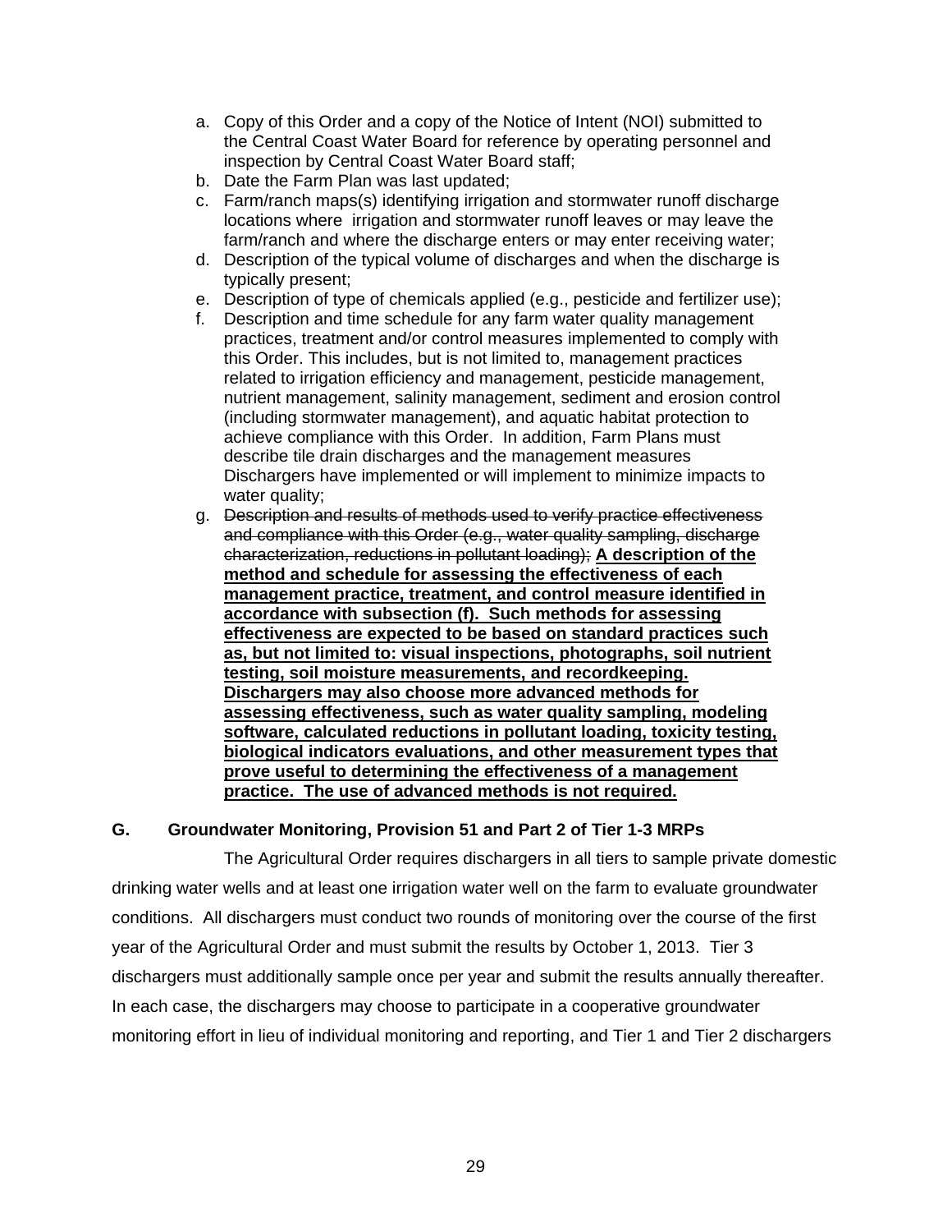a. Copy of this Order and a copy of the Notice of Intent (NOI) submitted to the Central Coast Water Board for reference by operating personnel and inspection by Central Coast Water Board staff;
b. Date the Farm Plan was last updated;
c. Farm/ranch maps(s) identifying irrigation and stormwater runoff discharge locations where irrigation and stormwater runoff leaves or may leave the farm/ranch and where the discharge enters or may enter receiving water;
d. Description of the typical volume of discharges and when the discharge is typically present;
e. Description of type of chemicals applied (e.g., pesticide and fertilizer use);
f. Description and time schedule for any farm water quality management practices, treatment and/or control measures implemented to comply with this Order. This includes, but is not limited to, management practices related to irrigation efficiency and management, pesticide management, nutrient management, salinity management, sediment and erosion control (including stormwater management), and aquatic habitat protection to achieve compliance with this Order. In addition, Farm Plans must describe tile drain discharges and the management measures Dischargers have implemented or will implement to minimize impacts to water quality;
g. ~~Description and results of methods used to verify practice effectiveness and compliance with this Order (e.g., water quality sampling, discharge characterization, reductions in pollutant loading);~~ **<u>A description of the method and schedule for assessing the effectiveness of each management practice, treatment, and control measure identified in accordance with subsection (f). Such methods for assessing effectiveness are expected to be based on standard practices such as, but not limited to: visual inspections, photographs, soil nutrient testing, soil moisture measurements, and recordkeeping. Dischargers may also choose more advanced methods for assessing effectiveness, such as water quality sampling, modeling software, calculated reductions in pollutant loading, toxicity testing, biological indicators evaluations, and other measurement types that prove useful to determining the effectiveness of a management practice. The use of advanced methods is not required.</u>**

**G. Groundwater Monitoring, Provision 51 and Part 2 of Tier 1-3 MRPs**

The Agricultural Order requires dischargers in all tiers to sample private domestic drinking water wells and at least one irrigation water well on the farm to evaluate groundwater conditions. All dischargers must conduct two rounds of monitoring over the course of the first year of the Agricultural Order and must submit the results by October 1, 2013. Tier 3 dischargers must additionally sample once per year and submit the results annually thereafter. In each case, the dischargers may choose to participate in a cooperative groundwater monitoring effort in lieu of individual monitoring and reporting, and Tier 1 and Tier 2 dischargers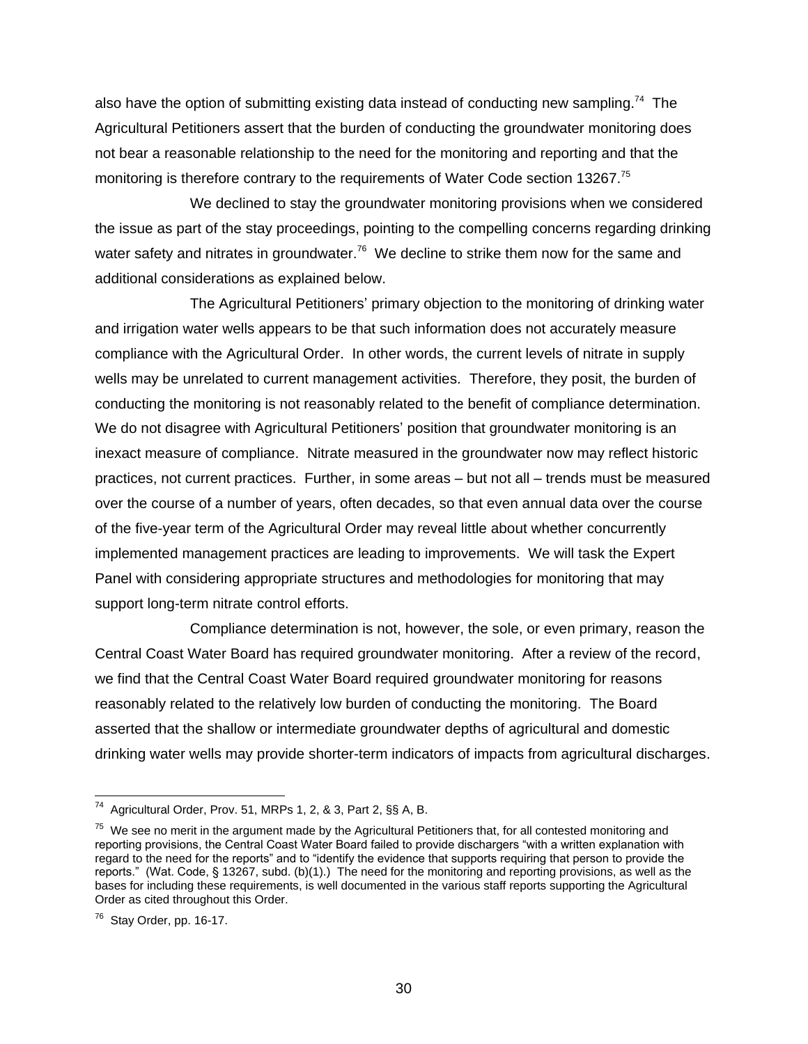also have the option of submitting existing data instead of conducting new sampling.[74] The Agricultural Petitioners assert that the burden of conducting the groundwater monitoring does not bear a reasonable relationship to the need for the monitoring and reporting and that the monitoring is therefore contrary to the requirements of Water Code section 13267.[75]

We declined to stay the groundwater monitoring provisions when we considered the issue as part of the stay proceedings, pointing to the compelling concerns regarding drinking water safety and nitrates in groundwater.[76] We decline to strike them now for the same and additional considerations as explained below.

The Agricultural Petitioners' primary objection to the monitoring of drinking water and irrigation water wells appears to be that such information does not accurately measure compliance with the Agricultural Order. In other words, the current levels of nitrate in supply wells may be unrelated to current management activities. Therefore, they posit, the burden of conducting the monitoring is not reasonably related to the benefit of compliance determination. We do not disagree with Agricultural Petitioners' position that groundwater monitoring is an inexact measure of compliance. Nitrate measured in the groundwater now may reflect historic practices, not current practices. Further, in some areas – but not all – trends must be measured over the course of a number of years, often decades, so that even annual data over the course of the five-year term of the Agricultural Order may reveal little about whether concurrently implemented management practices are leading to improvements. We will task the Expert Panel with considering appropriate structures and methodologies for monitoring that may support long-term nitrate control efforts.

Compliance determination is not, however, the sole, or even primary, reason the Central Coast Water Board has required groundwater monitoring. After a review of the record, we find that the Central Coast Water Board required groundwater monitoring for reasons reasonably related to the relatively low burden of conducting the monitoring. The Board asserted that the shallow or intermediate groundwater depths of agricultural and domestic drinking water wells may provide shorter-term indicators of impacts from agricultural discharges.

---

[74] Agricultural Order, Prov. 51, MRPs 1, 2, & 3, Part 2, §§ A, B.

[75] We see no merit in the argument made by the Agricultural Petitioners that, for all contested monitoring and reporting provisions, the Central Coast Water Board failed to provide dischargers "with a written explanation with regard to the need for the reports" and to "identify the evidence that supports requiring that person to provide the reports." (Wat. Code, § 13267, subd. (b)(1).) The need for the monitoring and reporting provisions, as well as the bases for including these requirements, is well documented in the various staff reports supporting the Agricultural Order as cited throughout this Order.

[76] Stay Order, pp. 16-17.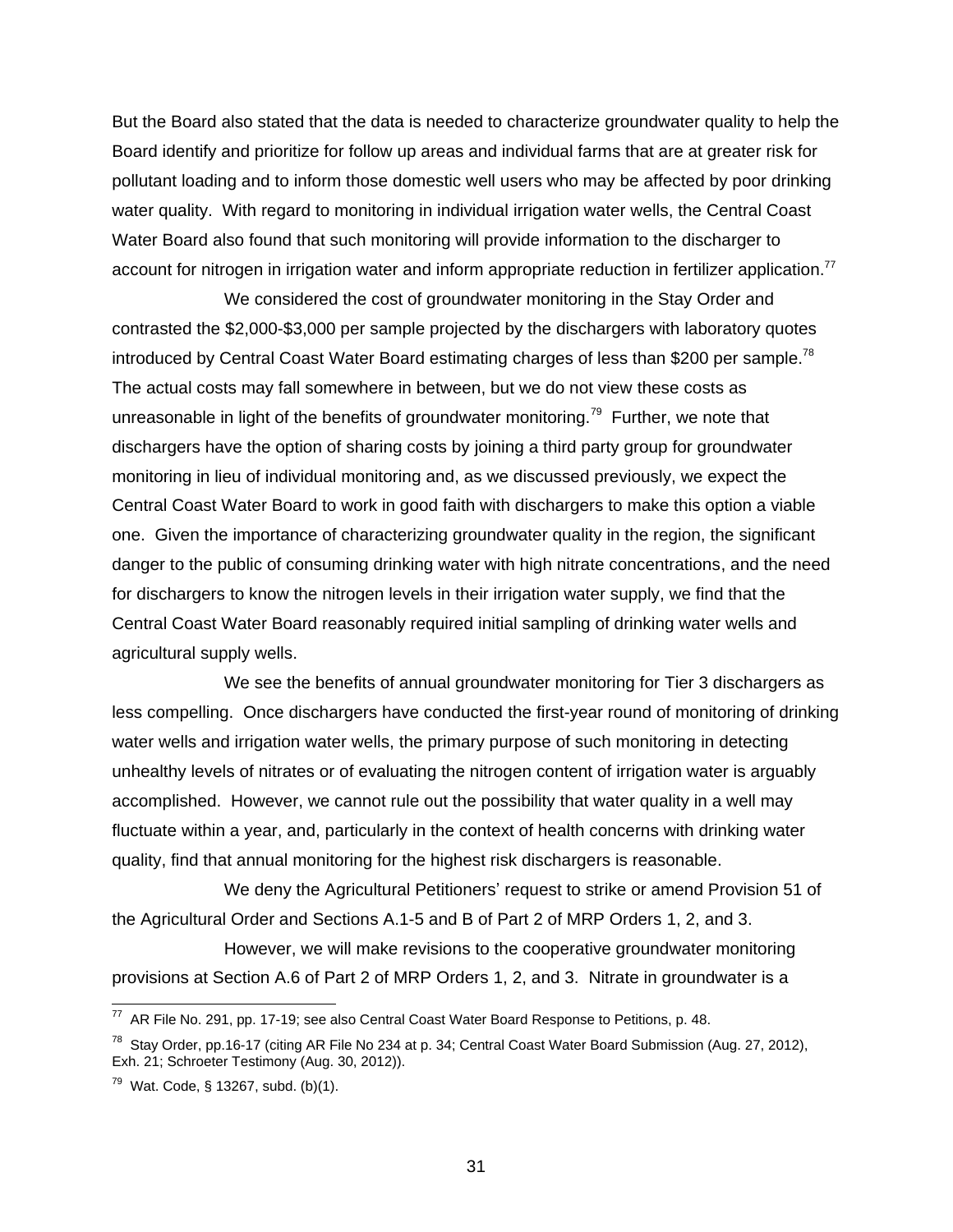But the Board also stated that the data is needed to characterize groundwater quality to help the Board identify and prioritize for follow up areas and individual farms that are at greater risk for pollutant loading and to inform those domestic well users who may be affected by poor drinking water quality. With regard to monitoring in individual irrigation water wells, the Central Coast Water Board also found that such monitoring will provide information to the discharger to account for nitrogen in irrigation water and inform appropriate reduction in fertilizer application.[77]

We considered the cost of groundwater monitoring in the Stay Order and contrasted the $2,000-$3,000 per sample projected by the dischargers with laboratory quotes introduced by Central Coast Water Board estimating charges of less than $200 per sample.[78] The actual costs may fall somewhere in between, but we do not view these costs as unreasonable in light of the benefits of groundwater monitoring.[79] Further, we note that dischargers have the option of sharing costs by joining a third party group for groundwater monitoring in lieu of individual monitoring and, as we discussed previously, we expect the Central Coast Water Board to work in good faith with dischargers to make this option a viable one. Given the importance of characterizing groundwater quality in the region, the significant danger to the public of consuming drinking water with high nitrate concentrations, and the need for dischargers to know the nitrogen levels in their irrigation water supply, we find that the Central Coast Water Board reasonably required initial sampling of drinking water wells and agricultural supply wells.

We see the benefits of annual groundwater monitoring for Tier 3 dischargers as less compelling. Once dischargers have conducted the first-year round of monitoring of drinking water wells and irrigation water wells, the primary purpose of such monitoring in detecting unhealthy levels of nitrates or of evaluating the nitrogen content of irrigation water is arguably accomplished. However, we cannot rule out the possibility that water quality in a well may fluctuate within a year, and, particularly in the context of health concerns with drinking water quality, find that annual monitoring for the highest risk dischargers is reasonable.

We deny the Agricultural Petitioners' request to strike or amend Provision 51 of the Agricultural Order and Sections A.1-5 and B of Part 2 of MRP Orders 1, 2, and 3.

However, we will make revisions to the cooperative groundwater monitoring provisions at Section A.6 of Part 2 of MRP Orders 1, 2, and 3. Nitrate in groundwater is a

---

[77] AR File No. 291, pp. 17-19; see also Central Coast Water Board Response to Petitions, p. 48.

[78] Stay Order, pp.16-17 (citing AR File No 234 at p. 34; Central Coast Water Board Submission (Aug. 27, 2012), Exh. 21; Schroeter Testimony (Aug. 30, 2012)).

[79] Wat. Code, § 13267, subd. (b)(1).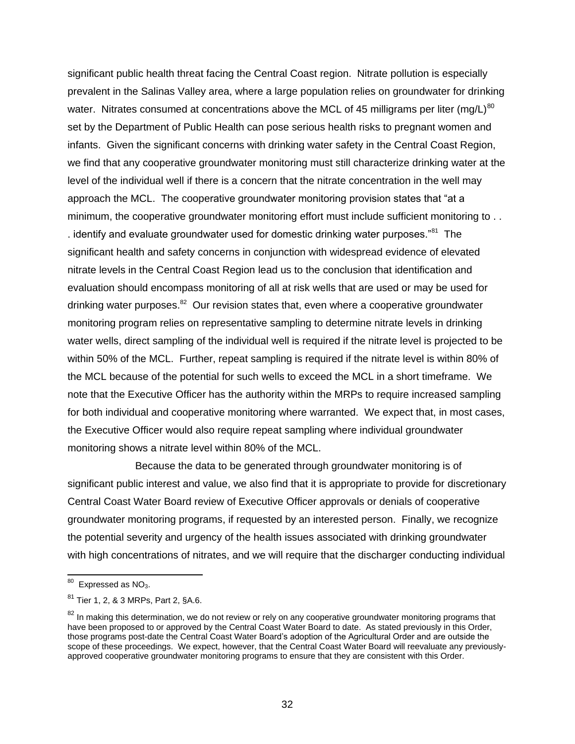significant public health threat facing the Central Coast region. Nitrate pollution is especially prevalent in the Salinas Valley area, where a large population relies on groundwater for drinking water. Nitrates consumed at concentrations above the MCL of 45 milligrams per liter (mg/L)[80] set by the Department of Public Health can pose serious health risks to pregnant women and infants. Given the significant concerns with drinking water safety in the Central Coast Region, we find that any cooperative groundwater monitoring must still characterize drinking water at the level of the individual well if there is a concern that the nitrate concentration in the well may approach the MCL. The cooperative groundwater monitoring provision states that "at a minimum, the cooperative groundwater monitoring effort must include sufficient monitoring to . . . identify and evaluate groundwater used for domestic drinking water purposes."[81] The significant health and safety concerns in conjunction with widespread evidence of elevated nitrate levels in the Central Coast Region lead us to the conclusion that identification and evaluation should encompass monitoring of all at risk wells that are used or may be used for drinking water purposes.[82] Our revision states that, even where a cooperative groundwater monitoring program relies on representative sampling to determine nitrate levels in drinking water wells, direct sampling of the individual well is required if the nitrate level is projected to be within 50% of the MCL. Further, repeat sampling is required if the nitrate level is within 80% of the MCL because of the potential for such wells to exceed the MCL in a short timeframe. We note that the Executive Officer has the authority within the MRPs to require increased sampling for both individual and cooperative monitoring where warranted. We expect that, in most cases, the Executive Officer would also require repeat sampling where individual groundwater monitoring shows a nitrate level within 80% of the MCL.

Because the data to be generated through groundwater monitoring is of significant public interest and value, we also find that it is appropriate to provide for discretionary Central Coast Water Board review of Executive Officer approvals or denials of cooperative groundwater monitoring programs, if requested by an interested person. Finally, we recognize the potential severity and urgency of the health issues associated with drinking groundwater with high concentrations of nitrates, and we will require that the discharger conducting individual

---

[80] Expressed as $NO_3$.

[81] Tier 1, 2, & 3 MRPs, Part 2, §A.6.

[82] In making this determination, we do not review or rely on any cooperative groundwater monitoring programs that have been proposed to or approved by the Central Coast Water Board to date. As stated previously in this Order, those programs post-date the Central Coast Water Board's adoption of the Agricultural Order and are outside the scope of these proceedings. We expect, however, that the Central Coast Water Board will reevaluate any previously-approved cooperative groundwater monitoring programs to ensure that they are consistent with this Order.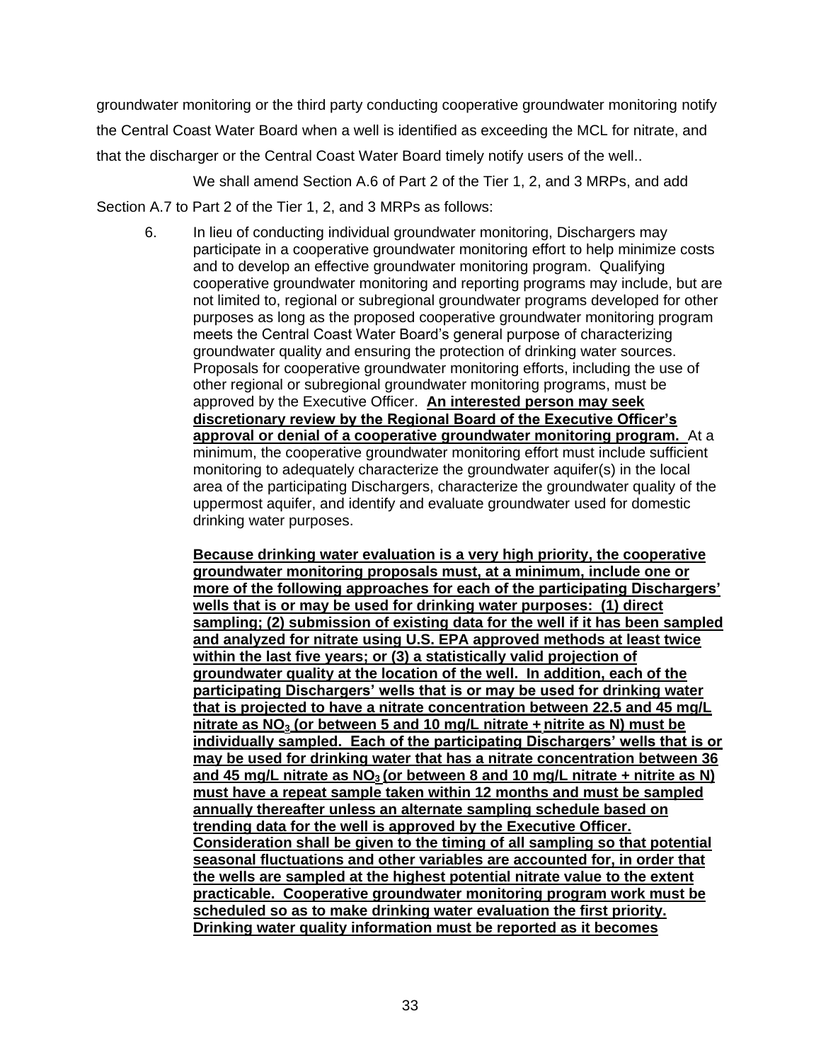groundwater monitoring or the third party conducting cooperative groundwater monitoring notify the Central Coast Water Board when a well is identified as exceeding the MCL for nitrate, and that the discharger or the Central Coast Water Board timely notify users of the well..

We shall amend Section A.6 of Part 2 of the Tier 1, 2, and 3 MRPs, and add Section A.7 to Part 2 of the Tier 1, 2, and 3 MRPs as follows:

6. In lieu of conducting individual groundwater monitoring, Dischargers may participate in a cooperative groundwater monitoring effort to help minimize costs and to develop an effective groundwater monitoring program. Qualifying cooperative groundwater monitoring and reporting programs may include, but are not limited to, regional or subregional groundwater programs developed for other purposes as long as the proposed cooperative groundwater monitoring program meets the Central Coast Water Board's general purpose of characterizing groundwater quality and ensuring the protection of drinking water sources. Proposals for cooperative groundwater monitoring efforts, including the use of other regional or subregional groundwater monitoring programs, must be approved by the Executive Officer. **An interested person may seek discretionary review by the Regional Board of the Executive Officer's approval or denial of a cooperative groundwater monitoring program.** At a minimum, the cooperative groundwater monitoring effort must include sufficient monitoring to adequately characterize the groundwater aquifer(s) in the local area of the participating Dischargers, characterize the groundwater quality of the uppermost aquifer, and identify and evaluate groundwater used for domestic drinking water purposes.

   **Because drinking water evaluation is a very high priority, the cooperative groundwater monitoring proposals must, at a minimum, include one or more of the following approaches for each of the participating Dischargers' wells that is or may be used for drinking water purposes: (1) direct sampling; (2) submission of existing data for the well if it has been sampled and analyzed for nitrate using U.S. EPA approved methods at least twice within the last five years; or (3) a statistically valid projection of groundwater quality at the location of the well. In addition, each of the participating Dischargers' wells that is or may be used for drinking water that is projected to have a nitrate concentration between 22.5 and 45 mg/L nitrate as $NO_3$ (or between 5 and 10 mg/L nitrate + nitrite as N) must be individually sampled. Each of the participating Dischargers' wells that is or may be used for drinking water that has a nitrate concentration between 36 and 45 mg/L nitrate as $NO_3$ (or between 8 and 10 mg/L nitrate + nitrite as N) must have a repeat sample taken within 12 months and must be sampled annually thereafter unless an alternate sampling schedule based on trending data for the well is approved by the Executive Officer. Consideration shall be given to the timing of all sampling so that potential seasonal fluctuations and other variables are accounted for, in order that the wells are sampled at the highest potential nitrate value to the extent practicable. Cooperative groundwater monitoring program work must be scheduled so as to make drinking water evaluation the first priority. Drinking water quality information must be reported as it becomes**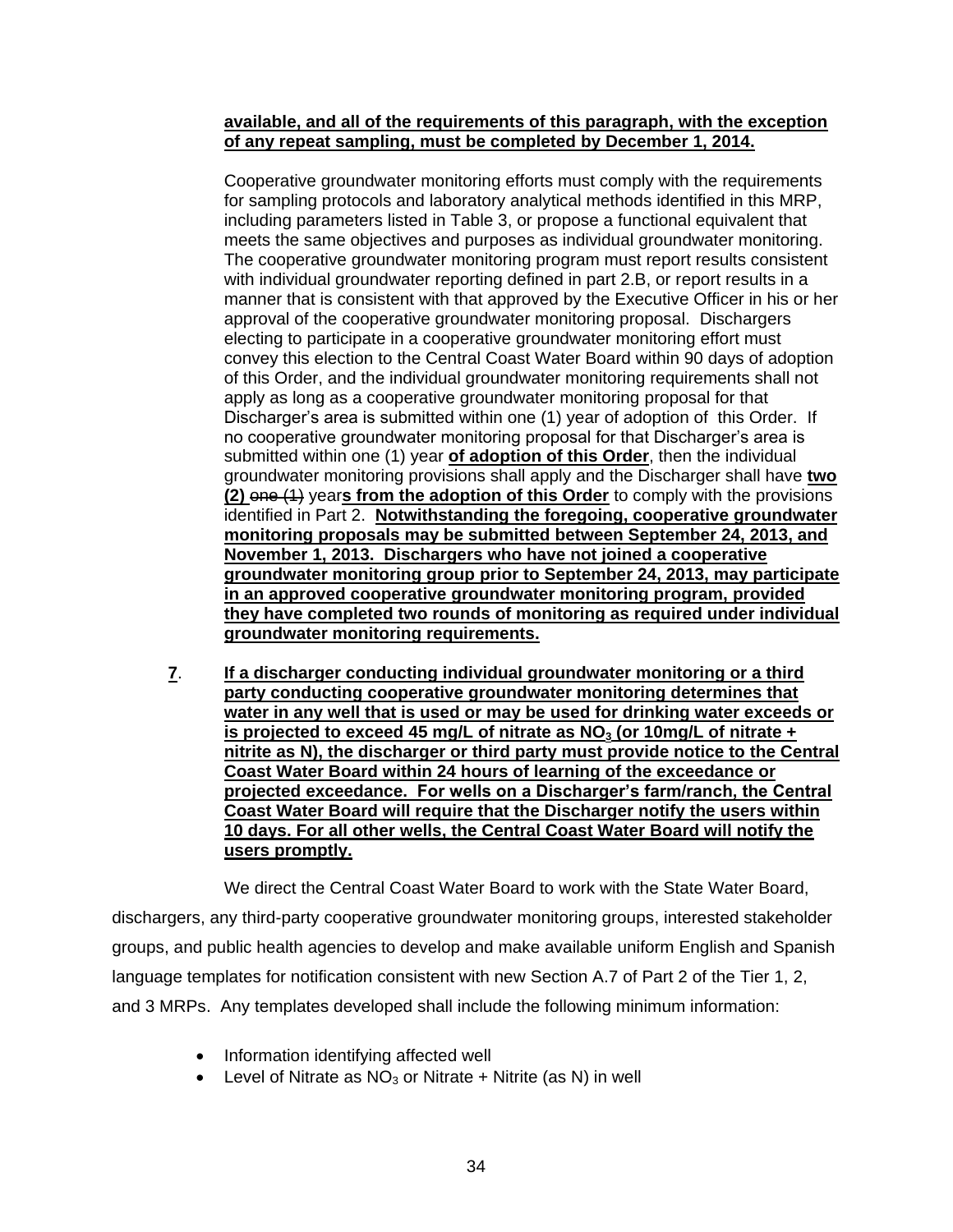**available, and all of the requirements of this paragraph, with the exception of any repeat sampling, must be completed by December 1, 2014.**

Cooperative groundwater monitoring efforts must comply with the requirements for sampling protocols and laboratory analytical methods identified in this MRP, including parameters listed in Table 3, or propose a functional equivalent that meets the same objectives and purposes as individual groundwater monitoring. The cooperative groundwater monitoring program must report results consistent with individual groundwater reporting defined in part 2.B, or report results in a manner that is consistent with that approved by the Executive Officer in his or her approval of the cooperative groundwater monitoring proposal. Dischargers electing to participate in a cooperative groundwater monitoring effort must convey this election to the Central Coast Water Board within 90 days of adoption of this Order, and the individual groundwater monitoring requirements shall not apply as long as a cooperative groundwater monitoring proposal for that Discharger's area is submitted within one (1) year of adoption of this Order. If no cooperative groundwater monitoring proposal for that Discharger's area is submitted within one (1) year **of adoption of this Order**, then the individual groundwater monitoring provisions shall apply and the Discharger shall have **two (2)** ~~one (1)~~ year**s from the adoption of this Order** to comply with the provisions identified in Part 2. **Notwithstanding the foregoing, cooperative groundwater monitoring proposals may be submitted between September 24, 2013, and November 1, 2013. Dischargers who have not joined a cooperative groundwater monitoring group prior to September 24, 2013, may participate in an approved cooperative groundwater monitoring program, provided they have completed two rounds of monitoring as required under individual groundwater monitoring requirements.**

**7**. **If a discharger conducting individual groundwater monitoring or a third party conducting cooperative groundwater monitoring determines that water in any well that is used or may be used for drinking water exceeds or is projected to exceed 45 mg/L of nitrate as $NO_3$ (or 10mg/L of nitrate + nitrite as N), the discharger or third party must provide notice to the Central Coast Water Board within 24 hours of learning of the exceedance or projected exceedance. For wells on a Discharger's farm/ranch, the Central Coast Water Board will require that the Discharger notify the users within 10 days. For all other wells, the Central Coast Water Board will notify the users promptly.**

We direct the Central Coast Water Board to work with the State Water Board, dischargers, any third-party cooperative groundwater monitoring groups, interested stakeholder groups, and public health agencies to develop and make available uniform English and Spanish language templates for notification consistent with new Section A.7 of Part 2 of the Tier 1, 2, and 3 MRPs. Any templates developed shall include the following minimum information:

- Information identifying affected well
- Level of Nitrate as $NO_3$ or Nitrate + Nitrite (as N) in well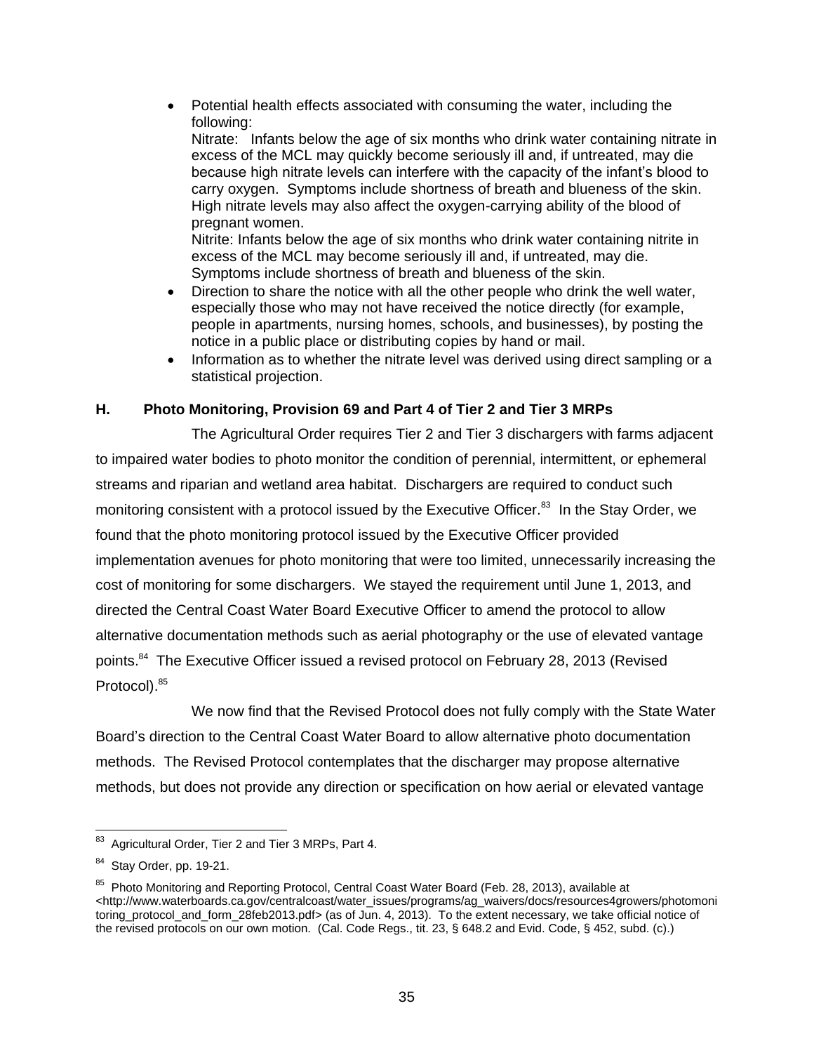- Potential health effects associated with consuming the water, including the following:
  Nitrate: Infants below the age of six months who drink water containing nitrate in excess of the MCL may quickly become seriously ill and, if untreated, may die because high nitrate levels can interfere with the capacity of the infant's blood to carry oxygen. Symptoms include shortness of breath and blueness of the skin. High nitrate levels may also affect the oxygen-carrying ability of the blood of pregnant women.
  Nitrite: Infants below the age of six months who drink water containing nitrite in excess of the MCL may become seriously ill and, if untreated, may die. Symptoms include shortness of breath and blueness of the skin.
- Direction to share the notice with all the other people who drink the well water, especially those who may not have received the notice directly (for example, people in apartments, nursing homes, schools, and businesses), by posting the notice in a public place or distributing copies by hand or mail.
- Information as to whether the nitrate level was derived using direct sampling or a statistical projection.

### H. Photo Monitoring, Provision 69 and Part 4 of Tier 2 and Tier 3 MRPs

The Agricultural Order requires Tier 2 and Tier 3 dischargers with farms adjacent to impaired water bodies to photo monitor the condition of perennial, intermittent, or ephemeral streams and riparian and wetland area habitat. Dischargers are required to conduct such monitoring consistent with a protocol issued by the Executive Officer.[83] In the Stay Order, we found that the photo monitoring protocol issued by the Executive Officer provided implementation avenues for photo monitoring that were too limited, unnecessarily increasing the cost of monitoring for some dischargers. We stayed the requirement until June 1, 2013, and directed the Central Coast Water Board Executive Officer to amend the protocol to allow alternative documentation methods such as aerial photography or the use of elevated vantage points.[84] The Executive Officer issued a revised protocol on February 28, 2013 (Revised Protocol).[85]

We now find that the Revised Protocol does not fully comply with the State Water Board's direction to the Central Coast Water Board to allow alternative photo documentation methods. The Revised Protocol contemplates that the discharger may propose alternative methods, but does not provide any direction or specification on how aerial or elevated vantage

---

[83] Agricultural Order, Tier 2 and Tier 3 MRPs, Part 4.

[84] Stay Order, pp. 19-21.

[85] Photo Monitoring and Reporting Protocol, Central Coast Water Board (Feb. 28, 2013), available at <http://www.waterboards.ca.gov/centralcoast/water_issues/programs/ag_waivers/docs/resources4growers/photomonitoring_protocol_and_form_28feb2013.pdf> (as of Jun. 4, 2013). To the extent necessary, we take official notice of the revised protocols on our own motion. (Cal. Code Regs., tit. 23, § 648.2 and Evid. Code, § 452, subd. (c).)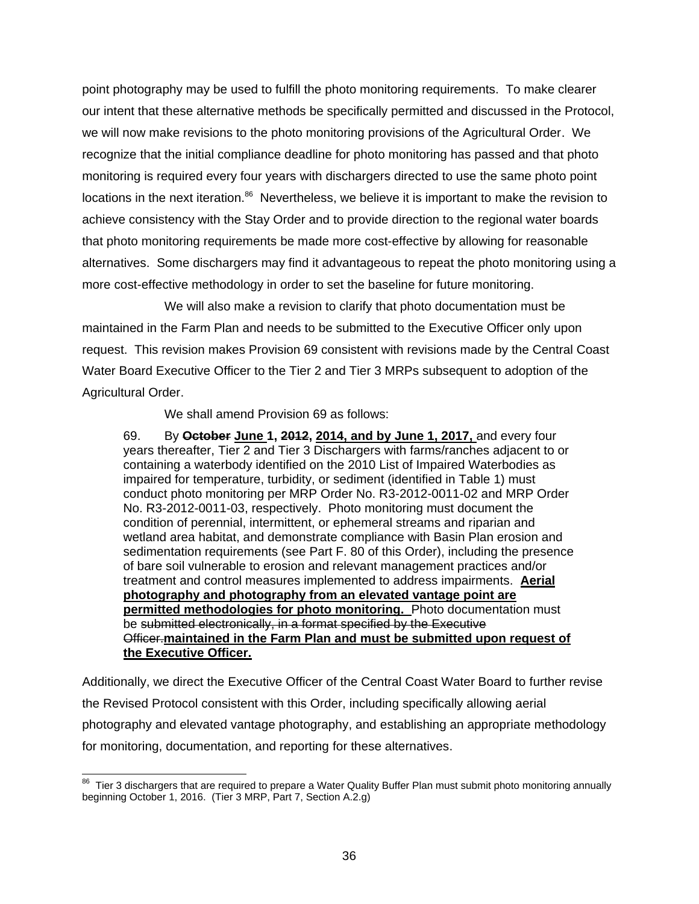point photography may be used to fulfill the photo monitoring requirements. To make clearer our intent that these alternative methods be specifically permitted and discussed in the Protocol, we will now make revisions to the photo monitoring provisions of the Agricultural Order. We recognize that the initial compliance deadline for photo monitoring has passed and that photo monitoring is required every four years with dischargers directed to use the same photo point locations in the next iteration.[86] Nevertheless, we believe it is important to make the revision to achieve consistency with the Stay Order and to provide direction to the regional water boards that photo monitoring requirements be made more cost-effective by allowing for reasonable alternatives. Some dischargers may find it advantageous to repeat the photo monitoring using a more cost-effective methodology in order to set the baseline for future monitoring.

We will also make a revision to clarify that photo documentation must be maintained in the Farm Plan and needs to be submitted to the Executive Officer only upon request. This revision makes Provision 69 consistent with revisions made by the Central Coast Water Board Executive Officer to the Tier 2 and Tier 3 MRPs subsequent to adoption of the Agricultural Order.

We shall amend Provision 69 as follows:

> 69. By ~~**October**~~ **June 1,** ~~**2012,**~~ **2014, and by June 1, 2017,** and every four years thereafter, Tier 2 and Tier 3 Dischargers with farms/ranches adjacent to or containing a waterbody identified on the 2010 List of Impaired Waterbodies as impaired for temperature, turbidity, or sediment (identified in Table 1) must conduct photo monitoring per MRP Order No. R3-2012-0011-02 and MRP Order No. R3-2012-0011-03, respectively. Photo monitoring must document the condition of perennial, intermittent, or ephemeral streams and riparian and wetland area habitat, and demonstrate compliance with Basin Plan erosion and sedimentation requirements (see Part F. 80 of this Order), including the presence of bare soil vulnerable to erosion and relevant management practices and/or treatment and control measures implemented to address impairments. **Aerial photography and photography from an elevated vantage point are permitted methodologies for photo monitoring.** Photo documentation must be ~~submitted electronically, in a format specified by the Executive Officer.~~ **maintained in the Farm Plan and must be submitted upon request of the Executive Officer.**

Additionally, we direct the Executive Officer of the Central Coast Water Board to further revise the Revised Protocol consistent with this Order, including specifically allowing aerial photography and elevated vantage photography, and establishing an appropriate methodology for monitoring, documentation, and reporting for these alternatives.

---

[86] Tier 3 dischargers that are required to prepare a Water Quality Buffer Plan must submit photo monitoring annually beginning October 1, 2016. (Tier 3 MRP, Part 7, Section A.2.g)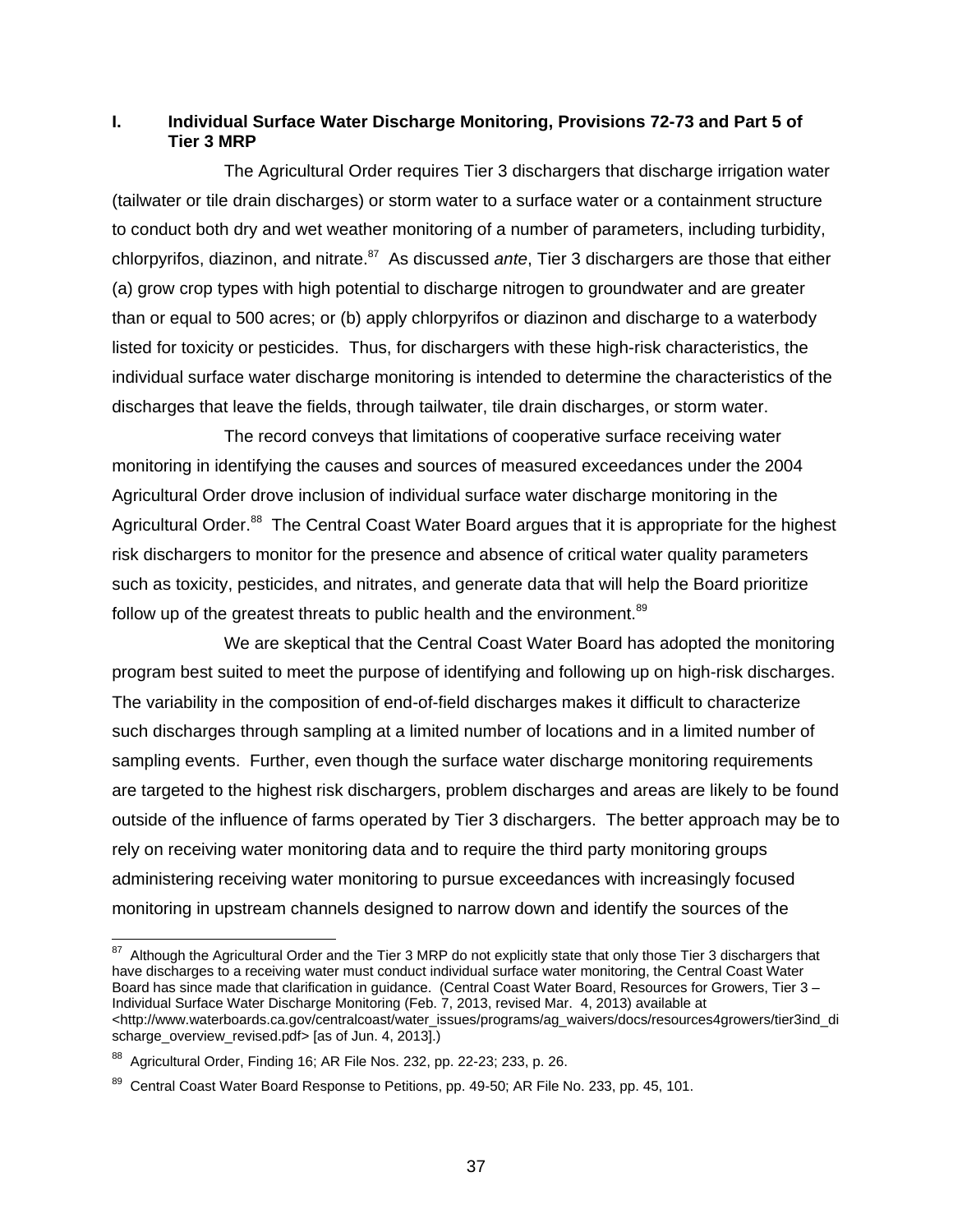### I. Individual Surface Water Discharge Monitoring, Provisions 72-73 and Part 5 of Tier 3 MRP

The Agricultural Order requires Tier 3 dischargers that discharge irrigation water (tailwater or tile drain discharges) or storm water to a surface water or a containment structure to conduct both dry and wet weather monitoring of a number of parameters, including turbidity, chlorpyrifos, diazinon, and nitrate.[87] As discussed *ante*, Tier 3 dischargers are those that either (a) grow crop types with high potential to discharge nitrogen to groundwater and are greater than or equal to 500 acres; or (b) apply chlorpyrifos or diazinon and discharge to a waterbody listed for toxicity or pesticides. Thus, for dischargers with these high-risk characteristics, the individual surface water discharge monitoring is intended to determine the characteristics of the discharges that leave the fields, through tailwater, tile drain discharges, or storm water.

The record conveys that limitations of cooperative surface receiving water monitoring in identifying the causes and sources of measured exceedances under the 2004 Agricultural Order drove inclusion of individual surface water discharge monitoring in the Agricultural Order.[88] The Central Coast Water Board argues that it is appropriate for the highest risk dischargers to monitor for the presence and absence of critical water quality parameters such as toxicity, pesticides, and nitrates, and generate data that will help the Board prioritize follow up of the greatest threats to public health and the environment.[89]

We are skeptical that the Central Coast Water Board has adopted the monitoring program best suited to meet the purpose of identifying and following up on high-risk discharges. The variability in the composition of end-of-field discharges makes it difficult to characterize such discharges through sampling at a limited number of locations and in a limited number of sampling events. Further, even though the surface water discharge monitoring requirements are targeted to the highest risk dischargers, problem discharges and areas are likely to be found outside of the influence of farms operated by Tier 3 dischargers. The better approach may be to rely on receiving water monitoring data and to require the third party monitoring groups administering receiving water monitoring to pursue exceedances with increasingly focused monitoring in upstream channels designed to narrow down and identify the sources of the

---

[87] Although the Agricultural Order and the Tier 3 MRP do not explicitly state that only those Tier 3 dischargers that have discharges to a receiving water must conduct individual surface water monitoring, the Central Coast Water Board has since made that clarification in guidance. (Central Coast Water Board, Resources for Growers, Tier 3 – Individual Surface Water Discharge Monitoring (Feb. 7, 2013, revised Mar. 4, 2013) available at <http://www.waterboards.ca.gov/centralcoast/water_issues/programs/ag_waivers/docs/resources4growers/tier3ind_discharge_overview_revised.pdf> [as of Jun. 4, 2013].)

[88] Agricultural Order, Finding 16; AR File Nos. 232, pp. 22-23; 233, p. 26.

[89] Central Coast Water Board Response to Petitions, pp. 49-50; AR File No. 233, pp. 45, 101.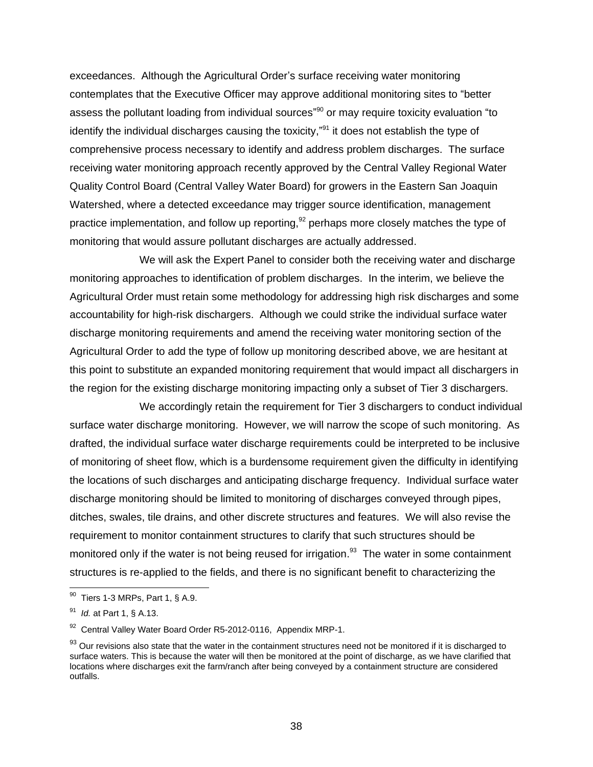exceedances. Although the Agricultural Order's surface receiving water monitoring contemplates that the Executive Officer may approve additional monitoring sites to "better assess the pollutant loading from individual sources"[90] or may require toxicity evaluation "to identify the individual discharges causing the toxicity,"[91] it does not establish the type of comprehensive process necessary to identify and address problem discharges. The surface receiving water monitoring approach recently approved by the Central Valley Regional Water Quality Control Board (Central Valley Water Board) for growers in the Eastern San Joaquin Watershed, where a detected exceedance may trigger source identification, management practice implementation, and follow up reporting,[92] perhaps more closely matches the type of monitoring that would assure pollutant discharges are actually addressed.

We will ask the Expert Panel to consider both the receiving water and discharge monitoring approaches to identification of problem discharges. In the interim, we believe the Agricultural Order must retain some methodology for addressing high risk discharges and some accountability for high-risk dischargers. Although we could strike the individual surface water discharge monitoring requirements and amend the receiving water monitoring section of the Agricultural Order to add the type of follow up monitoring described above, we are hesitant at this point to substitute an expanded monitoring requirement that would impact all dischargers in the region for the existing discharge monitoring impacting only a subset of Tier 3 dischargers.

We accordingly retain the requirement for Tier 3 dischargers to conduct individual surface water discharge monitoring. However, we will narrow the scope of such monitoring. As drafted, the individual surface water discharge requirements could be interpreted to be inclusive of monitoring of sheet flow, which is a burdensome requirement given the difficulty in identifying the locations of such discharges and anticipating discharge frequency. Individual surface water discharge monitoring should be limited to monitoring of discharges conveyed through pipes, ditches, swales, tile drains, and other discrete structures and features. We will also revise the requirement to monitor containment structures to clarify that such structures should be monitored only if the water is not being reused for irrigation.[93] The water in some containment structures is re-applied to the fields, and there is no significant benefit to characterizing the

---

[90] Tiers 1-3 MRPs, Part 1, § A.9.

[91] *Id.* at Part 1, § A.13.

[92] Central Valley Water Board Order R5-2012-0116, Appendix MRP-1.

[93] Our revisions also state that the water in the containment structures need not be monitored if it is discharged to surface waters. This is because the water will then be monitored at the point of discharge, as we have clarified that locations where discharges exit the farm/ranch after being conveyed by a containment structure are considered outfalls.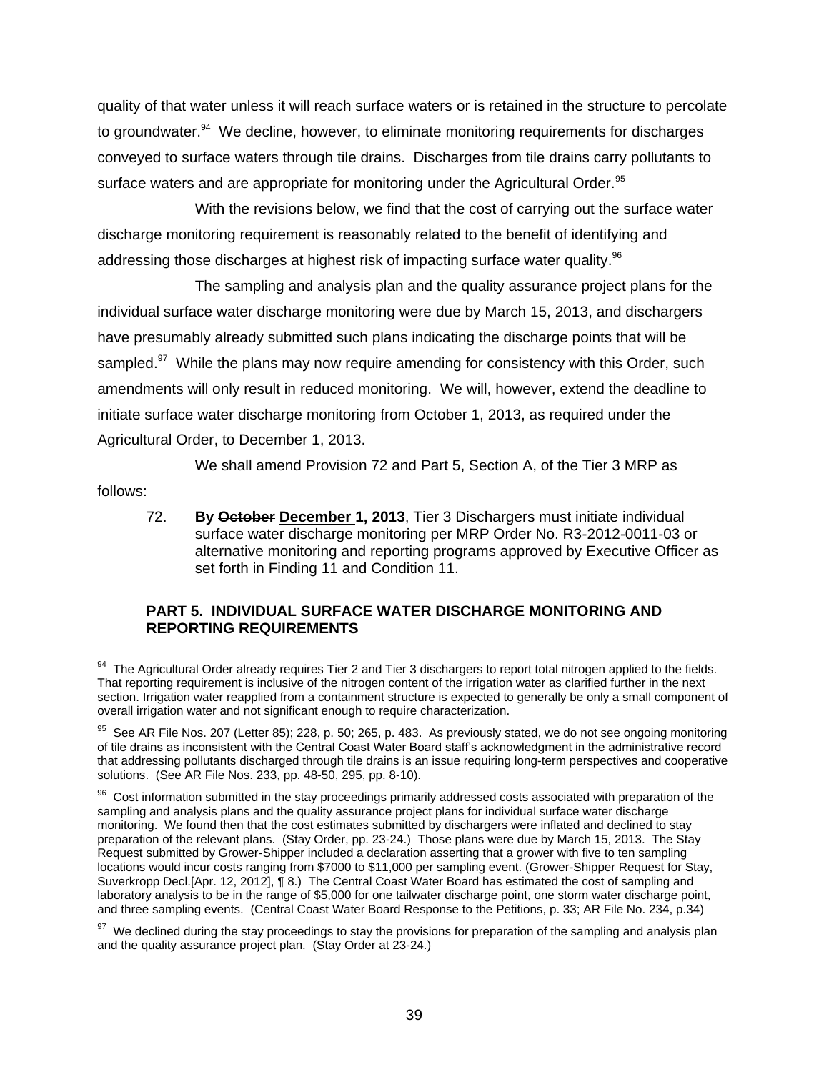quality of that water unless it will reach surface waters or is retained in the structure to percolate to groundwater.[94] We decline, however, to eliminate monitoring requirements for discharges conveyed to surface waters through tile drains. Discharges from tile drains carry pollutants to surface waters and are appropriate for monitoring under the Agricultural Order.[95]

With the revisions below, we find that the cost of carrying out the surface water discharge monitoring requirement is reasonably related to the benefit of identifying and addressing those discharges at highest risk of impacting surface water quality.[96]

The sampling and analysis plan and the quality assurance project plans for the individual surface water discharge monitoring were due by March 15, 2013, and dischargers have presumably already submitted such plans indicating the discharge points that will be sampled.[97] While the plans may now require amending for consistency with this Order, such amendments will only result in reduced monitoring. We will, however, extend the deadline to initiate surface water discharge monitoring from October 1, 2013, as required under the Agricultural Order, to December 1, 2013.

We shall amend Provision 72 and Part 5, Section A, of the Tier 3 MRP as follows:

> 72. **By ~~October~~ <u>December</u> 1, 2013**, Tier 3 Dischargers must initiate individual surface water discharge monitoring per MRP Order No. R3-2012-0011-03 or alternative monitoring and reporting programs approved by Executive Officer as set forth in Finding 11 and Condition 11.
>
> **PART 5. INDIVIDUAL SURFACE WATER DISCHARGE MONITORING AND REPORTING REQUIREMENTS**

---

[94] The Agricultural Order already requires Tier 2 and Tier 3 dischargers to report total nitrogen applied to the fields. That reporting requirement is inclusive of the nitrogen content of the irrigation water as clarified further in the next section. Irrigation water reapplied from a containment structure is expected to generally be only a small component of overall irrigation water and not significant enough to require characterization.

[95] See AR File Nos. 207 (Letter 85); 228, p. 50; 265, p. 483. As previously stated, we do not see ongoing monitoring of tile drains as inconsistent with the Central Coast Water Board staff's acknowledgment in the administrative record that addressing pollutants discharged through tile drains is an issue requiring long-term perspectives and cooperative solutions. (See AR File Nos. 233, pp. 48-50, 295, pp. 8-10).

[96] Cost information submitted in the stay proceedings primarily addressed costs associated with preparation of the sampling and analysis plans and the quality assurance project plans for individual surface water discharge monitoring. We found then that the cost estimates submitted by dischargers were inflated and declined to stay preparation of the relevant plans. (Stay Order, pp. 23-24.) Those plans were due by March 15, 2013. The Stay Request submitted by Grower-Shipper included a declaration asserting that a grower with five to ten sampling locations would incur costs ranging from $7000 to $11,000 per sampling event. (Grower-Shipper Request for Stay, Suverkropp Decl.[Apr. 12, 2012], ¶ 8.) The Central Coast Water Board has estimated the cost of sampling and laboratory analysis to be in the range of $5,000 for one tailwater discharge point, one storm water discharge point, and three sampling events. (Central Coast Water Board Response to the Petitions, p. 33; AR File No. 234, p.34)

[97] We declined during the stay proceedings to stay the provisions for preparation of the sampling and analysis plan and the quality assurance project plan. (Stay Order at 23-24.)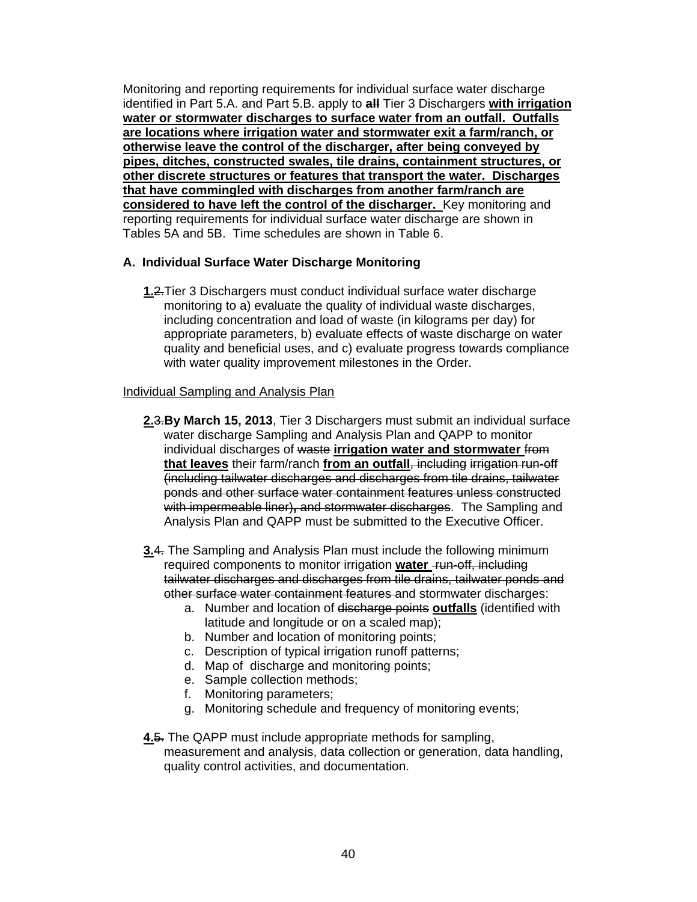Monitoring and reporting requirements for individual surface water discharge identified in Part 5.A. and Part 5.B. apply to ~~**all**~~ Tier 3 Dischargers **with irrigation water or stormwater discharges to surface water from an outfall. Outfalls are locations where irrigation water and stormwater exit a farm/ranch, or otherwise leave the control of the discharger, after being conveyed by pipes, ditches, constructed swales, tile drains, containment structures, or other discrete structures or features that transport the water. Discharges that have commingled with discharges from another farm/ranch are considered to have left the control of the discharger.** Key monitoring and reporting requirements for individual surface water discharge are shown in Tables 5A and 5B. Time schedules are shown in Table 6.

**A. Individual Surface Water Discharge Monitoring**

**1.**~~2.~~ Tier 3 Dischargers must conduct individual surface water discharge monitoring to a) evaluate the quality of individual waste discharges, including concentration and load of waste (in kilograms per day) for appropriate parameters, b) evaluate effects of waste discharge on water quality and beneficial uses, and c) evaluate progress towards compliance with water quality improvement milestones in the Order.

Individual Sampling and Analysis Plan

**2.**~~3.~~ **By March 15, 2013**, Tier 3 Dischargers must submit an individual surface water discharge Sampling and Analysis Plan and QAPP to monitor individual discharges of ~~waste~~ **irrigation water and stormwater** ~~from~~ **that leaves** their farm/ranch **from an outfall**~~, including irrigation run-off (including tailwater discharges and discharges from tile drains, tailwater ponds and other surface water containment features unless constructed with impermeable liner), and stormwater discharges~~. The Sampling and Analysis Plan and QAPP must be submitted to the Executive Officer.

**3.**~~4.~~ The Sampling and Analysis Plan must include the following minimum required components to monitor irrigation **water** ~~run-off, including tailwater discharges and discharges from tile drains, tailwater ponds and other surface water containment features~~ and stormwater discharges:

a. Number and location of ~~discharge points~~ **outfalls** (identified with latitude and longitude or on a scaled map);
b. Number and location of monitoring points;
c. Description of typical irrigation runoff patterns;
d. Map of discharge and monitoring points;
e. Sample collection methods;
f. Monitoring parameters;
g. Monitoring schedule and frequency of monitoring events;

**4.**~~5.~~ The QAPP must include appropriate methods for sampling, measurement and analysis, data collection or generation, data handling, quality control activities, and documentation.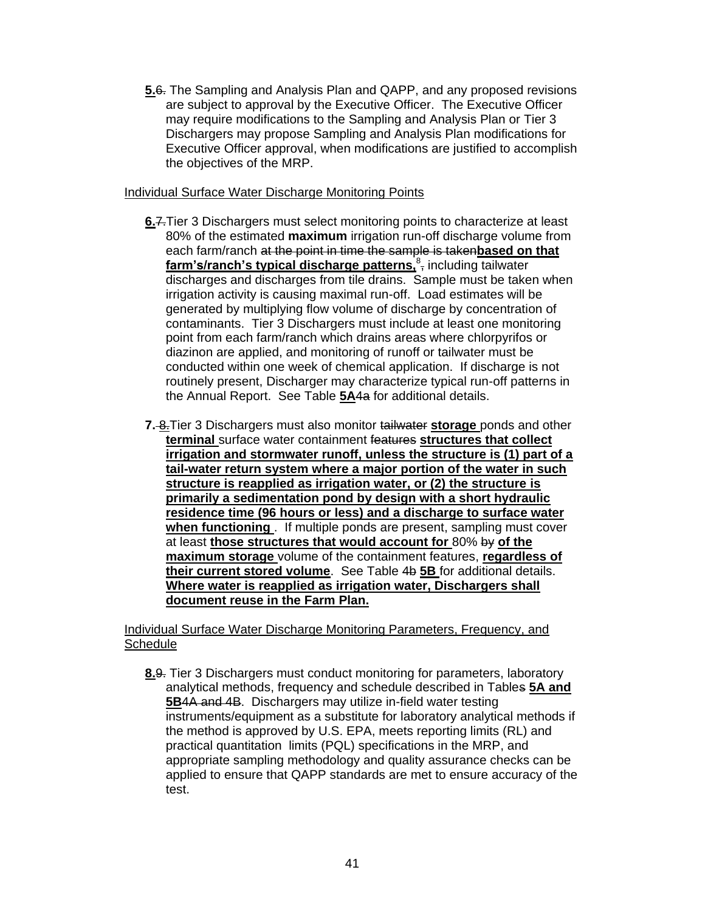**5.**~~6.~~ The Sampling and Analysis Plan and QAPP, and any proposed revisions are subject to approval by the Executive Officer. The Executive Officer may require modifications to the Sampling and Analysis Plan or Tier 3 Dischargers may propose Sampling and Analysis Plan modifications for Executive Officer approval, when modifications are justified to accomplish the objectives of the MRP.

<u>Individual Surface Water Discharge Monitoring Points</u>

**6.**~~7.~~Tier 3 Dischargers must select monitoring points to characterize at least 80% of the estimated **maximum** irrigation run-off discharge volume from each farm/ranch ~~at the point in time the sample is taken~~**based on that farm's/ranch's typical discharge patterns,**[8]~~,~~ including tailwater discharges and discharges from tile drains. Sample must be taken when irrigation activity is causing maximal run-off. Load estimates will be generated by multiplying flow volume of discharge by concentration of contaminants. Tier 3 Dischargers must include at least one monitoring point from each farm/ranch which drains areas where chlorpyrifos or diazinon are applied, and monitoring of runoff or tailwater must be conducted within one week of chemical application. If discharge is not routinely present, Discharger may characterize typical run-off patterns in the Annual Report. See Table **5A**~~4a~~ for additional details.

**7.** ~~8.~~Tier 3 Dischargers must also monitor ~~tailwater~~ **storage** ponds and other **terminal** surface water containment ~~features~~ **structures that collect irrigation and stormwater runoff, unless the structure is (1) part of a tail-water return system where a major portion of the water in such structure is reapplied as irrigation water, or (2) the structure is primarily a sedimentation pond by design with a short hydraulic residence time (96 hours or less) and a discharge to surface water when functioning** . If multiple ponds are present, sampling must cover at least **those structures that would account for** 80% ~~by~~ **of the maximum storage** volume of the containment features, **regardless of their current stored volume**. See Table ~~4b~~ **5B** for additional details. **Where water is reapplied as irrigation water, Dischargers shall document reuse in the Farm Plan.**

<u>Individual Surface Water Discharge Monitoring Parameters, Frequency, and Schedule</u>

**8.**~~9.~~ Tier 3 Dischargers must conduct monitoring for parameters, laboratory analytical methods, frequency and schedule described in Table~~s~~ **5A and 5B**~~4A and 4B~~. Dischargers may utilize in-field water testing instruments/equipment as a substitute for laboratory analytical methods if the method is approved by U.S. EPA, meets reporting limits (RL) and practical quantitation limits (PQL) specifications in the MRP, and appropriate sampling methodology and quality assurance checks can be applied to ensure that QAPP standards are met to ensure accuracy of the test.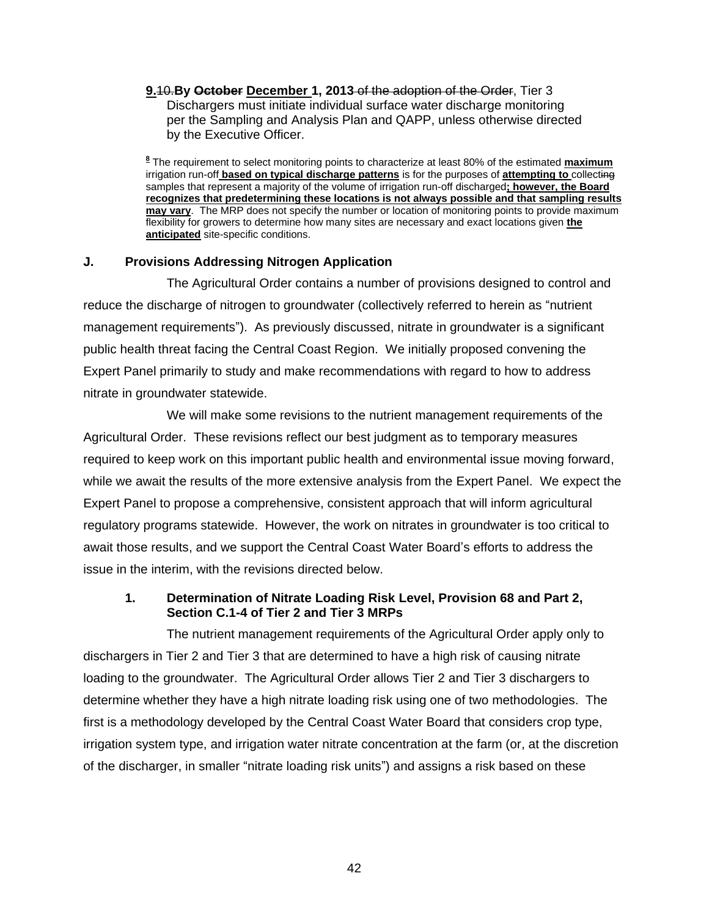**9.** ~~10.~~ **By ~~October~~ December 1, 2013** ~~of the adoption of the Order~~, Tier 3 Dischargers must initiate individual surface water discharge monitoring per the Sampling and Analysis Plan and QAPP, unless otherwise directed by the Executive Officer.

[8] The requirement to select monitoring points to characterize at least 80% of the estimated **maximum** irrigation run-off **based on typical discharge patterns** is for the purposes of **attempting to** collect~~ing~~ samples that represent a majority of the volume of irrigation run-off discharged**; however, the Board recognizes that predetermining these locations is not always possible and that sampling results may vary**. The MRP does not specify the number or location of monitoring points to provide maximum flexibility for growers to determine how many sites are necessary and exact locations given **the anticipated** site-specific conditions.

## J. Provisions Addressing Nitrogen Application

The Agricultural Order contains a number of provisions designed to control and reduce the discharge of nitrogen to groundwater (collectively referred to herein as "nutrient management requirements"). As previously discussed, nitrate in groundwater is a significant public health threat facing the Central Coast Region. We initially proposed convening the Expert Panel primarily to study and make recommendations with regard to how to address nitrate in groundwater statewide.

We will make some revisions to the nutrient management requirements of the Agricultural Order. These revisions reflect our best judgment as to temporary measures required to keep work on this important public health and environmental issue moving forward, while we await the results of the more extensive analysis from the Expert Panel. We expect the Expert Panel to propose a comprehensive, consistent approach that will inform agricultural regulatory programs statewide. However, the work on nitrates in groundwater is too critical to await those results, and we support the Central Coast Water Board's efforts to address the issue in the interim, with the revisions directed below.

### 1. Determination of Nitrate Loading Risk Level, Provision 68 and Part 2, Section C.1-4 of Tier 2 and Tier 3 MRPs

The nutrient management requirements of the Agricultural Order apply only to dischargers in Tier 2 and Tier 3 that are determined to have a high risk of causing nitrate loading to the groundwater. The Agricultural Order allows Tier 2 and Tier 3 dischargers to determine whether they have a high nitrate loading risk using one of two methodologies. The first is a methodology developed by the Central Coast Water Board that considers crop type, irrigation system type, and irrigation water nitrate concentration at the farm (or, at the discretion of the discharger, in smaller "nitrate loading risk units") and assigns a risk based on these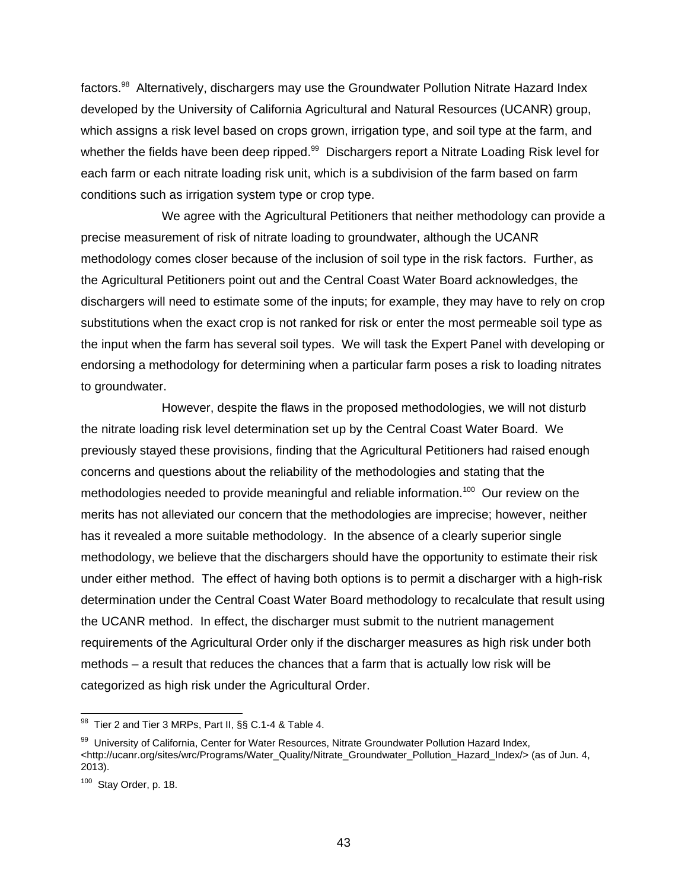factors.[98] Alternatively, dischargers may use the Groundwater Pollution Nitrate Hazard Index developed by the University of California Agricultural and Natural Resources (UCANR) group, which assigns a risk level based on crops grown, irrigation type, and soil type at the farm, and whether the fields have been deep ripped.[99] Dischargers report a Nitrate Loading Risk level for each farm or each nitrate loading risk unit, which is a subdivision of the farm based on farm conditions such as irrigation system type or crop type.

We agree with the Agricultural Petitioners that neither methodology can provide a precise measurement of risk of nitrate loading to groundwater, although the UCANR methodology comes closer because of the inclusion of soil type in the risk factors. Further, as the Agricultural Petitioners point out and the Central Coast Water Board acknowledges, the dischargers will need to estimate some of the inputs; for example, they may have to rely on crop substitutions when the exact crop is not ranked for risk or enter the most permeable soil type as the input when the farm has several soil types. We will task the Expert Panel with developing or endorsing a methodology for determining when a particular farm poses a risk to loading nitrates to groundwater.

However, despite the flaws in the proposed methodologies, we will not disturb the nitrate loading risk level determination set up by the Central Coast Water Board. We previously stayed these provisions, finding that the Agricultural Petitioners had raised enough concerns and questions about the reliability of the methodologies and stating that the methodologies needed to provide meaningful and reliable information.[100] Our review on the merits has not alleviated our concern that the methodologies are imprecise; however, neither has it revealed a more suitable methodology. In the absence of a clearly superior single methodology, we believe that the dischargers should have the opportunity to estimate their risk under either method. The effect of having both options is to permit a discharger with a high-risk determination under the Central Coast Water Board methodology to recalculate that result using the UCANR method. In effect, the discharger must submit to the nutrient management requirements of the Agricultural Order only if the discharger measures as high risk under both methods – a result that reduces the chances that a farm that is actually low risk will be categorized as high risk under the Agricultural Order.

---

[98] Tier 2 and Tier 3 MRPs, Part II, §§ C.1-4 & Table 4.

[99] University of California, Center for Water Resources, Nitrate Groundwater Pollution Hazard Index, <http://ucanr.org/sites/wrc/Programs/Water_Quality/Nitrate_Groundwater_Pollution_Hazard_Index/> (as of Jun. 4, 2013).

[100] Stay Order, p. 18.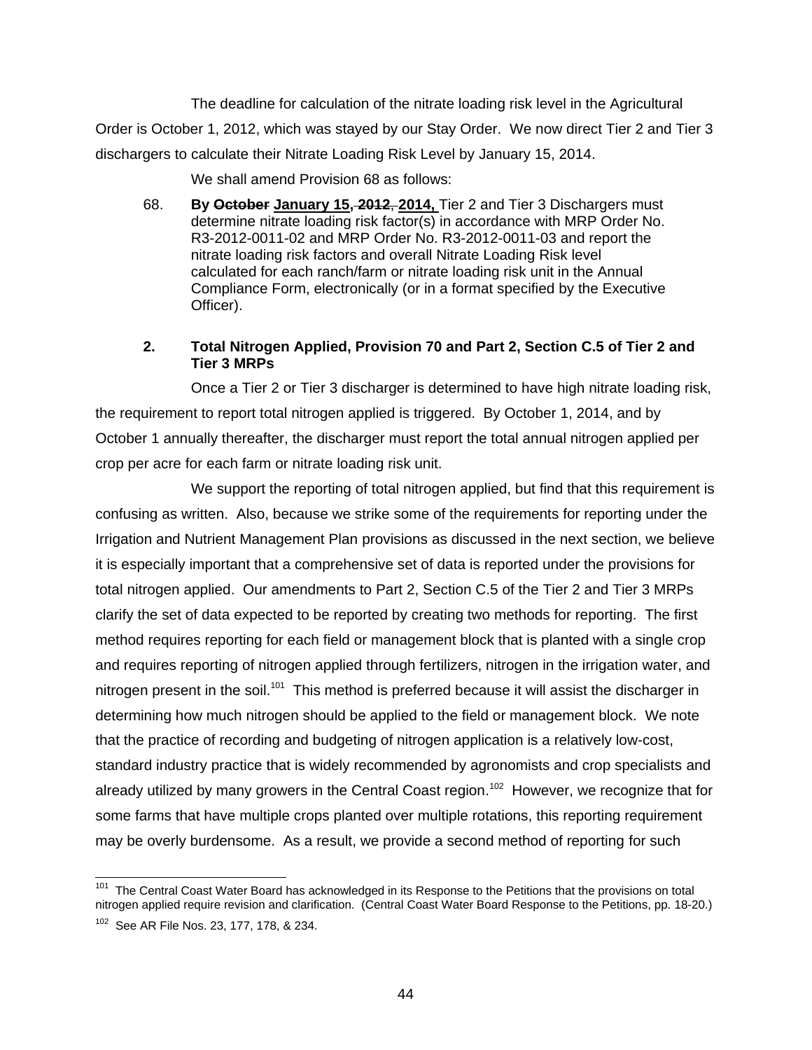The deadline for calculation of the nitrate loading risk level in the Agricultural Order is October 1, 2012, which was stayed by our Stay Order. We now direct Tier 2 and Tier 3 dischargers to calculate their Nitrate Loading Risk Level by January 15, 2014.

We shall amend Provision 68 as follows:

> 68. **By ~~October~~ <u>January 15,</u> ~~2012,~~ <u>2014,</u>** Tier 2 and Tier 3 Dischargers must determine nitrate loading risk factor(s) in accordance with MRP Order No. R3-2012-0011-02 and MRP Order No. R3-2012-0011-03 and report the nitrate loading risk factors and overall Nitrate Loading Risk level calculated for each ranch/farm or nitrate loading risk unit in the Annual Compliance Form, electronically (or in a format specified by the Executive Officer).

### 2. Total Nitrogen Applied, Provision 70 and Part 2, Section C.5 of Tier 2 and Tier 3 MRPs

Once a Tier 2 or Tier 3 discharger is determined to have high nitrate loading risk, the requirement to report total nitrogen applied is triggered. By October 1, 2014, and by October 1 annually thereafter, the discharger must report the total annual nitrogen applied per crop per acre for each farm or nitrate loading risk unit.

We support the reporting of total nitrogen applied, but find that this requirement is confusing as written. Also, because we strike some of the requirements for reporting under the Irrigation and Nutrient Management Plan provisions as discussed in the next section, we believe it is especially important that a comprehensive set of data is reported under the provisions for total nitrogen applied. Our amendments to Part 2, Section C.5 of the Tier 2 and Tier 3 MRPs clarify the set of data expected to be reported by creating two methods for reporting. The first method requires reporting for each field or management block that is planted with a single crop and requires reporting of nitrogen applied through fertilizers, nitrogen in the irrigation water, and nitrogen present in the soil.[101] This method is preferred because it will assist the discharger in determining how much nitrogen should be applied to the field or management block. We note that the practice of recording and budgeting of nitrogen application is a relatively low-cost, standard industry practice that is widely recommended by agronomists and crop specialists and already utilized by many growers in the Central Coast region.[102] However, we recognize that for some farms that have multiple crops planted over multiple rotations, this reporting requirement may be overly burdensome. As a result, we provide a second method of reporting for such

---

[101] The Central Coast Water Board has acknowledged in its Response to the Petitions that the provisions on total nitrogen applied require revision and clarification. (Central Coast Water Board Response to the Petitions, pp. 18-20.)

[102] See AR File Nos. 23, 177, 178, & 234.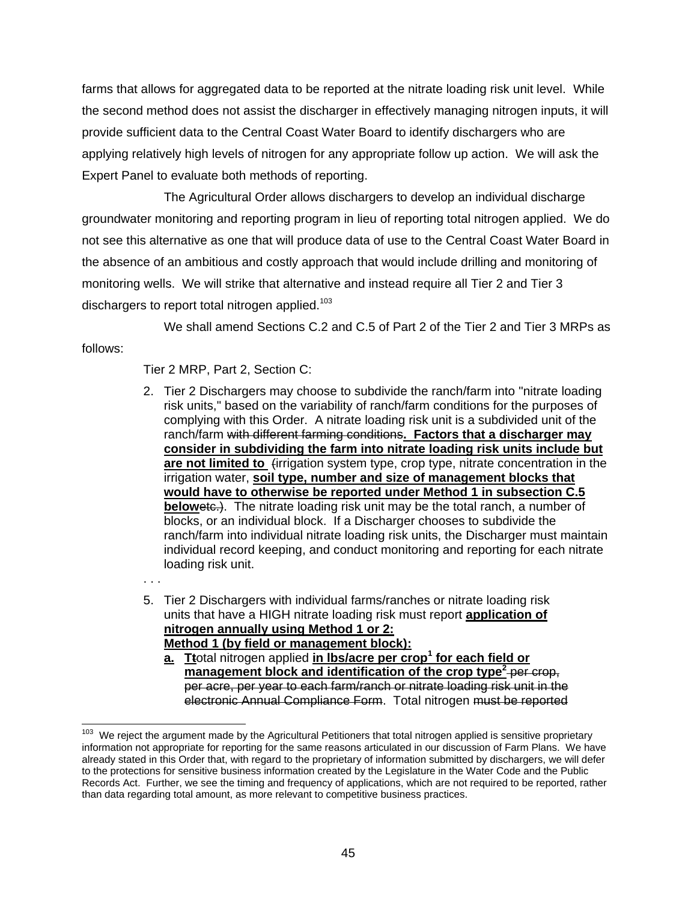farms that allows for aggregated data to be reported at the nitrate loading risk unit level. While the second method does not assist the discharger in effectively managing nitrogen inputs, it will provide sufficient data to the Central Coast Water Board to identify dischargers who are applying relatively high levels of nitrogen for any appropriate follow up action. We will ask the Expert Panel to evaluate both methods of reporting.

The Agricultural Order allows dischargers to develop an individual discharge groundwater monitoring and reporting program in lieu of reporting total nitrogen applied. We do not see this alternative as one that will produce data of use to the Central Coast Water Board in the absence of an ambitious and costly approach that would include drilling and monitoring of monitoring wells. We will strike that alternative and instead require all Tier 2 and Tier 3 dischargers to report total nitrogen applied.[103]

We shall amend Sections C.2 and C.5 of Part 2 of the Tier 2 and Tier 3 MRPs as follows:

Tier 2 MRP, Part 2, Section C:

2. Tier 2 Dischargers may choose to subdivide the ranch/farm into "nitrate loading risk units," based on the variability of ranch/farm conditions for the purposes of complying with this Order. A nitrate loading risk unit is a subdivided unit of the ranch/farm ~~with different farming conditions~~**. Factors that a discharger may consider in subdividing the farm into nitrate loading risk units include but are not limited to** ~~(~~irrigation system type, crop type, nitrate concentration in the irrigation water, **soil type, number and size of management blocks that would have to otherwise be reported under Method 1 in subsection C.5 below**~~etc.)~~. The nitrate loading risk unit may be the total ranch, a number of blocks, or an individual block. If a Discharger chooses to subdivide the ranch/farm into individual nitrate loading risk units, the Discharger must maintain individual record keeping, and conduct monitoring and reporting for each nitrate loading risk unit.

. . .

5. Tier 2 Dischargers with individual farms/ranches or nitrate loading risk units that have a HIGH nitrate loading risk must report **application of nitrogen annually using Method 1 or 2:**
   **Method 1 (by field or management block):**
   **a.** **T**~~t~~otal nitrogen applied **in lbs/acre per crop[1] for each field or management block and identification of the crop type[2]** ~~per crop, per acre, per year to each farm/ranch or nitrate loading risk unit in the electronic Annual Compliance Form~~. Total nitrogen ~~must be reported~~

[103] We reject the argument made by the Agricultural Petitioners that total nitrogen applied is sensitive proprietary information not appropriate for reporting for the same reasons articulated in our discussion of Farm Plans. We have already stated in this Order that, with regard to the proprietary of information submitted by dischargers, we will defer to the protections for sensitive business information created by the Legislature in the Water Code and the Public Records Act. Further, we see the timing and frequency of applications, which are not required to be reported, rather than data regarding total amount, as more relevant to competitive business practices.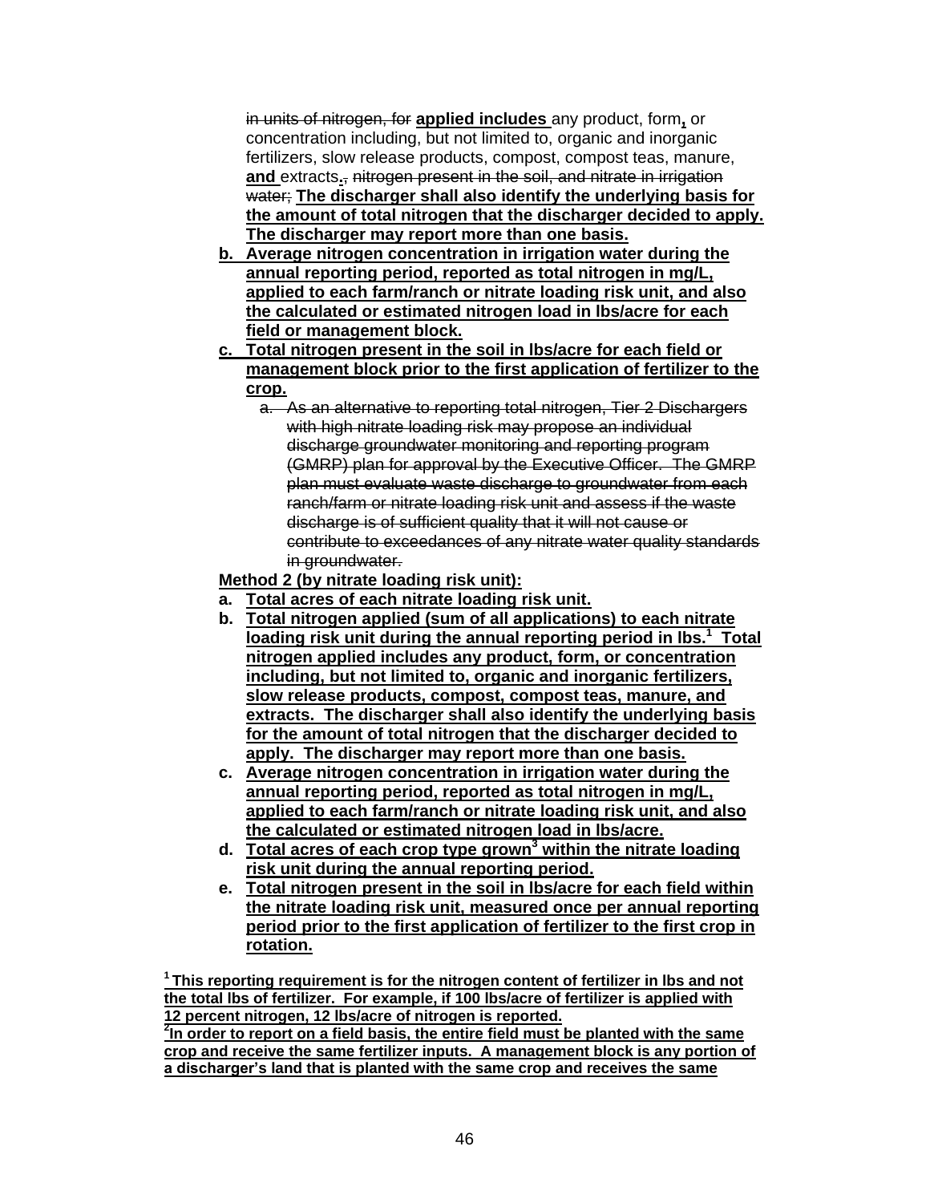in units of nitrogen, for **applied includes** any product, form**,** or concentration including, but not limited to, organic and inorganic fertilizers, slow release products, compost, compost teas, manure, **and** extracts**.**, nitrogen present in the soil, and nitrate in irrigation water; **The discharger shall also identify the underlying basis for the amount of total nitrogen that the discharger decided to apply. The discharger may report more than one basis.**

**b. Average nitrogen concentration in irrigation water during the annual reporting period, reported as total nitrogen in mg/L, applied to each farm/ranch or nitrate loading risk unit, and also the calculated or estimated nitrogen load in lbs/acre for each field or management block.**

**c. Total nitrogen present in the soil in lbs/acre for each field or management block prior to the first application of fertilizer to the crop.**

   a. As an alternative to reporting total nitrogen, Tier 2 Dischargers with high nitrate loading risk may propose an individual discharge groundwater monitoring and reporting program (GMRP) plan for approval by the Executive Officer. The GMRP plan must evaluate waste discharge to groundwater from each ranch/farm or nitrate loading risk unit and assess if the waste discharge is of sufficient quality that it will not cause or contribute to exceedances of any nitrate water quality standards in groundwater.

**Method 2 (by nitrate loading risk unit):**

**a. Total acres of each nitrate loading risk unit.**

**b. Total nitrogen applied (sum of all applications) to each nitrate loading risk unit during the annual reporting period in lbs.[1] Total nitrogen applied includes any product, form, or concentration including, but not limited to, organic and inorganic fertilizers, slow release products, compost, compost teas, manure, and extracts. The discharger shall also identify the underlying basis for the amount of total nitrogen that the discharger decided to apply. The discharger may report more than one basis.**

**c. Average nitrogen concentration in irrigation water during the annual reporting period, reported as total nitrogen in mg/L, applied to each farm/ranch or nitrate loading risk unit, and also the calculated or estimated nitrogen load in lbs/acre.**

**d. Total acres of each crop type grown[3] within the nitrate loading risk unit during the annual reporting period.**

**e. Total nitrogen present in the soil in lbs/acre for each field within the nitrate loading risk unit, measured once per annual reporting period prior to the first application of fertilizer to the first crop in rotation.**

**[1] This reporting requirement is for the nitrogen content of fertilizer in lbs and not the total lbs of fertilizer. For example, if 100 lbs/acre of fertilizer is applied with 12 percent nitrogen, 12 lbs/acre of nitrogen is reported.**

**[2] In order to report on a field basis, the entire field must be planted with the same crop and receive the same fertilizer inputs. A management block is any portion of a discharger's land that is planted with the same crop and receives the same**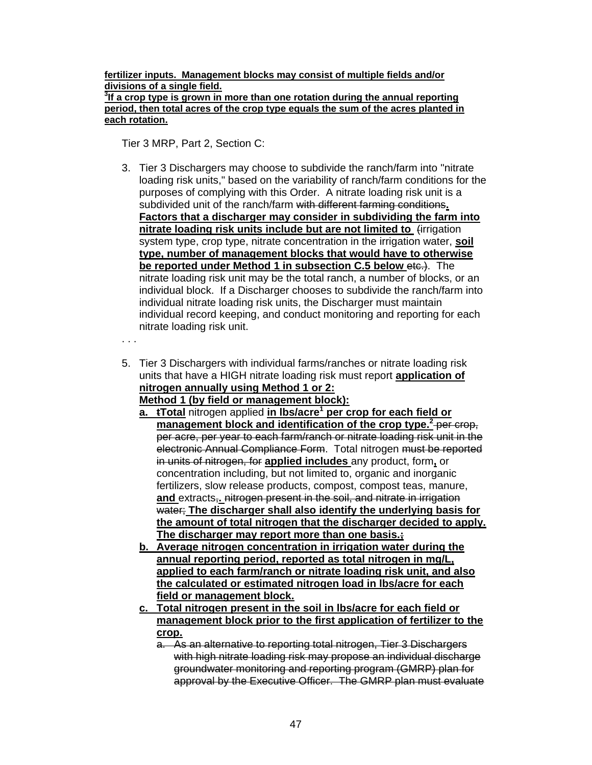**fertilizer inputs. Management blocks may consist of multiple fields and/or divisions of a single field.**

**[3]If a crop type is grown in more than one rotation during the annual reporting period, then total acres of the crop type equals the sum of the acres planted in each rotation.**

Tier 3 MRP, Part 2, Section C:

3. Tier 3 Dischargers may choose to subdivide the ranch/farm into "nitrate loading risk units," based on the variability of ranch/farm conditions for the purposes of complying with this Order. A nitrate loading risk unit is a subdivided unit of the ranch/farm ~~with different farming conditions~~**. Factors that a discharger may consider in subdividing the farm into nitrate loading risk units include but are not limited to** ~~(~~irrigation system type, crop type, nitrate concentration in the irrigation water, **soil type, number of management blocks that would have to otherwise be reported under Method 1 in subsection C.5 below** ~~etc.)~~. The nitrate loading risk unit may be the total ranch, a number of blocks, or an individual block. If a Discharger chooses to subdivide the ranch/farm into individual nitrate loading risk units, the Discharger must maintain individual record keeping, and conduct monitoring and reporting for each nitrate loading risk unit.

. . .

5. Tier 3 Dischargers with individual farms/ranches or nitrate loading risk units that have a HIGH nitrate loading risk must report **application of nitrogen annually using Method 1 or 2:**

   **Method 1 (by field or management block):**

   a. ~~t~~**Total** nitrogen applied **in lbs/acre[1] per crop for each field or management block and identification of the crop type.[2]** ~~per crop, per acre, per year to each farm/ranch or nitrate loading risk unit in the electronic Annual Compliance Form~~. Total nitrogen ~~must be reported in units of nitrogen, for~~ **applied includes** any product, form**,** or concentration including, but not limited to, organic and inorganic fertilizers, slow release products, compost, compost teas, manure, **and** extracts~~,~~**.** ~~nitrogen present in the soil, and nitrate in irrigation water;~~ **The discharger shall also identify the underlying basis for the amount of total nitrogen that the discharger decided to apply. The discharger may report more than one basis.**~~;~~
   b. **Average nitrogen concentration in irrigation water during the annual reporting period, reported as total nitrogen in mg/L, applied to each farm/ranch or nitrate loading risk unit, and also the calculated or estimated nitrogen load in lbs/acre for each field or management block.**
   c. **Total nitrogen present in the soil in lbs/acre for each field or management block prior to the first application of fertilizer to the crop.**
      a. ~~As an alternative to reporting total nitrogen, Tier 3 Dischargers with high nitrate loading risk may propose an individual discharge groundwater monitoring and reporting program (GMRP) plan for approval by the Executive Officer. The GMRP plan must evaluate~~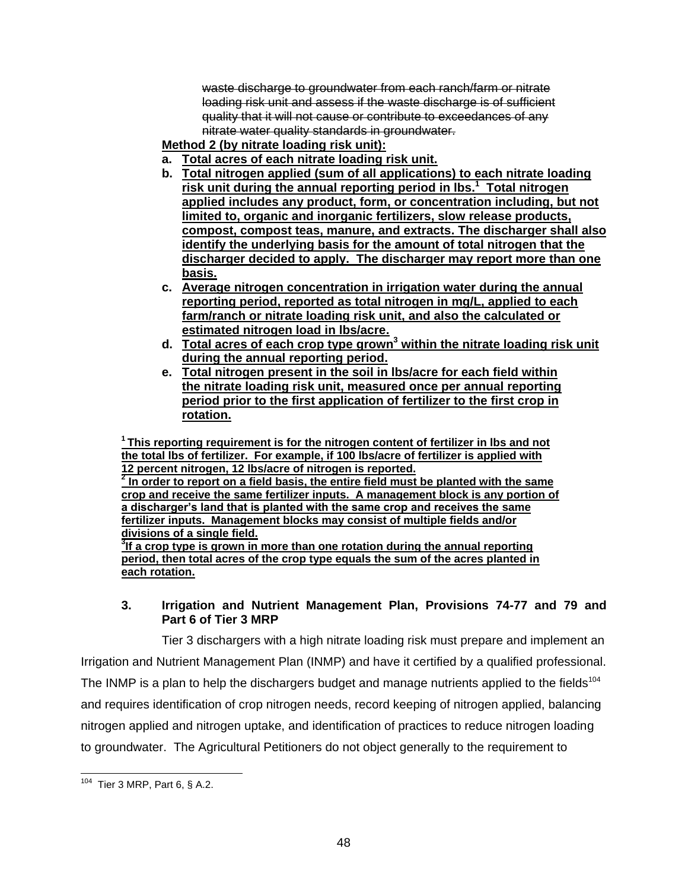~~waste discharge to groundwater from each ranch/farm or nitrate loading risk unit and assess if the waste discharge is of sufficient quality that it will not cause or contribute to exceedances of any nitrate water quality standards in groundwater.~~

<u>**Method 2 (by nitrate loading risk unit):**</u>

a. <u>**Total acres of each nitrate loading risk unit.**</u>
b. <u>**Total nitrogen applied (sum of all applications) to each nitrate loading risk unit during the annual reporting period in lbs.[1] Total nitrogen applied includes any product, form, or concentration including, but not limited to, organic and inorganic fertilizers, slow release products, compost, compost teas, manure, and extracts. The discharger shall also identify the underlying basis for the amount of total nitrogen that the discharger decided to apply. The discharger may report more than one basis.**</u>
c. <u>**Average nitrogen concentration in irrigation water during the annual reporting period, reported as total nitrogen in mg/L, applied to each farm/ranch or nitrate loading risk unit, and also the calculated or estimated nitrogen load in lbs/acre.**</u>
d. <u>**Total acres of each crop type grown[3] within the nitrate loading risk unit during the annual reporting period.**</u>
e. <u>**Total nitrogen present in the soil in lbs/acre for each field within the nitrate loading risk unit, measured once per annual reporting period prior to the first application of fertilizer to the first crop in rotation.**</u>

<u>**[1] This reporting requirement is for the nitrogen content of fertilizer in lbs and not the total lbs of fertilizer. For example, if 100 lbs/acre of fertilizer is applied with 12 percent nitrogen, 12 lbs/acre of nitrogen is reported.**</u>
<u>**[2] In order to report on a field basis, the entire field must be planted with the same crop and receive the same fertilizer inputs. A management block is any portion of a discharger's land that is planted with the same crop and receives the same fertilizer inputs. Management blocks may consist of multiple fields and/or divisions of a single field.**</u>
<u>**[3] If a crop type is grown in more than one rotation during the annual reporting period, then total acres of the crop type equals the sum of the acres planted in each rotation.**</u>

### 3. Irrigation and Nutrient Management Plan, Provisions 74-77 and 79 and Part 6 of Tier 3 MRP

Tier 3 dischargers with a high nitrate loading risk must prepare and implement an Irrigation and Nutrient Management Plan (INMP) and have it certified by a qualified professional. The INMP is a plan to help the dischargers budget and manage nutrients applied to the fields[104] and requires identification of crop nitrogen needs, record keeping of nitrogen applied, balancing nitrogen applied and nitrogen uptake, and identification of practices to reduce nitrogen loading to groundwater. The Agricultural Petitioners do not object generally to the requirement to

[104] Tier 3 MRP, Part 6, § A.2.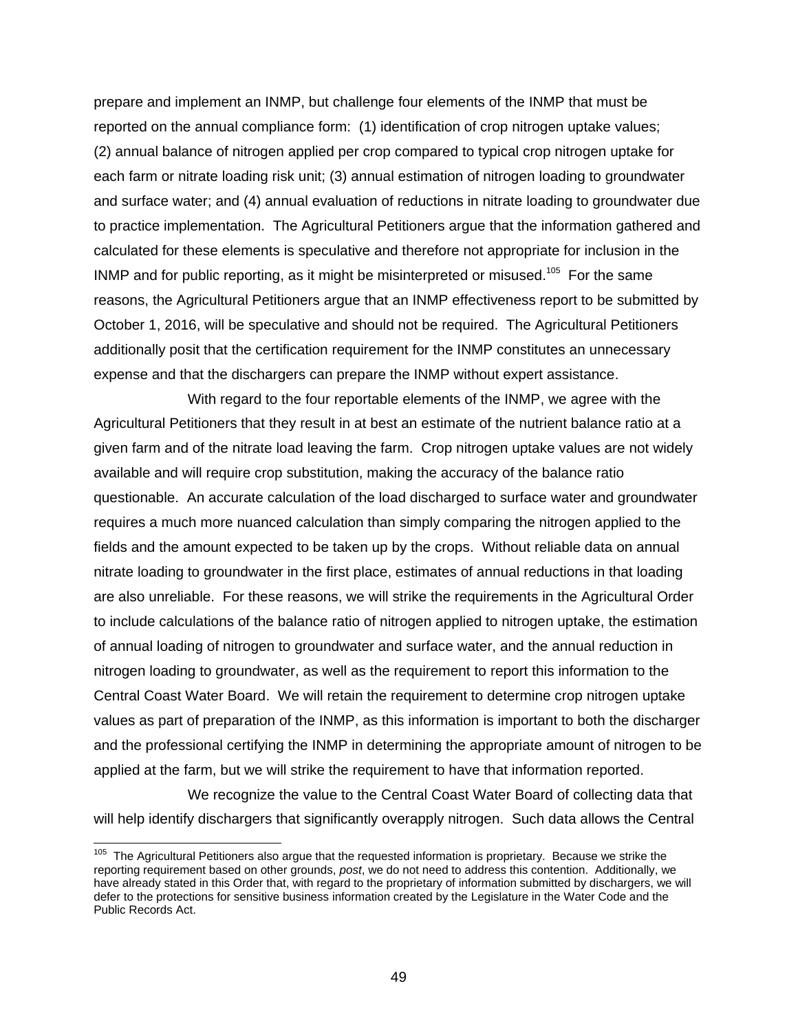prepare and implement an INMP, but challenge four elements of the INMP that must be reported on the annual compliance form: (1) identification of crop nitrogen uptake values; (2) annual balance of nitrogen applied per crop compared to typical crop nitrogen uptake for each farm or nitrate loading risk unit; (3) annual estimation of nitrogen loading to groundwater and surface water; and (4) annual evaluation of reductions in nitrate loading to groundwater due to practice implementation. The Agricultural Petitioners argue that the information gathered and calculated for these elements is speculative and therefore not appropriate for inclusion in the INMP and for public reporting, as it might be misinterpreted or misused.[105] For the same reasons, the Agricultural Petitioners argue that an INMP effectiveness report to be submitted by October 1, 2016, will be speculative and should not be required. The Agricultural Petitioners additionally posit that the certification requirement for the INMP constitutes an unnecessary expense and that the dischargers can prepare the INMP without expert assistance.

With regard to the four reportable elements of the INMP, we agree with the Agricultural Petitioners that they result in at best an estimate of the nutrient balance ratio at a given farm and of the nitrate load leaving the farm. Crop nitrogen uptake values are not widely available and will require crop substitution, making the accuracy of the balance ratio questionable. An accurate calculation of the load discharged to surface water and groundwater requires a much more nuanced calculation than simply comparing the nitrogen applied to the fields and the amount expected to be taken up by the crops. Without reliable data on annual nitrate loading to groundwater in the first place, estimates of annual reductions in that loading are also unreliable. For these reasons, we will strike the requirements in the Agricultural Order to include calculations of the balance ratio of nitrogen applied to nitrogen uptake, the estimation of annual loading of nitrogen to groundwater and surface water, and the annual reduction in nitrogen loading to groundwater, as well as the requirement to report this information to the Central Coast Water Board. We will retain the requirement to determine crop nitrogen uptake values as part of preparation of the INMP, as this information is important to both the discharger and the professional certifying the INMP in determining the appropriate amount of nitrogen to be applied at the farm, but we will strike the requirement to have that information reported.

We recognize the value to the Central Coast Water Board of collecting data that will help identify dischargers that significantly overapply nitrogen. Such data allows the Central

[105] The Agricultural Petitioners also argue that the requested information is proprietary. Because we strike the reporting requirement based on other grounds, *post*, we do not need to address this contention. Additionally, we have already stated in this Order that, with regard to the proprietary of information submitted by dischargers, we will defer to the protections for sensitive business information created by the Legislature in the Water Code and the Public Records Act.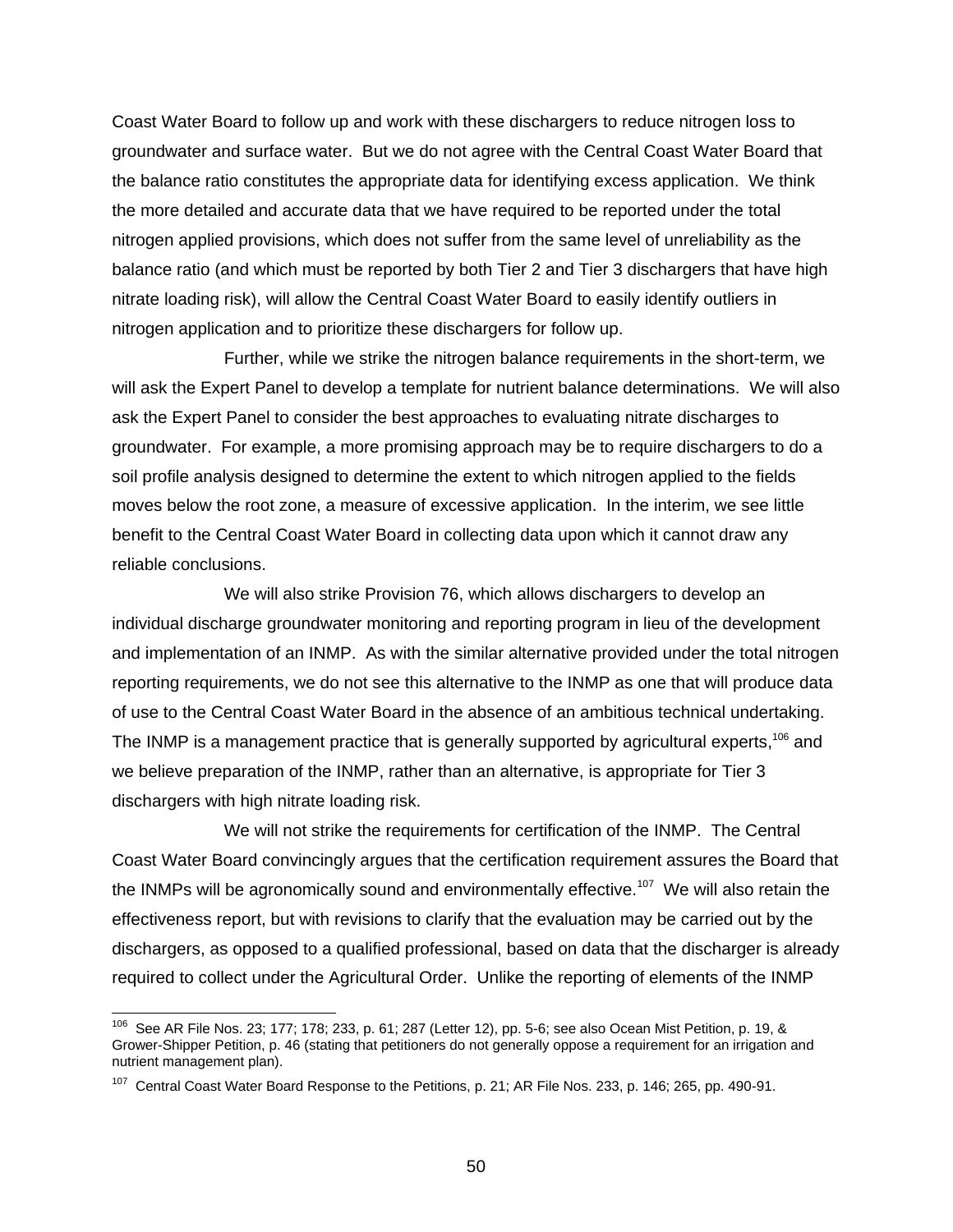Coast Water Board to follow up and work with these dischargers to reduce nitrogen loss to groundwater and surface water. But we do not agree with the Central Coast Water Board that the balance ratio constitutes the appropriate data for identifying excess application. We think the more detailed and accurate data that we have required to be reported under the total nitrogen applied provisions, which does not suffer from the same level of unreliability as the balance ratio (and which must be reported by both Tier 2 and Tier 3 dischargers that have high nitrate loading risk), will allow the Central Coast Water Board to easily identify outliers in nitrogen application and to prioritize these dischargers for follow up.

Further, while we strike the nitrogen balance requirements in the short-term, we will ask the Expert Panel to develop a template for nutrient balance determinations. We will also ask the Expert Panel to consider the best approaches to evaluating nitrate discharges to groundwater. For example, a more promising approach may be to require dischargers to do a soil profile analysis designed to determine the extent to which nitrogen applied to the fields moves below the root zone, a measure of excessive application. In the interim, we see little benefit to the Central Coast Water Board in collecting data upon which it cannot draw any reliable conclusions.

We will also strike Provision 76, which allows dischargers to develop an individual discharge groundwater monitoring and reporting program in lieu of the development and implementation of an INMP. As with the similar alternative provided under the total nitrogen reporting requirements, we do not see this alternative to the INMP as one that will produce data of use to the Central Coast Water Board in the absence of an ambitious technical undertaking. The INMP is a management practice that is generally supported by agricultural experts,[106] and we believe preparation of the INMP, rather than an alternative, is appropriate for Tier 3 dischargers with high nitrate loading risk.

We will not strike the requirements for certification of the INMP. The Central Coast Water Board convincingly argues that the certification requirement assures the Board that the INMPs will be agronomically sound and environmentally effective.[107] We will also retain the effectiveness report, but with revisions to clarify that the evaluation may be carried out by the dischargers, as opposed to a qualified professional, based on data that the discharger is already required to collect under the Agricultural Order. Unlike the reporting of elements of the INMP

---

[106] See AR File Nos. 23; 177; 178; 233, p. 61; 287 (Letter 12), pp. 5-6; see also Ocean Mist Petition, p. 19, & Grower-Shipper Petition, p. 46 (stating that petitioners do not generally oppose a requirement for an irrigation and nutrient management plan).

[107] Central Coast Water Board Response to the Petitions, p. 21; AR File Nos. 233, p. 146; 265, pp. 490-91.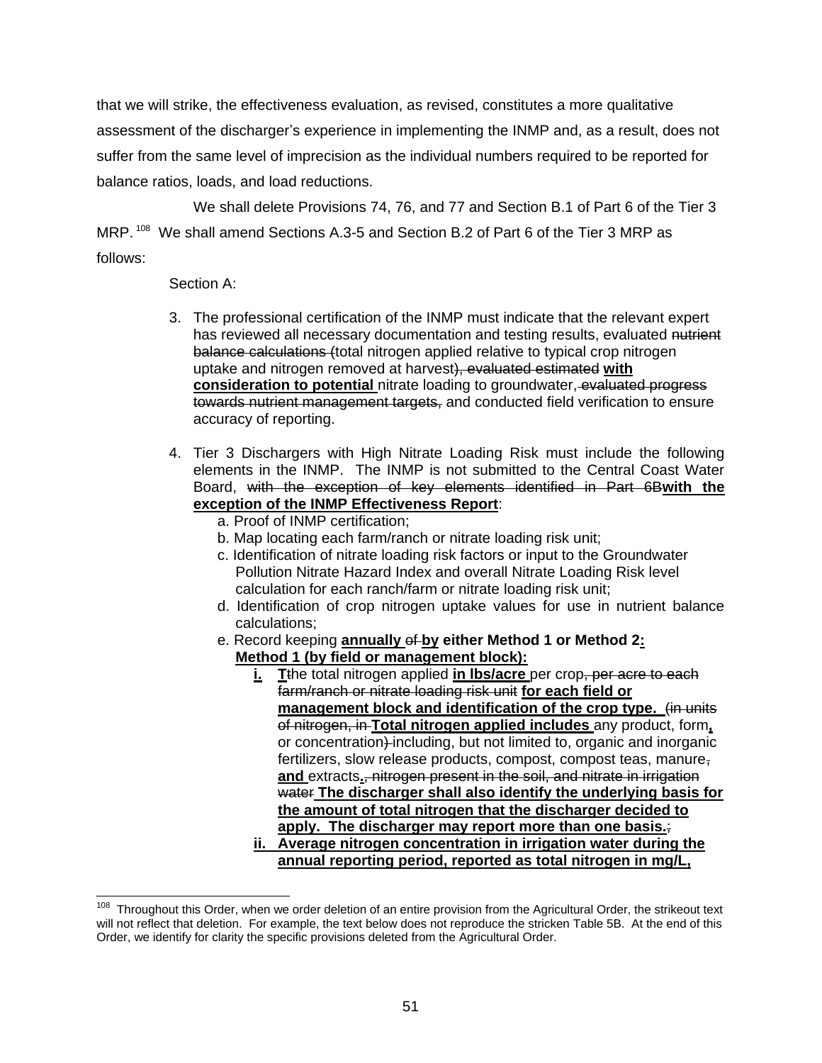that we will strike, the effectiveness evaluation, as revised, constitutes a more qualitative assessment of the discharger's experience in implementing the INMP and, as a result, does not suffer from the same level of imprecision as the individual numbers required to be reported for balance ratios, loads, and load reductions.

We shall delete Provisions 74, 76, and 77 and Section B.1 of Part 6 of the Tier 3 MRP.[108] We shall amend Sections A.3-5 and Section B.2 of Part 6 of the Tier 3 MRP as follows:

Section A:

3. The professional certification of the INMP must indicate that the relevant expert has reviewed all necessary documentation and testing results, evaluated ~~nutrient balance calculations (~~total nitrogen applied relative to typical crop nitrogen uptake and nitrogen removed at harvest~~), evaluated estimated~~ **with consideration to potential** nitrate loading to groundwater~~, evaluated progress towards nutrient management targets,~~ and conducted field verification to ensure accuracy of reporting.

4. Tier 3 Dischargers with High Nitrate Loading Risk must include the following elements in the INMP. The INMP is not submitted to the Central Coast Water Board, ~~with the exception of key elements identified in Part 6B~~**with the exception of the INMP Effectiveness Report**:
   a. Proof of INMP certification;
   b. Map locating each farm/ranch or nitrate loading risk unit;
   c. Identification of nitrate loading risk factors or input to the Groundwater Pollution Nitrate Hazard Index and overall Nitrate Loading Risk level calculation for each ranch/farm or nitrate loading risk unit;
   d. Identification of crop nitrogen uptake values for use in nutrient balance calculations;
   e. Record keeping **annually** ~~of~~ **by either Method 1 or Method 2:**
      **Method 1 (by field or management block):**
      **i.** **T**~~t~~he total nitrogen applied **in lbs/acre** per crop~~, per acre to each farm/ranch or nitrate loading risk unit~~ **for each field or management block and identification of the crop type.** ~~(in units of nitrogen, in~~ **Total nitrogen applied includes** any product, form**,** or concentration~~)~~ including, but not limited to, organic and inorganic fertilizers, slow release products, compost, compost teas, manure~~,~~ **and** extracts**.**~~, nitrogen present in the soil, and nitrate in irrigation water~~ **The discharger shall also identify the underlying basis for the amount of total nitrogen that the discharger decided to apply. The discharger may report more than one basis.**~~;~~
      **ii.** **Average nitrogen concentration in irrigation water during the annual reporting period, reported as total nitrogen in mg/L,**

[108] Throughout this Order, when we order deletion of an entire provision from the Agricultural Order, the strikeout text will not reflect that deletion. For example, the text below does not reproduce the stricken Table 5B. At the end of this Order, we identify for clarity the specific provisions deleted from the Agricultural Order.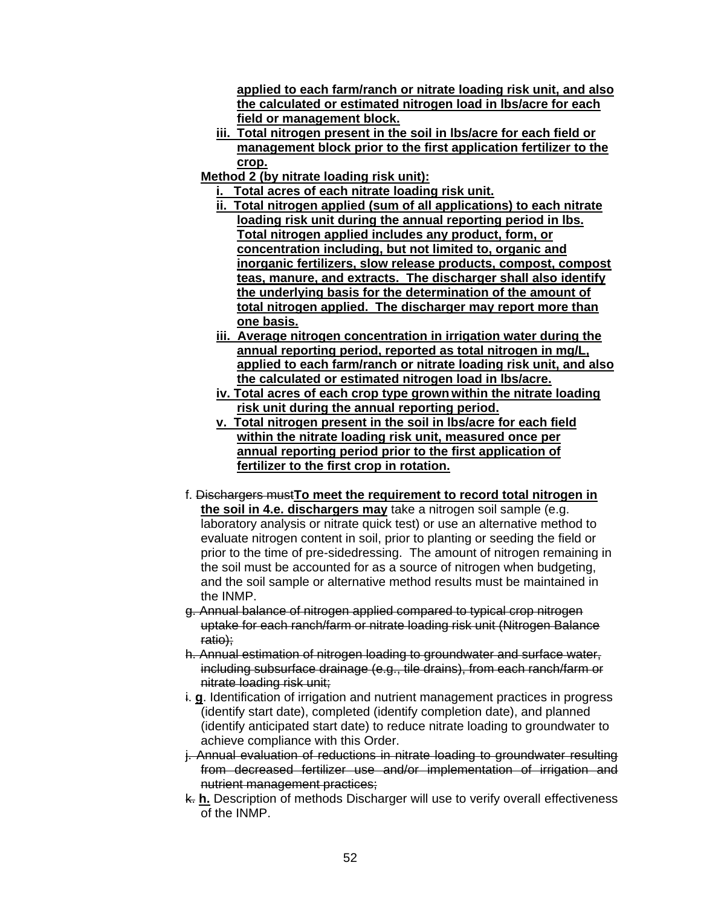**applied to each farm/ranch or nitrate loading risk unit, and also the calculated or estimated nitrogen load in lbs/acre for each field or management block.**

**iii. Total nitrogen present in the soil in lbs/acre for each field or management block prior to the first application fertilizer to the crop.**

**Method 2 (by nitrate loading risk unit):**

**i. Total acres of each nitrate loading risk unit.**

**ii. Total nitrogen applied (sum of all applications) to each nitrate loading risk unit during the annual reporting period in lbs. Total nitrogen applied includes any product, form, or concentration including, but not limited to, organic and inorganic fertilizers, slow release products, compost, compost teas, manure, and extracts. The discharger shall also identify the underlying basis for the determination of the amount of total nitrogen applied. The discharger may report more than one basis.**

**iii. Average nitrogen concentration in irrigation water during the annual reporting period, reported as total nitrogen in mg/L, applied to each farm/ranch or nitrate loading risk unit, and also the calculated or estimated nitrogen load in lbs/acre.**

**iv. Total acres of each crop type grown within the nitrate loading risk unit during the annual reporting period.**

**v. Total nitrogen present in the soil in lbs/acre for each field within the nitrate loading risk unit, measured once per annual reporting period prior to the first application of fertilizer to the first crop in rotation.**

f. ~~Dischargers must~~**To meet the requirement to record total nitrogen in the soil in 4.e. dischargers may** take a nitrogen soil sample (e.g. laboratory analysis or nitrate quick test) or use an alternative method to evaluate nitrogen content in soil, prior to planting or seeding the field or prior to the time of pre-sidedressing. The amount of nitrogen remaining in the soil must be accounted for as a source of nitrogen when budgeting, and the soil sample or alternative method results must be maintained in the INMP.

~~g. Annual balance of nitrogen applied compared to typical crop nitrogen uptake for each ranch/farm or nitrate loading risk unit (Nitrogen Balance ratio);~~

~~h. Annual estimation of nitrogen loading to groundwater and surface water, including subsurface drainage (e.g., tile drains), from each ranch/farm or nitrate loading risk unit;~~

~~i.~~ **g**. Identification of irrigation and nutrient management practices in progress (identify start date), completed (identify completion date), and planned (identify anticipated start date) to reduce nitrate loading to groundwater to achieve compliance with this Order.

~~j. Annual evaluation of reductions in nitrate loading to groundwater resulting from decreased fertilizer use and/or implementation of irrigation and nutrient management practices;~~

~~k.~~ **h.** Description of methods Discharger will use to verify overall effectiveness of the INMP.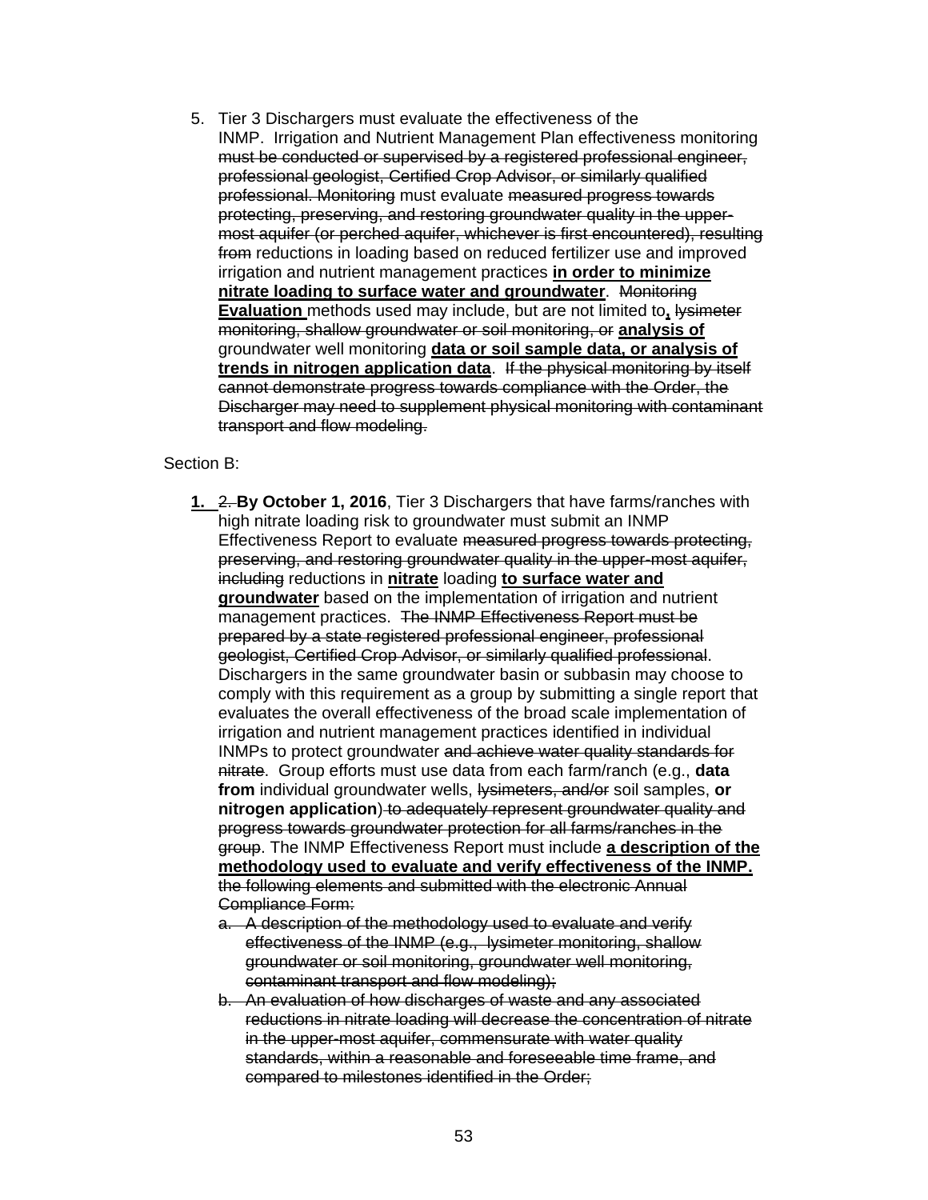5. Tier 3 Dischargers must evaluate the effectiveness of the INMP. Irrigation and Nutrient Management Plan effectiveness monitoring ~~must be conducted or supervised by a registered professional engineer, professional geologist, Certified Crop Advisor, or similarly qualified professional. Monitoring~~ must evaluate ~~measured progress towards protecting, preserving, and restoring groundwater quality in the upper-most aquifer (or perched aquifer, whichever is first encountered), resulting from~~ reductions in loading based on reduced fertilizer use and improved irrigation and nutrient management practices **<u>in order to minimize nitrate loading to surface water and groundwater</u>**. ~~Monitoring~~ **<u>Evaluation</u>** methods used may include, but are not limited to**<u>,</u>** ~~lysimeter monitoring, shallow groundwater or soil monitoring, or~~ **<u>analysis of</u>** groundwater well monitoring **<u>data or soil sample data, or analysis of trends in nitrogen application data</u>**. ~~If the physical monitoring by itself cannot demonstrate progress towards compliance with the Order, the Discharger may need to supplement physical monitoring with contaminant transport and flow modeling.~~

Section B:

**<u>1.</u>** ~~2.~~ **By October 1, 2016**, Tier 3 Dischargers that have farms/ranches with high nitrate loading risk to groundwater must submit an INMP Effectiveness Report to evaluate ~~measured progress towards protecting, preserving, and restoring groundwater quality in the upper-most aquifer, including~~ reductions in **<u>nitrate</u>** loading **<u>to surface water and groundwater</u>** based on the implementation of irrigation and nutrient management practices. ~~The INMP Effectiveness Report must be prepared by a state registered professional engineer, professional geologist, Certified Crop Advisor, or similarly qualified professional~~. Dischargers in the same groundwater basin or subbasin may choose to comply with this requirement as a group by submitting a single report that evaluates the overall effectiveness of the broad scale implementation of irrigation and nutrient management practices identified in individual INMPs to protect groundwater ~~and achieve water quality standards for nitrate~~. Group efforts must use data from each farm/ranch (e.g., **data from** individual groundwater wells, ~~lysimeters, and/or~~ soil samples, **or nitrogen application**) ~~to adequately represent groundwater quality and progress towards groundwater protection for all farms/ranches in the group~~. The INMP Effectiveness Report must include **<u>a description of the methodology used to evaluate and verify effectiveness of the INMP.</u>** ~~the following elements and submitted with the electronic Annual Compliance Form:~~

   ~~a. A description of the methodology used to evaluate and verify effectiveness of the INMP (e.g., lysimeter monitoring, shallow groundwater or soil monitoring, groundwater well monitoring, contaminant transport and flow modeling);~~

   ~~b. An evaluation of how discharges of waste and any associated reductions in nitrate loading will decrease the concentration of nitrate in the upper-most aquifer, commensurate with water quality standards, within a reasonable and foreseeable time frame, and compared to milestones identified in the Order;~~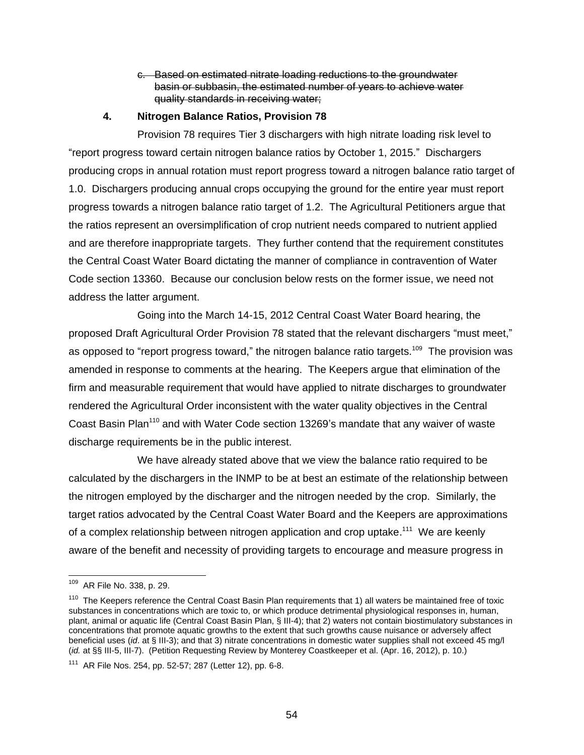c. ~~Based on estimated nitrate loading reductions to the groundwater basin or subbasin, the estimated number of years to achieve water quality standards in receiving water;~~

**4. Nitrogen Balance Ratios, Provision 78**

Provision 78 requires Tier 3 dischargers with high nitrate loading risk level to "report progress toward certain nitrogen balance ratios by October 1, 2015." Dischargers producing crops in annual rotation must report progress toward a nitrogen balance ratio target of 1.0. Dischargers producing annual crops occupying the ground for the entire year must report progress towards a nitrogen balance ratio target of 1.2. The Agricultural Petitioners argue that the ratios represent an oversimplification of crop nutrient needs compared to nutrient applied and are therefore inappropriate targets. They further contend that the requirement constitutes the Central Coast Water Board dictating the manner of compliance in contravention of Water Code section 13360. Because our conclusion below rests on the former issue, we need not address the latter argument.

Going into the March 14-15, 2012 Central Coast Water Board hearing, the proposed Draft Agricultural Order Provision 78 stated that the relevant dischargers "must meet," as opposed to "report progress toward," the nitrogen balance ratio targets.[109] The provision was amended in response to comments at the hearing. The Keepers argue that elimination of the firm and measurable requirement that would have applied to nitrate discharges to groundwater rendered the Agricultural Order inconsistent with the water quality objectives in the Central Coast Basin Plan[110] and with Water Code section 13269's mandate that any waiver of waste discharge requirements be in the public interest.

We have already stated above that we view the balance ratio required to be calculated by the dischargers in the INMP to be at best an estimate of the relationship between the nitrogen employed by the discharger and the nitrogen needed by the crop. Similarly, the target ratios advocated by the Central Coast Water Board and the Keepers are approximations of a complex relationship between nitrogen application and crop uptake.[111] We are keenly aware of the benefit and necessity of providing targets to encourage and measure progress in

---

[109] AR File No. 338, p. 29.

[110] The Keepers reference the Central Coast Basin Plan requirements that 1) all waters be maintained free of toxic substances in concentrations which are toxic to, or which produce detrimental physiological responses in, human, plant, animal or aquatic life (Central Coast Basin Plan, § III-4); that 2) waters not contain biostimulatory substances in concentrations that promote aquatic growths to the extent that such growths cause nuisance or adversely affect beneficial uses (*id*. at § III-3); and that 3) nitrate concentrations in domestic water supplies shall not exceed 45 mg/l (*id.* at §§ III-5, III-7). (Petition Requesting Review by Monterey Coastkeeper et al. (Apr. 16, 2012), p. 10.)

[111] AR File Nos. 254, pp. 52-57; 287 (Letter 12), pp. 6-8.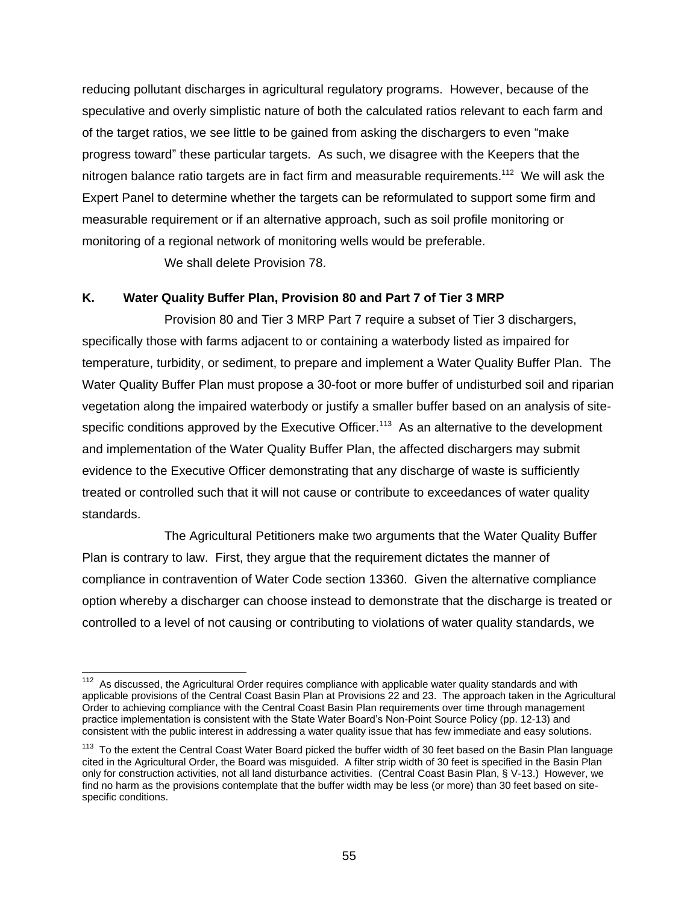reducing pollutant discharges in agricultural regulatory programs. However, because of the speculative and overly simplistic nature of both the calculated ratios relevant to each farm and of the target ratios, we see little to be gained from asking the dischargers to even "make progress toward" these particular targets. As such, we disagree with the Keepers that the nitrogen balance ratio targets are in fact firm and measurable requirements.[112] We will ask the Expert Panel to determine whether the targets can be reformulated to support some firm and measurable requirement or if an alternative approach, such as soil profile monitoring or monitoring of a regional network of monitoring wells would be preferable.

We shall delete Provision 78.

### K. Water Quality Buffer Plan, Provision 80 and Part 7 of Tier 3 MRP

Provision 80 and Tier 3 MRP Part 7 require a subset of Tier 3 dischargers, specifically those with farms adjacent to or containing a waterbody listed as impaired for temperature, turbidity, or sediment, to prepare and implement a Water Quality Buffer Plan. The Water Quality Buffer Plan must propose a 30-foot or more buffer of undisturbed soil and riparian vegetation along the impaired waterbody or justify a smaller buffer based on an analysis of site-specific conditions approved by the Executive Officer.[113] As an alternative to the development and implementation of the Water Quality Buffer Plan, the affected dischargers may submit evidence to the Executive Officer demonstrating that any discharge of waste is sufficiently treated or controlled such that it will not cause or contribute to exceedances of water quality standards.

The Agricultural Petitioners make two arguments that the Water Quality Buffer Plan is contrary to law. First, they argue that the requirement dictates the manner of compliance in contravention of Water Code section 13360. Given the alternative compliance option whereby a discharger can choose instead to demonstrate that the discharge is treated or controlled to a level of not causing or contributing to violations of water quality standards, we

---

[112] As discussed, the Agricultural Order requires compliance with applicable water quality standards and with applicable provisions of the Central Coast Basin Plan at Provisions 22 and 23. The approach taken in the Agricultural Order to achieving compliance with the Central Coast Basin Plan requirements over time through management practice implementation is consistent with the State Water Board's Non-Point Source Policy (pp. 12-13) and consistent with the public interest in addressing a water quality issue that has few immediate and easy solutions.

[113] To the extent the Central Coast Water Board picked the buffer width of 30 feet based on the Basin Plan language cited in the Agricultural Order, the Board was misguided. A filter strip width of 30 feet is specified in the Basin Plan only for construction activities, not all land disturbance activities. (Central Coast Basin Plan, § V-13.) However, we find no harm as the provisions contemplate that the buffer width may be less (or more) than 30 feet based on site-specific conditions.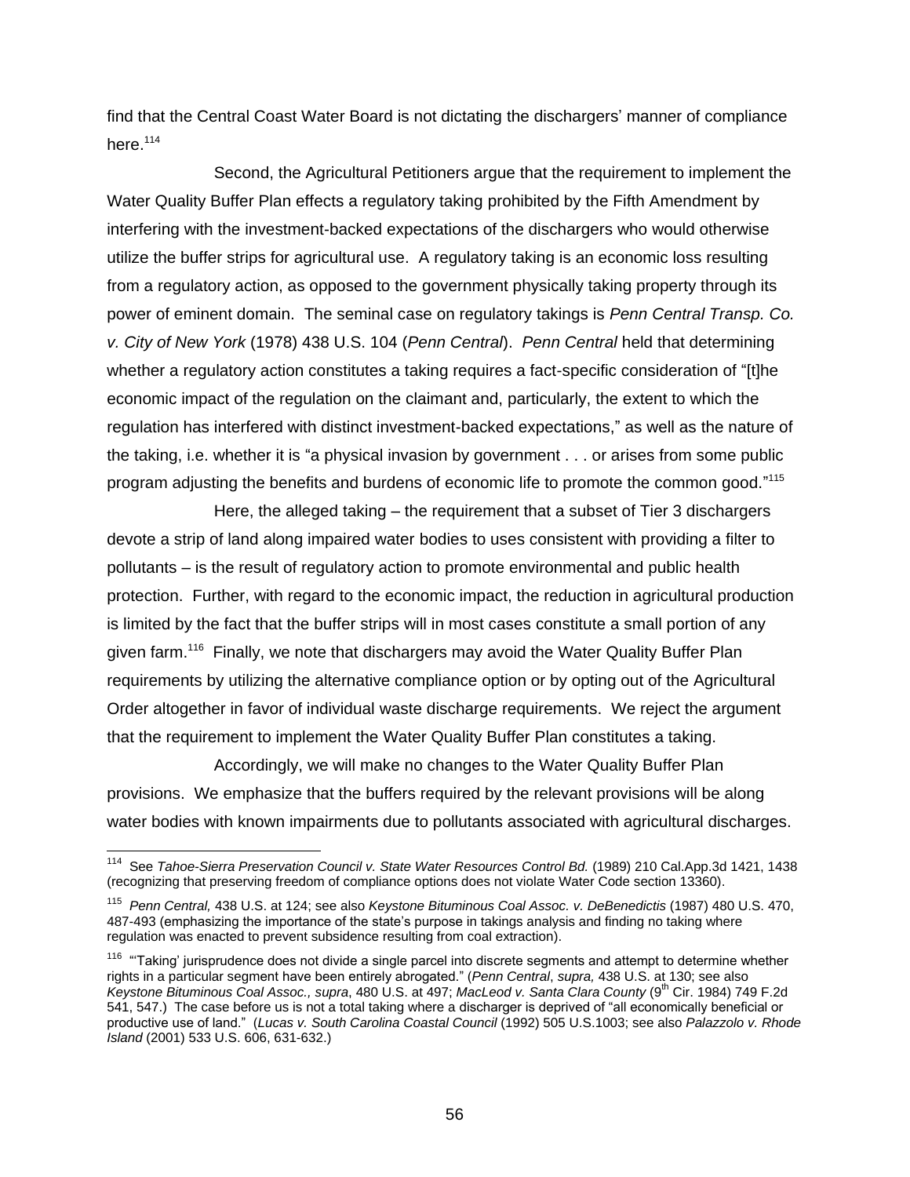find that the Central Coast Water Board is not dictating the dischargers' manner of compliance here.[114]

Second, the Agricultural Petitioners argue that the requirement to implement the Water Quality Buffer Plan effects a regulatory taking prohibited by the Fifth Amendment by interfering with the investment-backed expectations of the dischargers who would otherwise utilize the buffer strips for agricultural use. A regulatory taking is an economic loss resulting from a regulatory action, as opposed to the government physically taking property through its power of eminent domain. The seminal case on regulatory takings is *Penn Central Transp. Co. v. City of New York* (1978) 438 U.S. 104 (*Penn Central*). *Penn Central* held that determining whether a regulatory action constitutes a taking requires a fact-specific consideration of "[t]he economic impact of the regulation on the claimant and, particularly, the extent to which the regulation has interfered with distinct investment-backed expectations," as well as the nature of the taking, i.e. whether it is "a physical invasion by government . . . or arises from some public program adjusting the benefits and burdens of economic life to promote the common good."[115]

Here, the alleged taking – the requirement that a subset of Tier 3 dischargers devote a strip of land along impaired water bodies to uses consistent with providing a filter to pollutants – is the result of regulatory action to promote environmental and public health protection. Further, with regard to the economic impact, the reduction in agricultural production is limited by the fact that the buffer strips will in most cases constitute a small portion of any given farm.[116] Finally, we note that dischargers may avoid the Water Quality Buffer Plan requirements by utilizing the alternative compliance option or by opting out of the Agricultural Order altogether in favor of individual waste discharge requirements. We reject the argument that the requirement to implement the Water Quality Buffer Plan constitutes a taking.

Accordingly, we will make no changes to the Water Quality Buffer Plan provisions. We emphasize that the buffers required by the relevant provisions will be along water bodies with known impairments due to pollutants associated with agricultural discharges.

---

[114] See *Tahoe-Sierra Preservation Council v. State Water Resources Control Bd.* (1989) 210 Cal.App.3d 1421, 1438 (recognizing that preserving freedom of compliance options does not violate Water Code section 13360).

[115] *Penn Central,* 438 U.S. at 124; see also *Keystone Bituminous Coal Assoc. v. DeBenedictis* (1987) 480 U.S. 470, 487-493 (emphasizing the importance of the state's purpose in takings analysis and finding no taking where regulation was enacted to prevent subsidence resulting from coal extraction).

[116] "'Taking' jurisprudence does not divide a single parcel into discrete segments and attempt to determine whether rights in a particular segment have been entirely abrogated." (*Penn Central*, *supra,* 438 U.S. at 130; see also *Keystone Bituminous Coal Assoc., supra*, 480 U.S. at 497; *MacLeod v. Santa Clara County* (9th Cir. 1984) 749 F.2d 541, 547.) The case before us is not a total taking where a discharger is deprived of "all economically beneficial or productive use of land." (*Lucas v. South Carolina Coastal Council* (1992) 505 U.S.1003; see also *Palazzolo v. Rhode Island* (2001) 533 U.S. 606, 631-632.)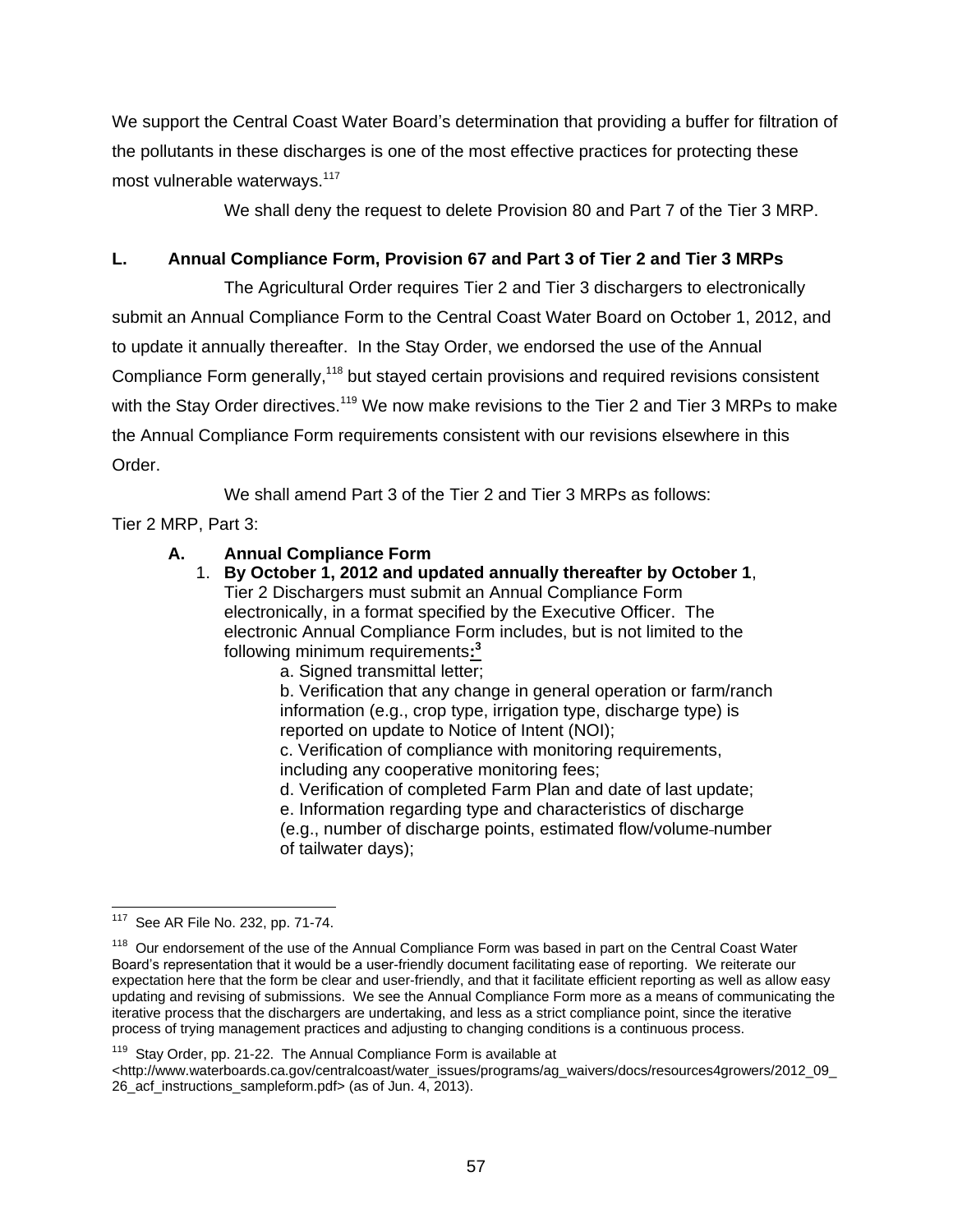We support the Central Coast Water Board's determination that providing a buffer for filtration of the pollutants in these discharges is one of the most effective practices for protecting these most vulnerable waterways.[117]

We shall deny the request to delete Provision 80 and Part 7 of the Tier 3 MRP.

## L. Annual Compliance Form, Provision 67 and Part 3 of Tier 2 and Tier 3 MRPs

The Agricultural Order requires Tier 2 and Tier 3 dischargers to electronically submit an Annual Compliance Form to the Central Coast Water Board on October 1, 2012, and to update it annually thereafter. In the Stay Order, we endorsed the use of the Annual Compliance Form generally,[118] but stayed certain provisions and required revisions consistent with the Stay Order directives.[119] We now make revisions to the Tier 2 and Tier 3 MRPs to make the Annual Compliance Form requirements consistent with our revisions elsewhere in this Order.

We shall amend Part 3 of the Tier 2 and Tier 3 MRPs as follows:

Tier 2 MRP, Part 3:

**A. Annual Compliance Form**

1. **By October 1, 2012 and updated annually thereafter by October 1**, Tier 2 Dischargers must submit an Annual Compliance Form electronically, in a format specified by the Executive Officer. The electronic Annual Compliance Form includes, but is not limited to the following minimum requirements**:**[3]
   - a. Signed transmittal letter;
   - b. Verification that any change in general operation or farm/ranch information (e.g., crop type, irrigation type, discharge type) is reported on update to Notice of Intent (NOI);
   - c. Verification of compliance with monitoring requirements, including any cooperative monitoring fees;
   - d. Verification of completed Farm Plan and date of last update;
   - e. Information regarding type and characteristics of discharge (e.g., number of discharge points, estimated flow/volume-number of tailwater days);

---

[117] See AR File No. 232, pp. 71-74.

[118] Our endorsement of the use of the Annual Compliance Form was based in part on the Central Coast Water Board's representation that it would be a user-friendly document facilitating ease of reporting. We reiterate our expectation here that the form be clear and user-friendly, and that it facilitate efficient reporting as well as allow easy updating and revising of submissions. We see the Annual Compliance Form more as a means of communicating the iterative process that the dischargers are undertaking, and less as a strict compliance point, since the iterative process of trying management practices and adjusting to changing conditions is a continuous process.

[119] Stay Order, pp. 21-22. The Annual Compliance Form is available at <http://www.waterboards.ca.gov/centralcoast/water_issues/programs/ag_waivers/docs/resources4growers/2012_09_26_acf_instructions_sampleform.pdf> (as of Jun. 4, 2013).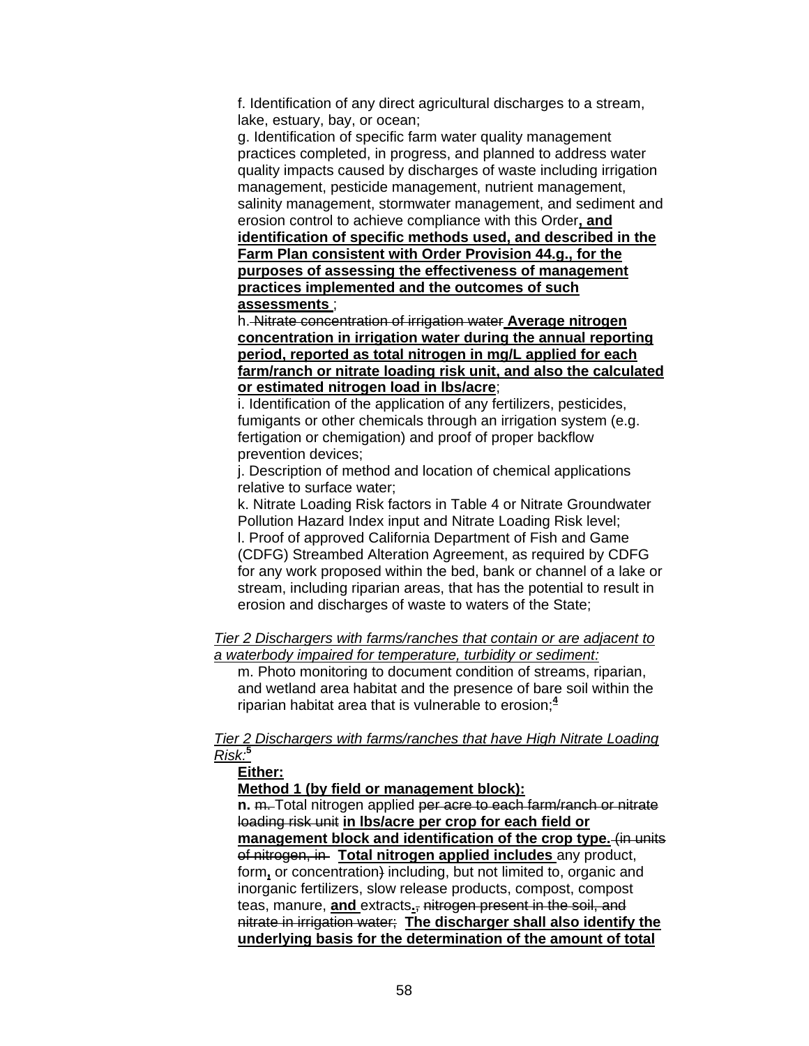f. Identification of any direct agricultural discharges to a stream, lake, estuary, bay, or ocean;

g. Identification of specific farm water quality management practices completed, in progress, and planned to address water quality impacts caused by discharges of waste including irrigation management, pesticide management, nutrient management, salinity management, stormwater management, and sediment and erosion control to achieve compliance with this Order**, and identification of specific methods used, and described in the Farm Plan consistent with Order Provision 44.g., for the purposes of assessing the effectiveness of management practices implemented and the outcomes of such assessments** ;

h. ~~Nitrate concentration of irrigation water~~ **Average nitrogen concentration in irrigation water during the annual reporting period, reported as total nitrogen in mg/L applied for each farm/ranch or nitrate loading risk unit, and also the calculated or estimated nitrogen load in lbs/acre**;

i. Identification of the application of any fertilizers, pesticides, fumigants or other chemicals through an irrigation system (e.g. fertigation or chemigation) and proof of proper backflow prevention devices;

j. Description of method and location of chemical applications relative to surface water;

k. Nitrate Loading Risk factors in Table 4 or Nitrate Groundwater Pollution Hazard Index input and Nitrate Loading Risk level;

l. Proof of approved California Department of Fish and Game (CDFG) Streambed Alteration Agreement, as required by CDFG for any work proposed within the bed, bank or channel of a lake or stream, including riparian areas, that has the potential to result in erosion and discharges of waste to waters of the State;

*Tier 2 Dischargers with farms/ranches that contain or are adjacent to a waterbody impaired for temperature, turbidity or sediment:*

m. Photo monitoring to document condition of streams, riparian, and wetland area habitat and the presence of bare soil within the riparian habitat area that is vulnerable to erosion;[4]

*Tier 2 Dischargers with farms/ranches that have High Nitrate Loading Risk:*[5]

**Either:**

**Method 1 (by field or management block):**

**n.** ~~m.~~ Total nitrogen applied ~~per acre to each farm/ranch or nitrate loading risk unit~~ **in lbs/acre per crop for each field or management block and identification of the crop type.** ~~(in units of nitrogen, in~~ **Total nitrogen applied includes** any product, form**,** or concentration~~)~~ including, but not limited to, organic and inorganic fertilizers, slow release products, compost, compost teas, manure, **and** extracts**.** ~~, nitrogen present in the soil, and nitrate in irrigation water;~~ **The discharger shall also identify the underlying basis for the determination of the amount of total**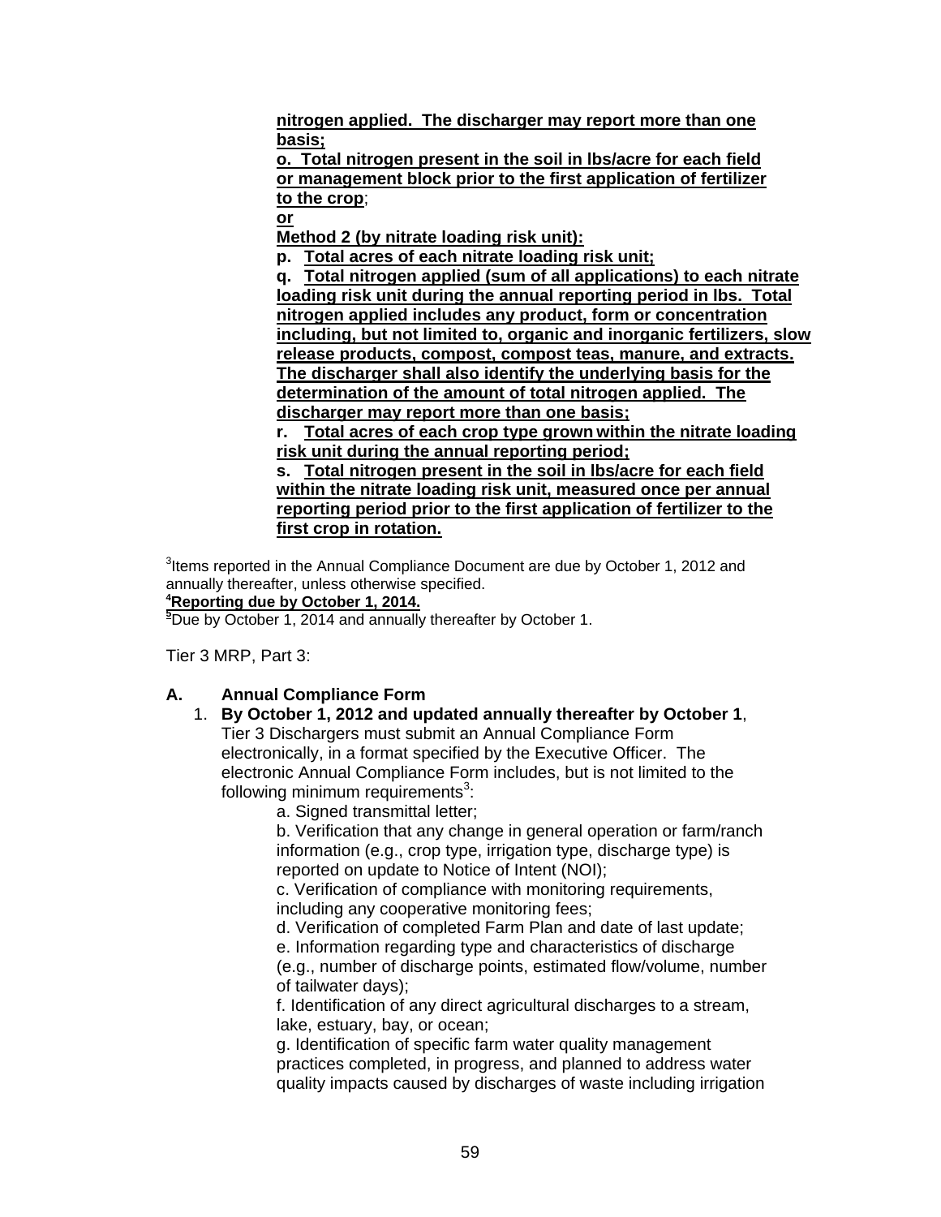**nitrogen applied. The discharger may report more than one basis;**

**o. Total nitrogen present in the soil in lbs/acre for each field or management block prior to the first application of fertilizer to the crop**;

**or**

**Method 2 (by nitrate loading risk unit):**

**p. Total acres of each nitrate loading risk unit;**

**q. Total nitrogen applied (sum of all applications) to each nitrate loading risk unit during the annual reporting period in lbs. Total nitrogen applied includes any product, form or concentration including, but not limited to, organic and inorganic fertilizers, slow release products, compost, compost teas, manure, and extracts. The discharger shall also identify the underlying basis for the determination of the amount of total nitrogen applied. The discharger may report more than one basis;**

**r. Total acres of each crop type grown within the nitrate loading risk unit during the annual reporting period;**

**s. Total nitrogen present in the soil in lbs/acre for each field within the nitrate loading risk unit, measured once per annual reporting period prior to the first application of fertilizer to the first crop in rotation.**

[3]Items reported in the Annual Compliance Document are due by October 1, 2012 and annually thereafter, unless otherwise specified.

[4]**Reporting due by October 1, 2014.**

[5]Due by October 1, 2014 and annually thereafter by October 1.

Tier 3 MRP, Part 3:

## A. Annual Compliance Form

1. **By October 1, 2012 and updated annually thereafter by October 1**, Tier 3 Dischargers must submit an Annual Compliance Form electronically, in a format specified by the Executive Officer. The electronic Annual Compliance Form includes, but is not limited to the following minimum requirements[3]:

   a. Signed transmittal letter;

   b. Verification that any change in general operation or farm/ranch information (e.g., crop type, irrigation type, discharge type) is reported on update to Notice of Intent (NOI);

   c. Verification of compliance with monitoring requirements, including any cooperative monitoring fees;

   d. Verification of completed Farm Plan and date of last update;

   e. Information regarding type and characteristics of discharge (e.g., number of discharge points, estimated flow/volume, number of tailwater days);

   f. Identification of any direct agricultural discharges to a stream, lake, estuary, bay, or ocean;

   g. Identification of specific farm water quality management practices completed, in progress, and planned to address water quality impacts caused by discharges of waste including irrigation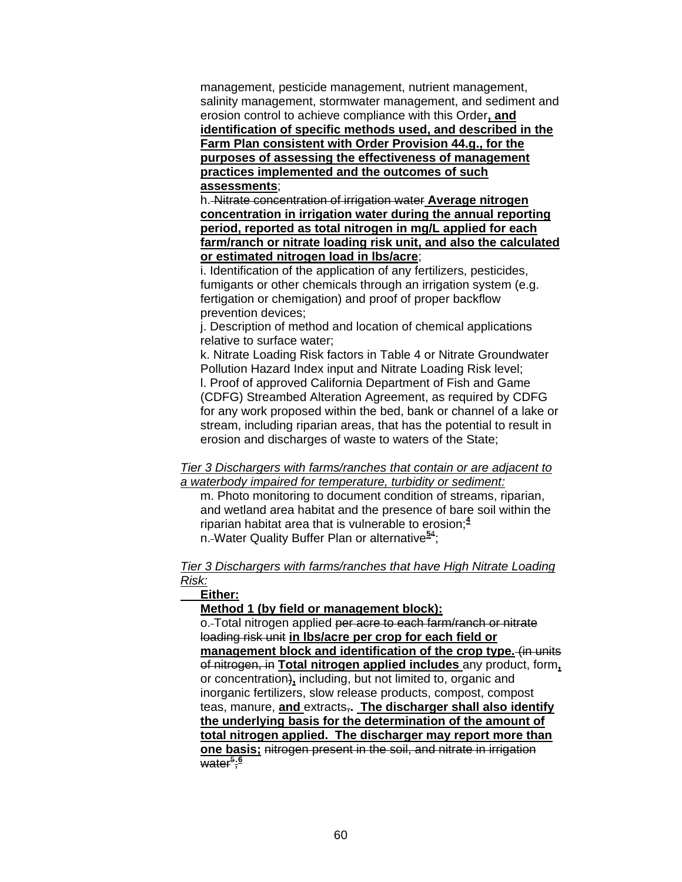management, pesticide management, nutrient management, salinity management, stormwater management, and sediment and erosion control to achieve compliance with this Order**, and identification of specific methods used, and described in the Farm Plan consistent with Order Provision 44.g., for the purposes of assessing the effectiveness of management practices implemented and the outcomes of such assessments**;

h. ~~Nitrate concentration of irrigation water~~ **Average nitrogen concentration in irrigation water during the annual reporting period, reported as total nitrogen in mg/L applied for each farm/ranch or nitrate loading risk unit, and also the calculated or estimated nitrogen load in lbs/acre**;

i. Identification of the application of any fertilizers, pesticides, fumigants or other chemicals through an irrigation system (e.g. fertigation or chemigation) and proof of proper backflow prevention devices;

j. Description of method and location of chemical applications relative to surface water;

k. Nitrate Loading Risk factors in Table 4 or Nitrate Groundwater Pollution Hazard Index input and Nitrate Loading Risk level;

l. Proof of approved California Department of Fish and Game (CDFG) Streambed Alteration Agreement, as required by CDFG for any work proposed within the bed, bank or channel of a lake or stream, including riparian areas, that has the potential to result in erosion and discharges of waste to waters of the State;

*Tier 3 Dischargers with farms/ranches that contain or are adjacent to a waterbody impaired for temperature, turbidity or sediment:*

m. Photo monitoring to document condition of streams, riparian, and wetland area habitat and the presence of bare soil within the riparian habitat area that is vulnerable to erosion;[4]

n. Water Quality Buffer Plan or alternative[5] ~~[4]~~;

*Tier 3 Dischargers with farms/ranches that have High Nitrate Loading Risk:*

**Either:**

**Method 1 (by field or management block):**

o. Total nitrogen applied ~~per acre to each farm/ranch or nitrate loading risk unit~~ **in lbs/acre per crop for each field or management block and identification of the crop type.** ~~(in units of nitrogen, in~~ **Total nitrogen applied includes** any product, form**,** or concentration~~)~~**,** including, but not limited to, organic and inorganic fertilizers, slow release products, compost, compost teas, manure, **and** extracts~~,~~**. The discharger shall also identify the underlying basis for the determination of the amount of total nitrogen applied. The discharger may report more than one basis;** ~~nitrogen present in the soil, and nitrate in irrigation water[5];[6]~~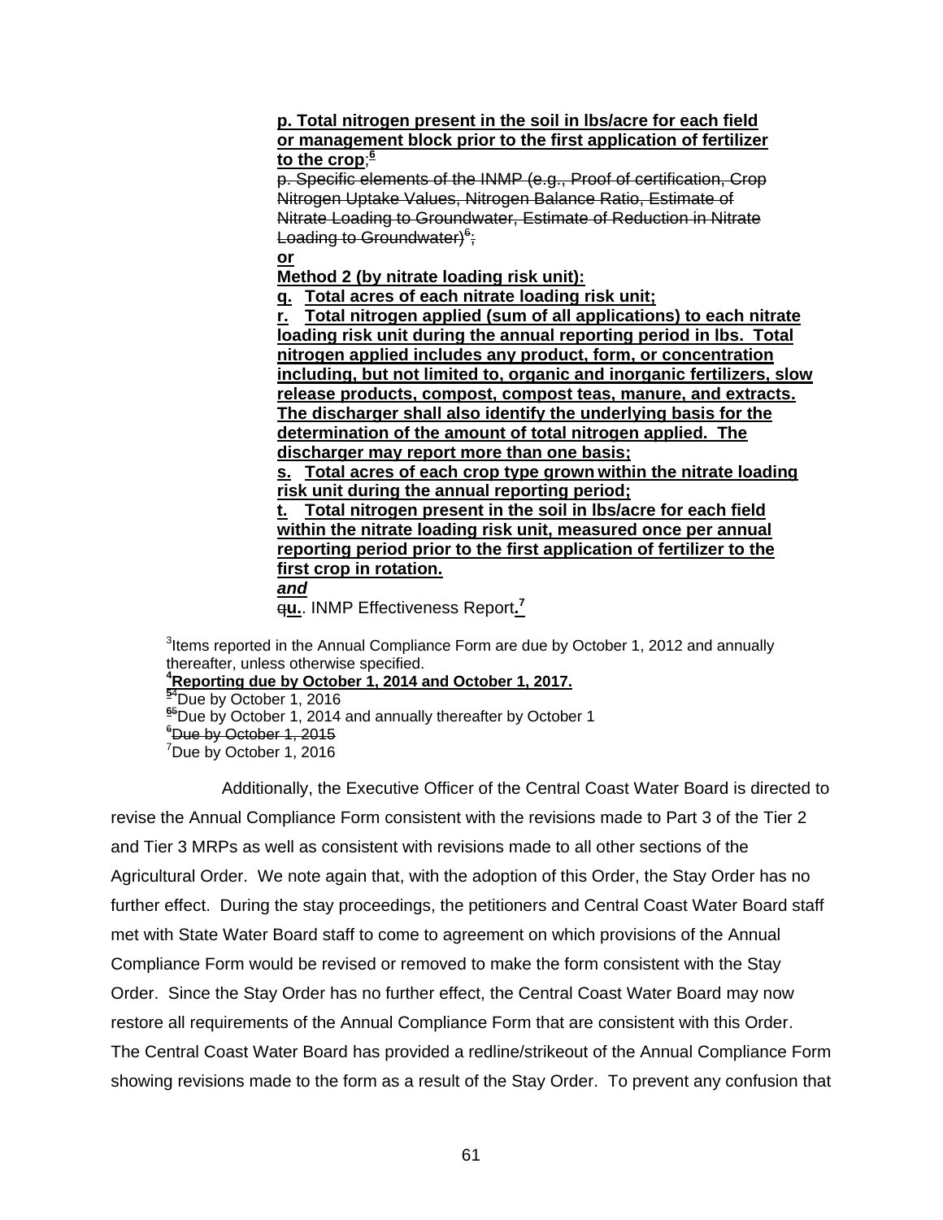**p. Total nitrogen present in the soil in lbs/acre for each field or management block prior to the first application of fertilizer to the crop**;[6]

~~p. Specific elements of the INMP (e.g., Proof of certification, Crop Nitrogen Uptake Values, Nitrogen Balance Ratio, Estimate of Nitrate Loading to Groundwater, Estimate of Reduction in Nitrate Loading to Groundwater)[6];~~

**or**

**Method 2 (by nitrate loading risk unit):**

**q. Total acres of each nitrate loading risk unit;**

**r. Total nitrogen applied (sum of all applications) to each nitrate loading risk unit during the annual reporting period in lbs. Total nitrogen applied includes any product, form, or concentration including, but not limited to, organic and inorganic fertilizers, slow release products, compost, compost teas, manure, and extracts. The discharger shall also identify the underlying basis for the determination of the amount of total nitrogen applied. The discharger may report more than one basis;**

**s. Total acres of each crop type grown within the nitrate loading risk unit during the annual reporting period;**

**t. Total nitrogen present in the soil in lbs/acre for each field within the nitrate loading risk unit, measured once per annual reporting period prior to the first application of fertilizer to the first crop in rotation.**

***and***

~~q~~**u.**. INMP Effectiveness Report**.**[7]

[3]Items reported in the Annual Compliance Form are due by October 1, 2012 and annually thereafter, unless otherwise specified.
[4]**Reporting due by October 1, 2014 and October 1, 2017.**
[5][~~4~~]Due by October 1, 2016
[6][~~5~~]Due by October 1, 2014 and annually thereafter by October 1
~~[6]Due by October 1, 2015~~
[7]Due by October 1, 2016

Additionally, the Executive Officer of the Central Coast Water Board is directed to revise the Annual Compliance Form consistent with the revisions made to Part 3 of the Tier 2 and Tier 3 MRPs as well as consistent with revisions made to all other sections of the Agricultural Order. We note again that, with the adoption of this Order, the Stay Order has no further effect. During the stay proceedings, the petitioners and Central Coast Water Board staff met with State Water Board staff to come to agreement on which provisions of the Annual Compliance Form would be revised or removed to make the form consistent with the Stay Order. Since the Stay Order has no further effect, the Central Coast Water Board may now restore all requirements of the Annual Compliance Form that are consistent with this Order. The Central Coast Water Board has provided a redline/strikeout of the Annual Compliance Form showing revisions made to the form as a result of the Stay Order. To prevent any confusion that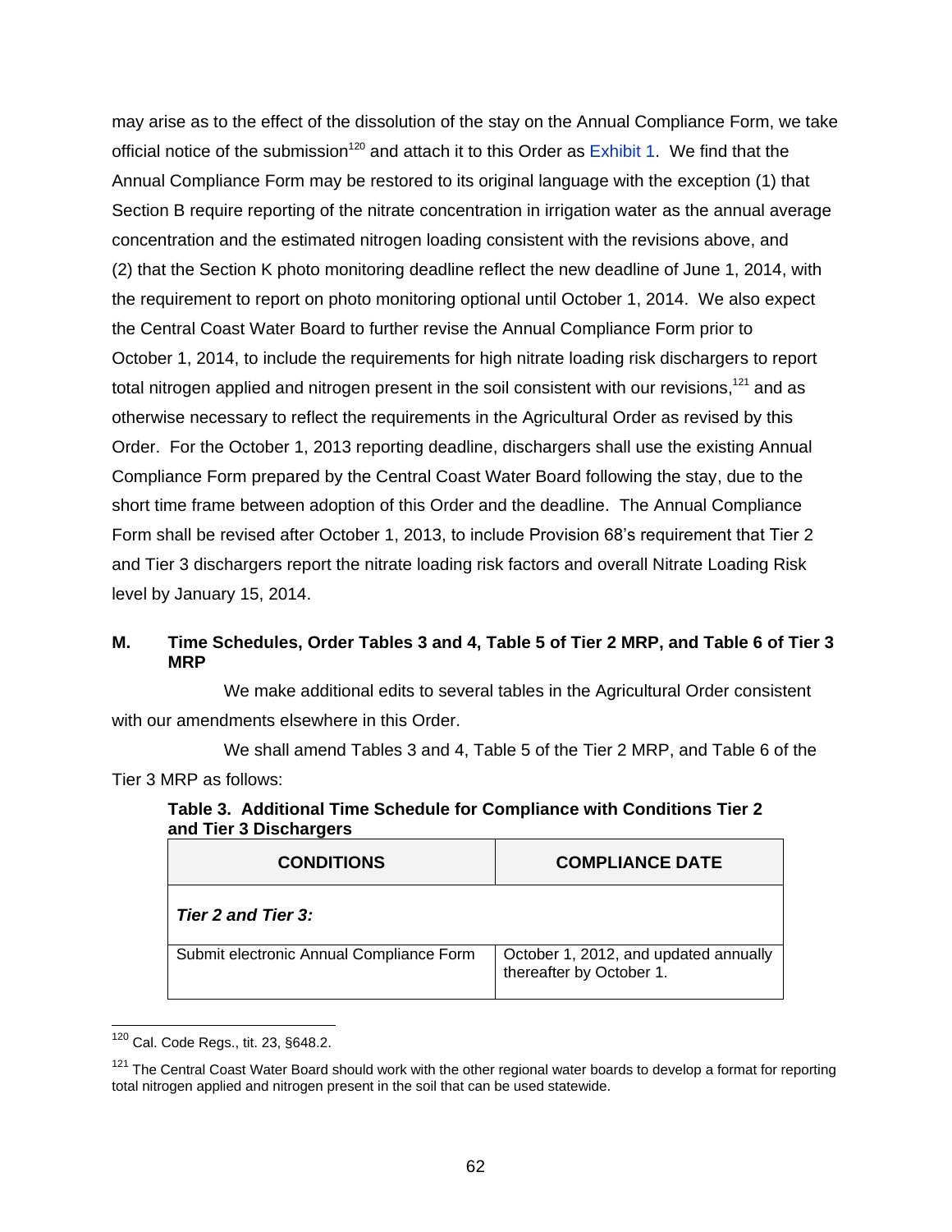may arise as to the effect of the dissolution of the stay on the Annual Compliance Form, we take official notice of the submission[120] and attach it to this Order as Exhibit 1. We find that the Annual Compliance Form may be restored to its original language with the exception (1) that Section B require reporting of the nitrate concentration in irrigation water as the annual average concentration and the estimated nitrogen loading consistent with the revisions above, and (2) that the Section K photo monitoring deadline reflect the new deadline of June 1, 2014, with the requirement to report on photo monitoring optional until October 1, 2014. We also expect the Central Coast Water Board to further revise the Annual Compliance Form prior to October 1, 2014, to include the requirements for high nitrate loading risk dischargers to report total nitrogen applied and nitrogen present in the soil consistent with our revisions,[121] and as otherwise necessary to reflect the requirements in the Agricultural Order as revised by this Order. For the October 1, 2013 reporting deadline, dischargers shall use the existing Annual Compliance Form prepared by the Central Coast Water Board following the stay, due to the short time frame between adoption of this Order and the deadline. The Annual Compliance Form shall be revised after October 1, 2013, to include Provision 68's requirement that Tier 2 and Tier 3 dischargers report the nitrate loading risk factors and overall Nitrate Loading Risk level by January 15, 2014.

## M. Time Schedules, Order Tables 3 and 4, Table 5 of Tier 2 MRP, and Table 6 of Tier 3 MRP

We make additional edits to several tables in the Agricultural Order consistent with our amendments elsewhere in this Order.

We shall amend Tables 3 and 4, Table 5 of the Tier 2 MRP, and Table 6 of the Tier 3 MRP as follows:

**Table 3. Additional Time Schedule for Compliance with Conditions Tier 2 and Tier 3 Dischargers**

| CONDITIONS | COMPLIANCE DATE |
|---|---|
| ***Tier 2 and Tier 3:*** | |
| Submit electronic Annual Compliance Form | October 1, 2012, and updated annually thereafter by October 1. |

[120] Cal. Code Regs., tit. 23, §648.2.

[121] The Central Coast Water Board should work with the other regional water boards to develop a format for reporting total nitrogen applied and nitrogen present in the soil that can be used statewide.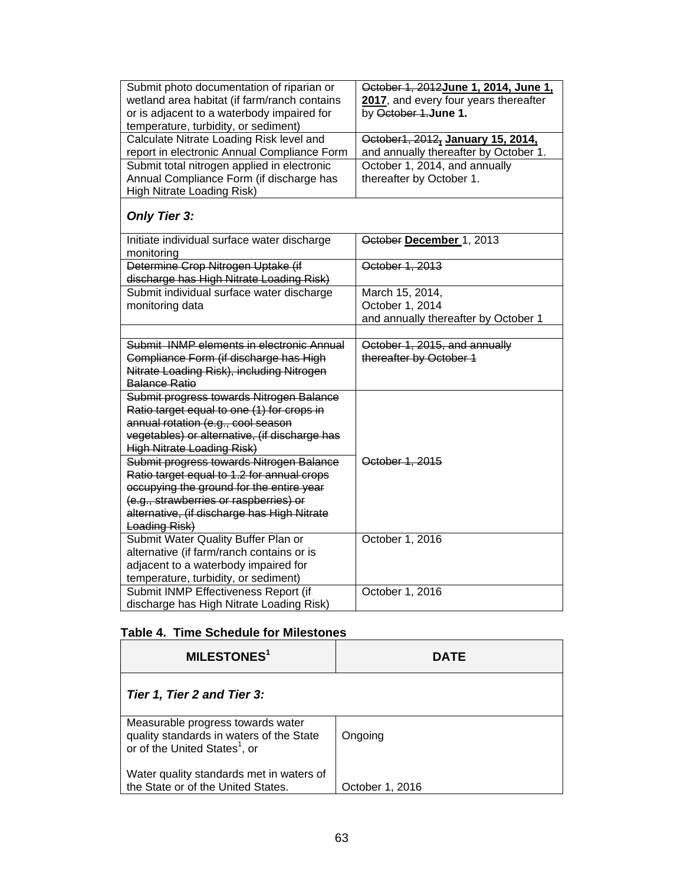| | |
|---|---|
| Submit photo documentation of riparian or wetland area habitat (if farm/ranch contains or is adjacent to a waterbody impaired for temperature, turbidity, or sediment) | ~~October 1, 2012~~**June 1, 2014, June 1, <u>2017</u>**, and every four years thereafter by ~~October 1.~~**June 1.** |
| Calculate Nitrate Loading Risk level and report in electronic Annual Compliance Form | ~~October1, 2012~~**<u>,</u> <u>January 15, 2014,</u>** and annually thereafter by October 1. |
| Submit total nitrogen applied in electronic Annual Compliance Form (if discharge has High Nitrate Loading Risk) | October 1, 2014, and annually thereafter by October 1. |
| ***Only Tier 3:*** | |
| Initiate individual surface water discharge monitoring | ~~October~~ **<u>December</u>** 1, 2013 |
| ~~Determine Crop Nitrogen Uptake (if discharge has High Nitrate Loading Risk)~~ | ~~October 1, 2013~~ |
| Submit individual surface water discharge monitoring data | March 15, 2014,<br>October 1, 2014<br>and annually thereafter by October 1 |
| | |
| ~~Submit INMP elements in electronic Annual Compliance Form (if discharge has High Nitrate Loading Risk), including Nitrogen Balance Ratio~~ | ~~October 1, 2015, and annually thereafter by October 1~~ |
| ~~Submit progress towards Nitrogen Balance Ratio target equal to one (1) for crops in annual rotation (e.g., cool season vegetables) or alternative, (if discharge has High Nitrate Loading Risk)~~ | ~~October 1, 2015~~ |
| ~~Submit progress towards Nitrogen Balance Ratio target equal to 1.2 for annual crops occupying the ground for the entire year (e.g., strawberries or raspberries) or alternative, (if discharge has High Nitrate Loading Risk)~~ | |
| Submit Water Quality Buffer Plan or alternative (if farm/ranch contains or is adjacent to a waterbody impaired for temperature, turbidity, or sediment) | October 1, 2016 |
| Submit INMP Effectiveness Report (if discharge has High Nitrate Loading Risk) | October 1, 2016 |

**Table 4. Time Schedule for Milestones**

| MILESTONES[1] | DATE |
|---|---|
| ***Tier 1, Tier 2 and Tier 3:*** | |
| Measurable progress towards water quality standards in waters of the State or of the United States[1], or<br><br>Water quality standards met in waters of the State or of the United States. | Ongoing<br><br>October 1, 2016 |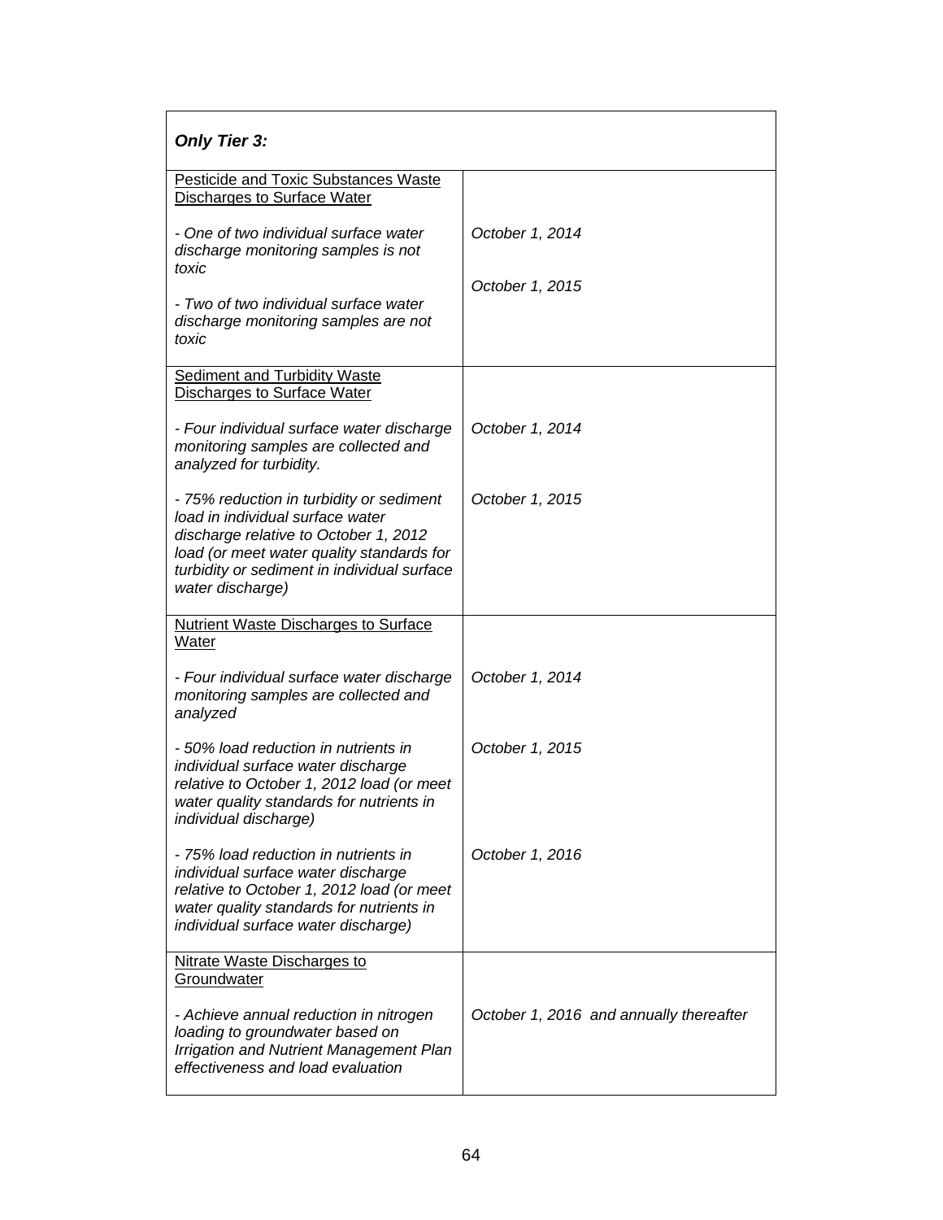| ***Only Tier 3:*** | |
|---|---|
| Pesticide and Toxic Substances Waste Discharges to Surface Water<br><br>*- One of two individual surface water discharge monitoring samples is not toxic*<br><br>*- Two of two individual surface water discharge monitoring samples are not toxic* | <br><br>*October 1, 2014*<br><br>*October 1, 2015* |
| Sediment and Turbidity Waste Discharges to Surface Water<br><br>*- Four individual surface water discharge monitoring samples are collected and analyzed for turbidity.*<br><br>*- 75% reduction in turbidity or sediment load in individual surface water discharge relative to October 1, 2012 load (or meet water quality standards for turbidity or sediment in individual surface water discharge)* | <br><br>*October 1, 2014*<br><br>*October 1, 2015* |
| Nutrient Waste Discharges to Surface Water<br><br>*- Four individual surface water discharge monitoring samples are collected and analyzed*<br><br>*- 50% load reduction in nutrients in individual surface water discharge relative to October 1, 2012 load (or meet water quality standards for nutrients in individual discharge)*<br><br>*- 75% load reduction in nutrients in individual surface water discharge relative to October 1, 2012 load (or meet water quality standards for nutrients in individual surface water discharge)* | <br><br>*October 1, 2014*<br><br>*October 1, 2015*<br><br>*October 1, 2016* |
| Nitrate Waste Discharges to Groundwater<br><br>*- Achieve annual reduction in nitrogen loading to groundwater based on Irrigation and Nutrient Management Plan effectiveness and load evaluation* | <br><br>*October 1, 2016 and annually thereafter* |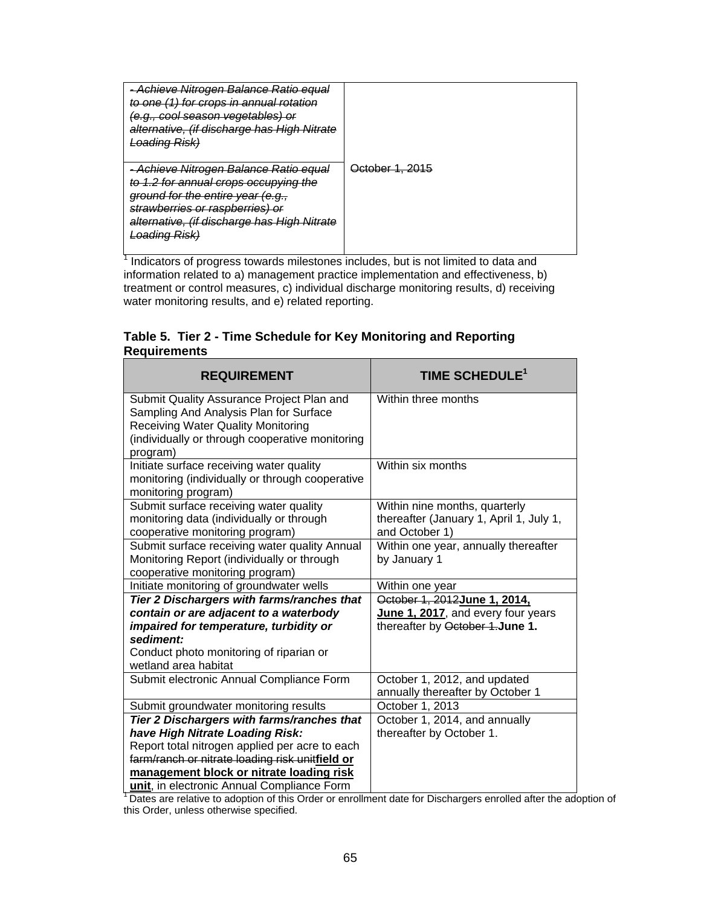| | |
|---|---|
| ~~*- Achieve Nitrogen Balance Ratio equal to one (1) for crops in annual rotation (e.g., cool season vegetables) or alternative, (if discharge has High Nitrate Loading Risk)*~~ | ~~October 1, 2015~~ |
| ~~*- Achieve Nitrogen Balance Ratio equal to 1.2 for annual crops occupying the ground for the entire year (e.g., strawberries or raspberries) or alternative, (if discharge has High Nitrate Loading Risk)*~~ | |

[1] Indicators of progress towards milestones includes, but is not limited to data and information related to a) management practice implementation and effectiveness, b) treatment or control measures, c) individual discharge monitoring results, d) receiving water monitoring results, and e) related reporting.

**Table 5. Tier 2 - Time Schedule for Key Monitoring and Reporting Requirements**

| REQUIREMENT | TIME SCHEDULE[1] |
|---|---|
| Submit Quality Assurance Project Plan and Sampling And Analysis Plan for Surface Receiving Water Quality Monitoring (individually or through cooperative monitoring program) | Within three months |
| Initiate surface receiving water quality monitoring (individually or through cooperative monitoring program) | Within six months |
| Submit surface receiving water quality monitoring data (individually or through cooperative monitoring program) | Within nine months, quarterly thereafter (January 1, April 1, July 1, and October 1) |
| Submit surface receiving water quality Annual Monitoring Report (individually or through cooperative monitoring program) | Within one year, annually thereafter by January 1 |
| Initiate monitoring of groundwater wells | Within one year |
| ***Tier 2 Dischargers with farms/ranches that contain or are adjacent to a waterbody impaired for temperature, turbidity or sediment:*** Conduct photo monitoring of riparian or wetland area habitat | ~~October 1, 2012~~**June 1, 2014, <u>June 1, 2017</u>**, and every four years thereafter by ~~October 1.~~**June 1.** |
| Submit electronic Annual Compliance Form | October 1, 2012, and updated annually thereafter by October 1 |
| Submit groundwater monitoring results | October 1, 2013 |
| ***Tier 2 Dischargers with farms/ranches that have High Nitrate Loading Risk:*** Report total nitrogen applied per acre to each ~~farm/ranch or nitrate loading risk unit~~**<u>field or management block or nitrate loading risk unit</u>**, in electronic Annual Compliance Form | October 1, 2014, and annually thereafter by October 1. |

[1] Dates are relative to adoption of this Order or enrollment date for Dischargers enrolled after the adoption of this Order, unless otherwise specified.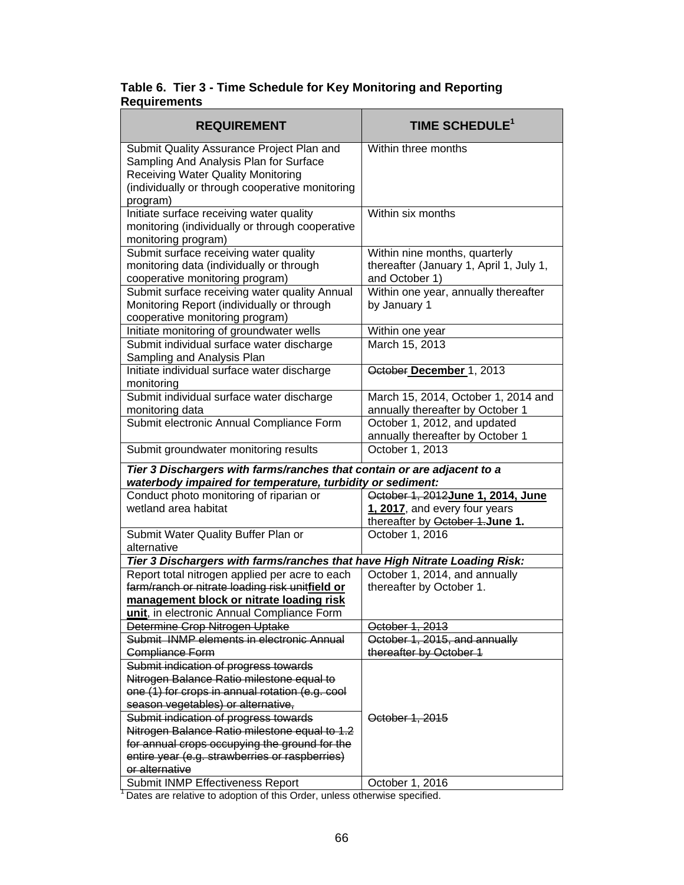**Table 6. Tier 3 - Time Schedule for Key Monitoring and Reporting Requirements**

| REQUIREMENT | TIME SCHEDULE[1] |
|---|---|
| Submit Quality Assurance Project Plan and Sampling And Analysis Plan for Surface Receiving Water Quality Monitoring (individually or through cooperative monitoring program) | Within three months |
| Initiate surface receiving water quality monitoring (individually or through cooperative monitoring program) | Within six months |
| Submit surface receiving water quality monitoring data (individually or through cooperative monitoring program) | Within nine months, quarterly thereafter (January 1, April 1, July 1, and October 1) |
| Submit surface receiving water quality Annual Monitoring Report (individually or through cooperative monitoring program) | Within one year, annually thereafter by January 1 |
| Initiate monitoring of groundwater wells | Within one year |
| Submit individual surface water discharge Sampling and Analysis Plan | March 15, 2013 |
| Initiate individual surface water discharge monitoring | ~~October~~ <u>**December**</u> 1, 2013 |
| Submit individual surface water discharge monitoring data | March 15, 2014, October 1, 2014 and annually thereafter by October 1 |
| Submit electronic Annual Compliance Form | October 1, 2012, and updated annually thereafter by October 1 |
| Submit groundwater monitoring results | October 1, 2013 |
| ***Tier 3 Dischargers with farms/ranches that contain or are adjacent to a waterbody impaired for temperature, turbidity or sediment:*** | |
| Conduct photo monitoring of riparian or wetland area habitat | ~~October 1, 2012~~**June 1, 2014, June** <u>**1, 2017**</u>, and every four years thereafter by ~~October 1.~~**June 1.** |
| Submit Water Quality Buffer Plan or alternative | October 1, 2016 |
| ***Tier 3 Dischargers with farms/ranches that have High Nitrate Loading Risk:*** | |
| Report total nitrogen applied per acre to each ~~farm/ranch or nitrate loading risk unit~~<u>**field or management block or nitrate loading risk unit**</u>, in electronic Annual Compliance Form | October 1, 2014, and annually thereafter by October 1. |
| ~~Determine Crop Nitrogen Uptake~~ | ~~October 1, 2013~~ |
| ~~Submit INMP elements in electronic Annual Compliance Form~~ | ~~October 1, 2015, and annually thereafter by October 1~~ |
| ~~Submit indication of progress towards Nitrogen Balance Ratio milestone equal to one (1) for crops in annual rotation (e.g. cool season vegetables) or alternative,~~ | ~~October 1, 2015~~ |
| ~~Submit indication of progress towards Nitrogen Balance Ratio milestone equal to 1.2 for annual crops occupying the ground for the entire year (e.g. strawberries or raspberries) or alternative~~ | ~~October 1, 2015~~ |
| Submit INMP Effectiveness Report | October 1, 2016 |

[1] Dates are relative to adoption of this Order, unless otherwise specified.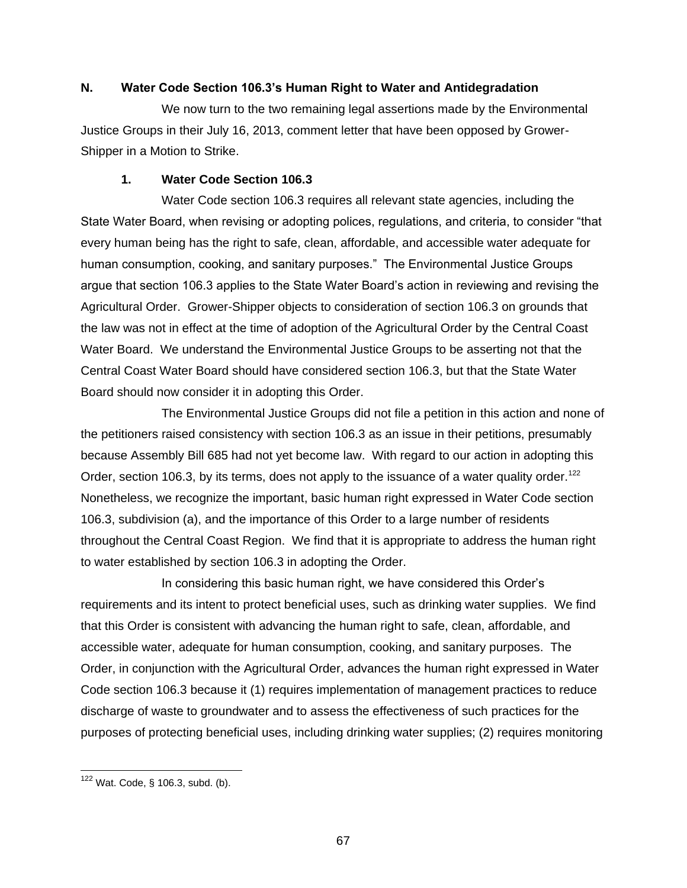### N. Water Code Section 106.3's Human Right to Water and Antidegradation

We now turn to the two remaining legal assertions made by the Environmental Justice Groups in their July 16, 2013, comment letter that have been opposed by Grower-Shipper in a Motion to Strike.

#### 1. Water Code Section 106.3

Water Code section 106.3 requires all relevant state agencies, including the State Water Board, when revising or adopting polices, regulations, and criteria, to consider "that every human being has the right to safe, clean, affordable, and accessible water adequate for human consumption, cooking, and sanitary purposes." The Environmental Justice Groups argue that section 106.3 applies to the State Water Board's action in reviewing and revising the Agricultural Order. Grower-Shipper objects to consideration of section 106.3 on grounds that the law was not in effect at the time of adoption of the Agricultural Order by the Central Coast Water Board. We understand the Environmental Justice Groups to be asserting not that the Central Coast Water Board should have considered section 106.3, but that the State Water Board should now consider it in adopting this Order.

The Environmental Justice Groups did not file a petition in this action and none of the petitioners raised consistency with section 106.3 as an issue in their petitions, presumably because Assembly Bill 685 had not yet become law. With regard to our action in adopting this Order, section 106.3, by its terms, does not apply to the issuance of a water quality order.[122] Nonetheless, we recognize the important, basic human right expressed in Water Code section 106.3, subdivision (a), and the importance of this Order to a large number of residents throughout the Central Coast Region. We find that it is appropriate to address the human right to water established by section 106.3 in adopting the Order.

In considering this basic human right, we have considered this Order's requirements and its intent to protect beneficial uses, such as drinking water supplies. We find that this Order is consistent with advancing the human right to safe, clean, affordable, and accessible water, adequate for human consumption, cooking, and sanitary purposes. The Order, in conjunction with the Agricultural Order, advances the human right expressed in Water Code section 106.3 because it (1) requires implementation of management practices to reduce discharge of waste to groundwater and to assess the effectiveness of such practices for the purposes of protecting beneficial uses, including drinking water supplies; (2) requires monitoring

[122] Wat. Code, § 106.3, subd. (b).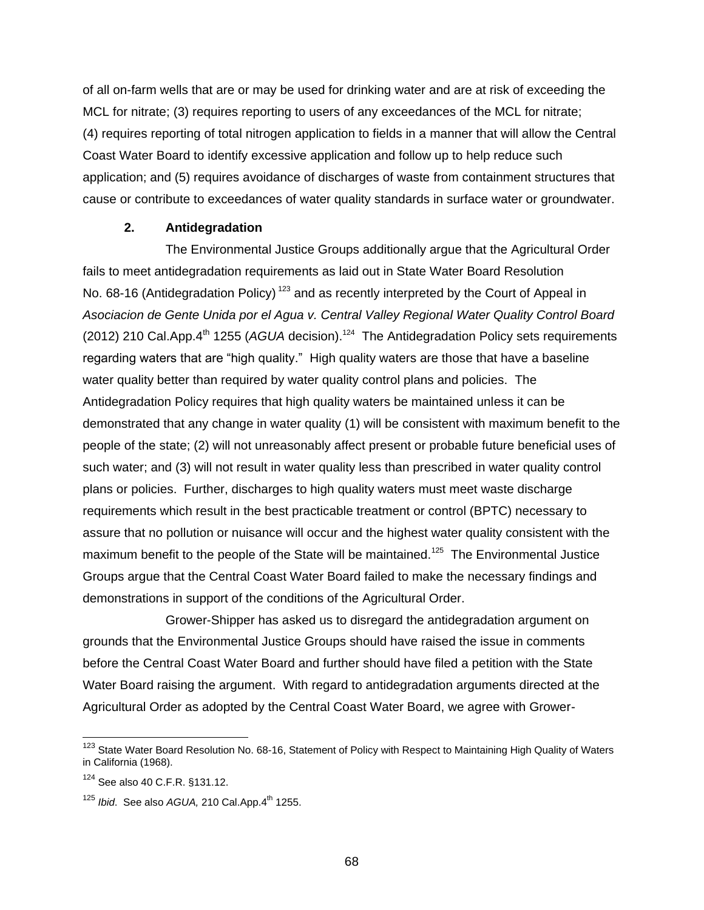of all on-farm wells that are or may be used for drinking water and are at risk of exceeding the MCL for nitrate; (3) requires reporting to users of any exceedances of the MCL for nitrate; (4) requires reporting of total nitrogen application to fields in a manner that will allow the Central Coast Water Board to identify excessive application and follow up to help reduce such application; and (5) requires avoidance of discharges of waste from containment structures that cause or contribute to exceedances of water quality standards in surface water or groundwater.

### 2. Antidegradation

The Environmental Justice Groups additionally argue that the Agricultural Order fails to meet antidegradation requirements as laid out in State Water Board Resolution No. 68-16 (Antidegradation Policy)[123] and as recently interpreted by the Court of Appeal in *Asociacion de Gente Unida por el Agua v. Central Valley Regional Water Quality Control Board* (2012) 210 Cal.App.4th 1255 (*AGUA* decision).[124] The Antidegradation Policy sets requirements regarding waters that are "high quality." High quality waters are those that have a baseline water quality better than required by water quality control plans and policies. The Antidegradation Policy requires that high quality waters be maintained unless it can be demonstrated that any change in water quality (1) will be consistent with maximum benefit to the people of the state; (2) will not unreasonably affect present or probable future beneficial uses of such water; and (3) will not result in water quality less than prescribed in water quality control plans or policies. Further, discharges to high quality waters must meet waste discharge requirements which result in the best practicable treatment or control (BPTC) necessary to assure that no pollution or nuisance will occur and the highest water quality consistent with the maximum benefit to the people of the State will be maintained.[125] The Environmental Justice Groups argue that the Central Coast Water Board failed to make the necessary findings and demonstrations in support of the conditions of the Agricultural Order.

Grower-Shipper has asked us to disregard the antidegradation argument on grounds that the Environmental Justice Groups should have raised the issue in comments before the Central Coast Water Board and further should have filed a petition with the State Water Board raising the argument. With regard to antidegradation arguments directed at the Agricultural Order as adopted by the Central Coast Water Board, we agree with Grower-

---

[123] State Water Board Resolution No. 68-16, Statement of Policy with Respect to Maintaining High Quality of Waters in California (1968).

[124] See also 40 C.F.R. §131.12.

[125] *Ibid*. See also *AGUA,* 210 Cal.App.4th 1255.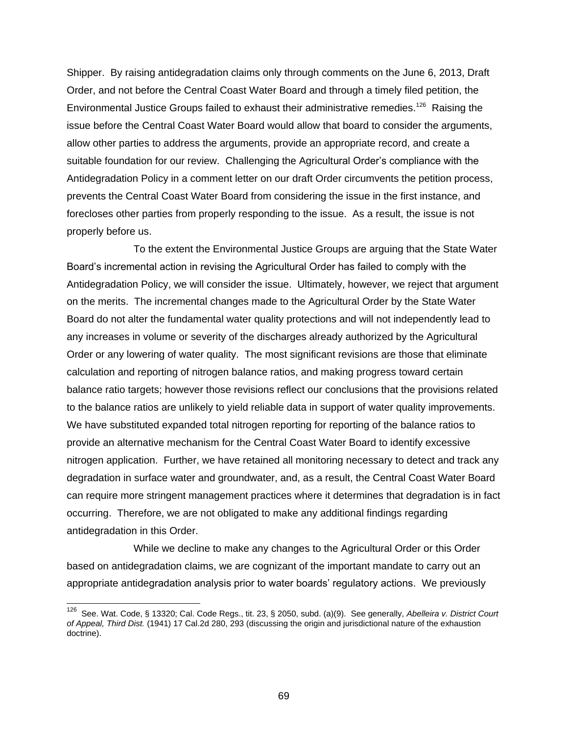Shipper. By raising antidegradation claims only through comments on the June 6, 2013, Draft Order, and not before the Central Coast Water Board and through a timely filed petition, the Environmental Justice Groups failed to exhaust their administrative remedies.[126] Raising the issue before the Central Coast Water Board would allow that board to consider the arguments, allow other parties to address the arguments, provide an appropriate record, and create a suitable foundation for our review. Challenging the Agricultural Order's compliance with the Antidegradation Policy in a comment letter on our draft Order circumvents the petition process, prevents the Central Coast Water Board from considering the issue in the first instance, and forecloses other parties from properly responding to the issue. As a result, the issue is not properly before us.

To the extent the Environmental Justice Groups are arguing that the State Water Board's incremental action in revising the Agricultural Order has failed to comply with the Antidegradation Policy, we will consider the issue. Ultimately, however, we reject that argument on the merits. The incremental changes made to the Agricultural Order by the State Water Board do not alter the fundamental water quality protections and will not independently lead to any increases in volume or severity of the discharges already authorized by the Agricultural Order or any lowering of water quality. The most significant revisions are those that eliminate calculation and reporting of nitrogen balance ratios, and making progress toward certain balance ratio targets; however those revisions reflect our conclusions that the provisions related to the balance ratios are unlikely to yield reliable data in support of water quality improvements. We have substituted expanded total nitrogen reporting for reporting of the balance ratios to provide an alternative mechanism for the Central Coast Water Board to identify excessive nitrogen application. Further, we have retained all monitoring necessary to detect and track any degradation in surface water and groundwater, and, as a result, the Central Coast Water Board can require more stringent management practices where it determines that degradation is in fact occurring. Therefore, we are not obligated to make any additional findings regarding antidegradation in this Order.

While we decline to make any changes to the Agricultural Order or this Order based on antidegradation claims, we are cognizant of the important mandate to carry out an appropriate antidegradation analysis prior to water boards' regulatory actions. We previously

---

[126] See. Wat. Code, § 13320; Cal. Code Regs., tit. 23, § 2050, subd. (a)(9). See generally, *Abelleira v. District Court of Appeal, Third Dist.* (1941) 17 Cal.2d 280, 293 (discussing the origin and jurisdictional nature of the exhaustion doctrine).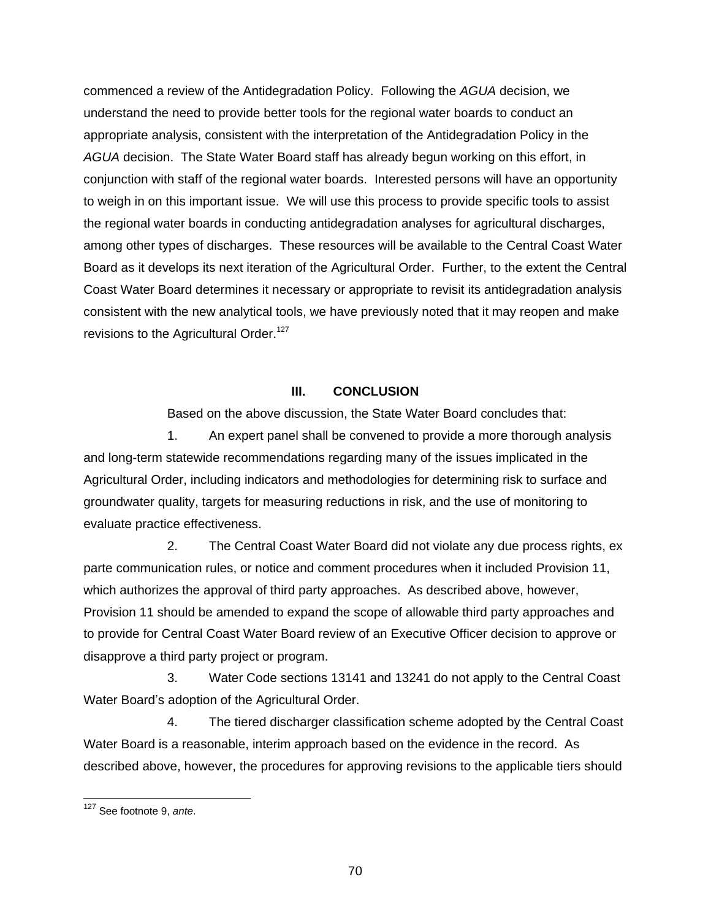commenced a review of the Antidegradation Policy. Following the *AGUA* decision, we understand the need to provide better tools for the regional water boards to conduct an appropriate analysis, consistent with the interpretation of the Antidegradation Policy in the *AGUA* decision. The State Water Board staff has already begun working on this effort, in conjunction with staff of the regional water boards. Interested persons will have an opportunity to weigh in on this important issue. We will use this process to provide specific tools to assist the regional water boards in conducting antidegradation analyses for agricultural discharges, among other types of discharges. These resources will be available to the Central Coast Water Board as it develops its next iteration of the Agricultural Order. Further, to the extent the Central Coast Water Board determines it necessary or appropriate to revisit its antidegradation analysis consistent with the new analytical tools, we have previously noted that it may reopen and make revisions to the Agricultural Order.[127]

## III. CONCLUSION

Based on the above discussion, the State Water Board concludes that:

1. An expert panel shall be convened to provide a more thorough analysis and long-term statewide recommendations regarding many of the issues implicated in the Agricultural Order, including indicators and methodologies for determining risk to surface and groundwater quality, targets for measuring reductions in risk, and the use of monitoring to evaluate practice effectiveness.

2. The Central Coast Water Board did not violate any due process rights, ex parte communication rules, or notice and comment procedures when it included Provision 11, which authorizes the approval of third party approaches. As described above, however, Provision 11 should be amended to expand the scope of allowable third party approaches and to provide for Central Coast Water Board review of an Executive Officer decision to approve or disapprove a third party project or program.

3. Water Code sections 13141 and 13241 do not apply to the Central Coast Water Board's adoption of the Agricultural Order.

4. The tiered discharger classification scheme adopted by the Central Coast Water Board is a reasonable, interim approach based on the evidence in the record. As described above, however, the procedures for approving revisions to the applicable tiers should

---

[127] See footnote 9, *ante*.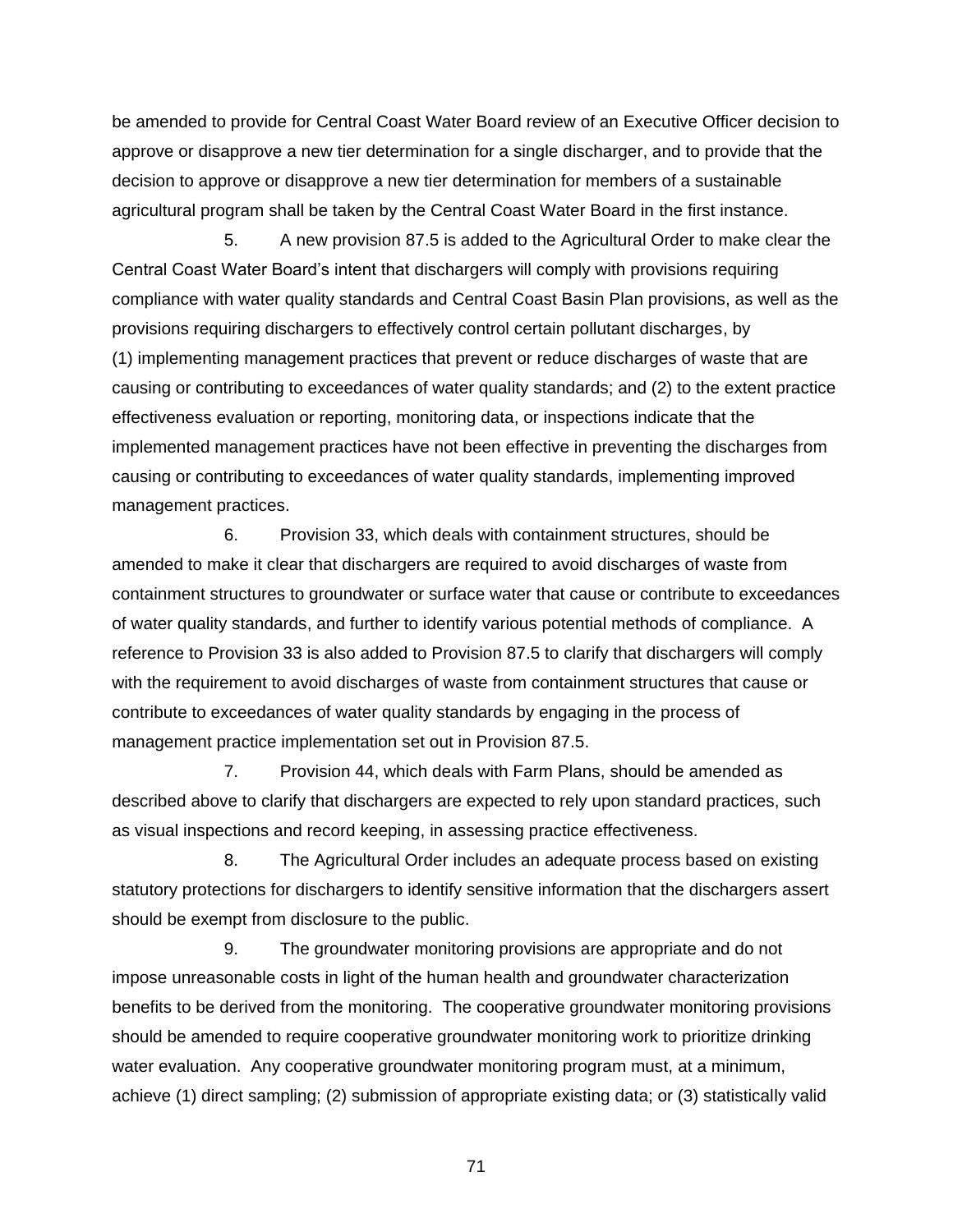be amended to provide for Central Coast Water Board review of an Executive Officer decision to approve or disapprove a new tier determination for a single discharger, and to provide that the decision to approve or disapprove a new tier determination for members of a sustainable agricultural program shall be taken by the Central Coast Water Board in the first instance.

5. A new provision 87.5 is added to the Agricultural Order to make clear the Central Coast Water Board's intent that dischargers will comply with provisions requiring compliance with water quality standards and Central Coast Basin Plan provisions, as well as the provisions requiring dischargers to effectively control certain pollutant discharges, by (1) implementing management practices that prevent or reduce discharges of waste that are causing or contributing to exceedances of water quality standards; and (2) to the extent practice effectiveness evaluation or reporting, monitoring data, or inspections indicate that the implemented management practices have not been effective in preventing the discharges from causing or contributing to exceedances of water quality standards, implementing improved management practices.

6. Provision 33, which deals with containment structures, should be amended to make it clear that dischargers are required to avoid discharges of waste from containment structures to groundwater or surface water that cause or contribute to exceedances of water quality standards, and further to identify various potential methods of compliance. A reference to Provision 33 is also added to Provision 87.5 to clarify that dischargers will comply with the requirement to avoid discharges of waste from containment structures that cause or contribute to exceedances of water quality standards by engaging in the process of management practice implementation set out in Provision 87.5.

7. Provision 44, which deals with Farm Plans, should be amended as described above to clarify that dischargers are expected to rely upon standard practices, such as visual inspections and record keeping, in assessing practice effectiveness.

8. The Agricultural Order includes an adequate process based on existing statutory protections for dischargers to identify sensitive information that the dischargers assert should be exempt from disclosure to the public.

9. The groundwater monitoring provisions are appropriate and do not impose unreasonable costs in light of the human health and groundwater characterization benefits to be derived from the monitoring. The cooperative groundwater monitoring provisions should be amended to require cooperative groundwater monitoring work to prioritize drinking water evaluation. Any cooperative groundwater monitoring program must, at a minimum, achieve (1) direct sampling; (2) submission of appropriate existing data; or (3) statistically valid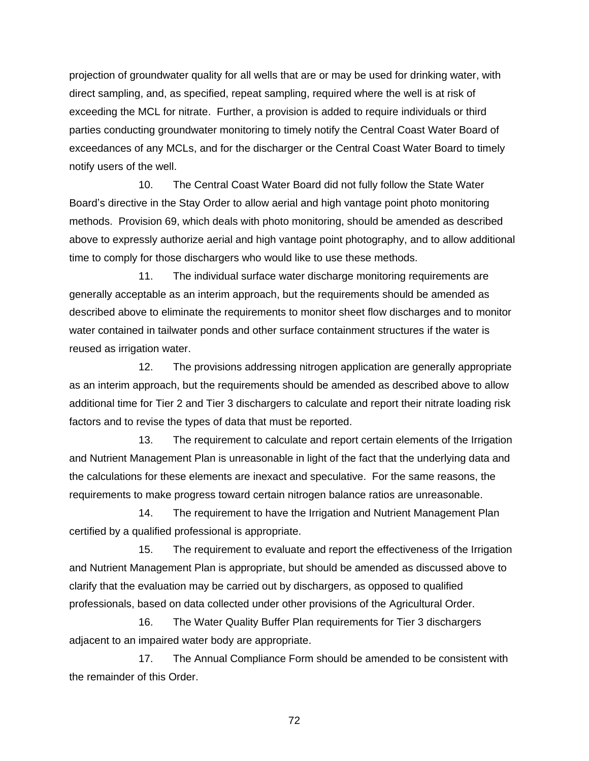projection of groundwater quality for all wells that are or may be used for drinking water, with direct sampling, and, as specified, repeat sampling, required where the well is at risk of exceeding the MCL for nitrate. Further, a provision is added to require individuals or third parties conducting groundwater monitoring to timely notify the Central Coast Water Board of exceedances of any MCLs, and for the discharger or the Central Coast Water Board to timely notify users of the well.

10. The Central Coast Water Board did not fully follow the State Water Board's directive in the Stay Order to allow aerial and high vantage point photo monitoring methods. Provision 69, which deals with photo monitoring, should be amended as described above to expressly authorize aerial and high vantage point photography, and to allow additional time to comply for those dischargers who would like to use these methods.

11. The individual surface water discharge monitoring requirements are generally acceptable as an interim approach, but the requirements should be amended as described above to eliminate the requirements to monitor sheet flow discharges and to monitor water contained in tailwater ponds and other surface containment structures if the water is reused as irrigation water.

12. The provisions addressing nitrogen application are generally appropriate as an interim approach, but the requirements should be amended as described above to allow additional time for Tier 2 and Tier 3 dischargers to calculate and report their nitrate loading risk factors and to revise the types of data that must be reported.

13. The requirement to calculate and report certain elements of the Irrigation and Nutrient Management Plan is unreasonable in light of the fact that the underlying data and the calculations for these elements are inexact and speculative. For the same reasons, the requirements to make progress toward certain nitrogen balance ratios are unreasonable.

14. The requirement to have the Irrigation and Nutrient Management Plan certified by a qualified professional is appropriate.

15. The requirement to evaluate and report the effectiveness of the Irrigation and Nutrient Management Plan is appropriate, but should be amended as discussed above to clarify that the evaluation may be carried out by dischargers, as opposed to qualified professionals, based on data collected under other provisions of the Agricultural Order.

16. The Water Quality Buffer Plan requirements for Tier 3 dischargers adjacent to an impaired water body are appropriate.

17. The Annual Compliance Form should be amended to be consistent with the remainder of this Order.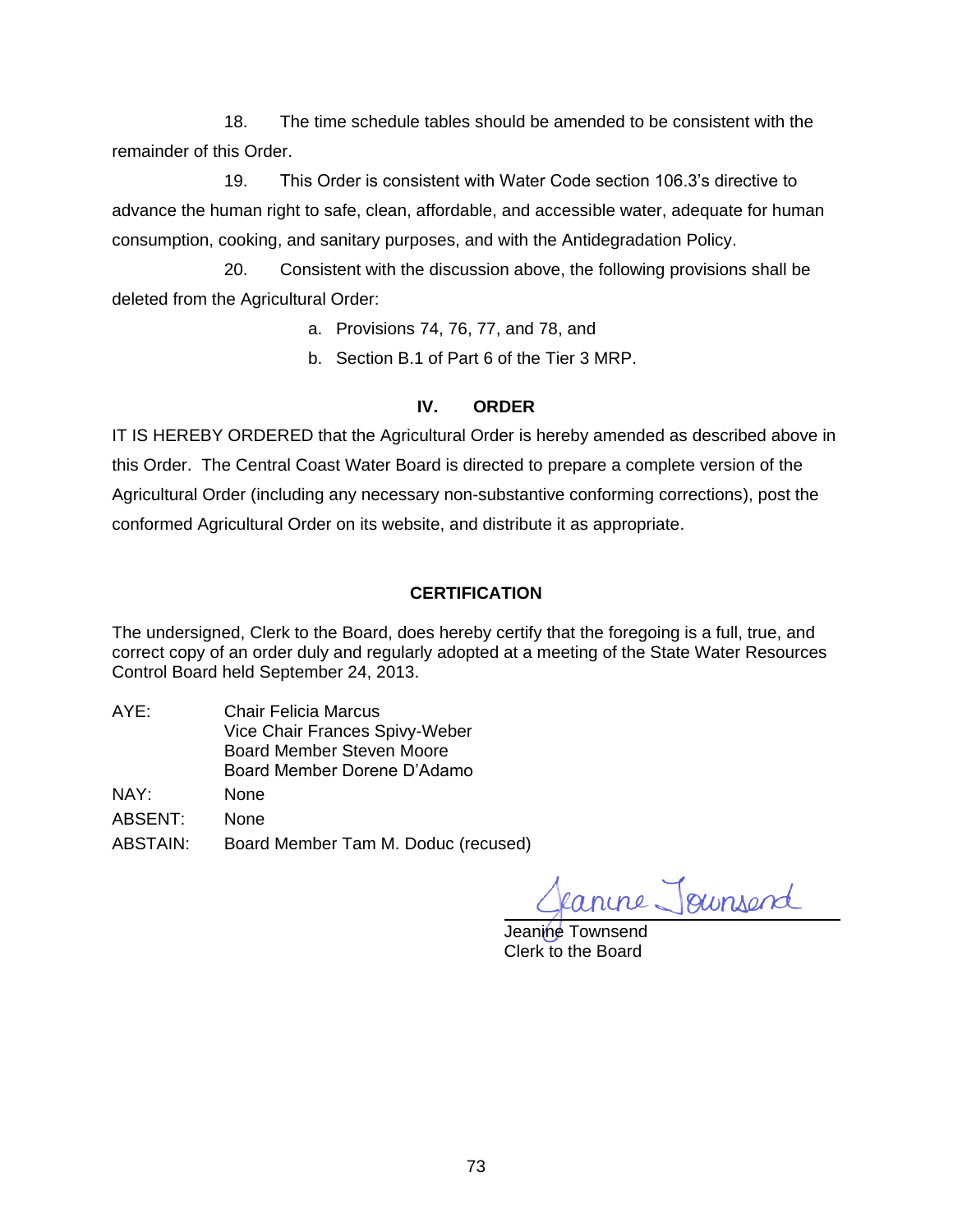18. The time schedule tables should be amended to be consistent with the remainder of this Order.

19. This Order is consistent with Water Code section 106.3's directive to advance the human right to safe, clean, affordable, and accessible water, adequate for human consumption, cooking, and sanitary purposes, and with the Antidegradation Policy.

20. Consistent with the discussion above, the following provisions shall be deleted from the Agricultural Order:

a. Provisions 74, 76, 77, and 78, and

b. Section B.1 of Part 6 of the Tier 3 MRP.

## IV. ORDER

IT IS HEREBY ORDERED that the Agricultural Order is hereby amended as described above in this Order. The Central Coast Water Board is directed to prepare a complete version of the Agricultural Order (including any necessary non-substantive conforming corrections), post the conformed Agricultural Order on its website, and distribute it as appropriate.

## CERTIFICATION

The undersigned, Clerk to the Board, does hereby certify that the foregoing is a full, true, and correct copy of an order duly and regularly adopted at a meeting of the State Water Resources Control Board held September 24, 2013.

| | |
|---|---|
| AYE: | Chair Felicia Marcus<br>Vice Chair Frances Spivy-Weber<br>Board Member Steven Moore<br>Board Member Dorene D'Adamo |
| NAY: | None |
| ABSENT: | None |
| ABSTAIN: | Board Member Tam M. Doduc (recused) |

Jeanine Townsend
Clerk to the Board